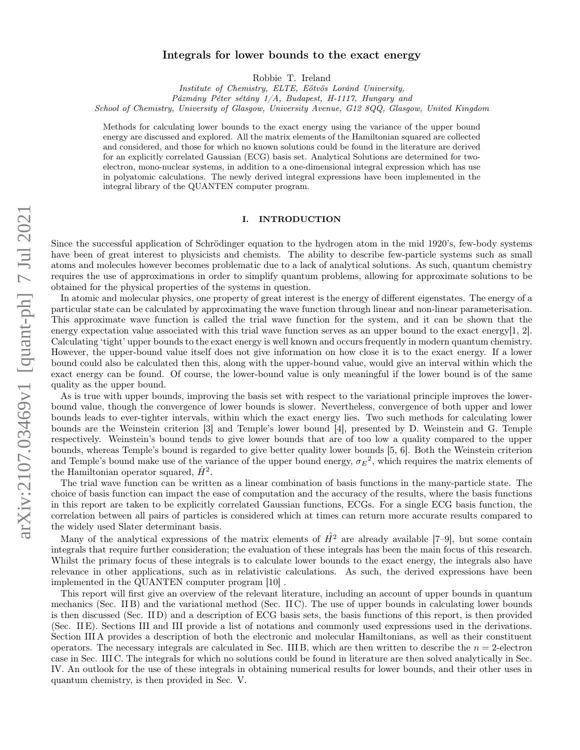# Integrals for lower bounds to the exact energy

Robbie T. Ireland

*Institute of Chemistry, ELTE, Eötvös Loránd University, Pázmány Péter sétány 1/A, Budapest, H-1117, Hungary and School of Chemistry, University of Glasgow, University Avenue, G12 8QQ, Glasgow, United Kingdom*

Methods for calculating lower bounds to the exact energy using the variance of the upper bound energy are discussed and explored. All the matrix elements of the Hamiltonian squared are collected and considered, and those for which no known solutions could be found in the literature are derived for an explicitly correlated Gaussian (ECG) basis set. Analytical Solutions are determined for two-electron, mono-nuclear systems, in addition to a one-dimensional integral expression which has use in polyatomic calculations. The newly derived integral expressions have been implemented in the integral library of the QUANTEN computer program.

## I. INTRODUCTION

Since the successful application of Schrödinger equation to the hydrogen atom in the mid 1920's, few-body systems have been of great interest to physicists and chemists. The ability to describe few-particle systems such as small atoms and molecules however becomes problematic due to a lack of analytical solutions. As such, quantum chemistry requires the use of approximations in order to simplify quantum problems, allowing for approximate solutions to be obtained for the physical properties of the systems in question.

In atomic and molecular physics, one property of great interest is the energy of different eigenstates. The energy of a particular state can be calculated by approximating the wave function through linear and non-linear parameterisation. This approximate wave function is called the trial wave function for the system, and it can be shown that the energy expectation value associated with this trial wave function serves as an upper bound to the exact energy[1, 2]. Calculating 'tight' upper bounds to the exact energy is well known and occurs frequently in modern quantum chemistry. However, the upper-bound value itself does not give information on how close it is to the exact energy. If a lower bound could also be calculated then this, along with the upper-bound value, would give an interval within which the exact energy can be found. Of course, the lower-bound value is only meaningful if the lower bound is of the same quality as the upper bound.

As is true with upper bounds, improving the basis set with respect to the variational principle improves the lower-bound value, though the convergence of lower bounds is slower. Nevertheless, convergence of both upper and lower bounds leads to ever-tighter intervals, within which the exact energy lies. Two such methods for calculating lower bounds are the Weinstein criterion [3] and Temple's lower bound [4], presented by D. Weinstein and G. Temple respectively. Weinstein's bound tends to give lower bounds that are of too low a quality compared to the upper bounds, whereas Temple's bound is regarded to give better quality lower bounds [5, 6]. Both the Weinstein criterion and Temple's bound make use of the variance of the upper bound energy, ${\sigma_E}^2$, which requires the matrix elements of the Hamiltonian operator squared, $\hat{H}^2$.

The trial wave function can be written as a linear combination of basis functions in the many-particle state. The choice of basis function can impact the ease of computation and the accuracy of the results, where the basis functions in this report are taken to be explicitly correlated Gaussian functions, ECGs. For a single ECG basis function, the correlation between all pairs of particles is considered which at times can return more accurate results compared to the widely used Slater determinant basis.

Many of the analytical expressions of the matrix elements of $\hat{H}^2$ are already available [7–9], but some contain integrals that require further consideration; the evaluation of these integrals has been the main focus of this research. Whilst the primary focus of these integrals is to calculate lower bounds to the exact energy, the integrals also have relevance in other applications, such as in relativistic calculations. As such, the derived expressions have been implemented in the QUANTEN computer program [10] .

This report will first give an overview of the relevant literature, including an account of upper bounds in quantum mechanics (Sec. II B) and the variational method (Sec. II C). The use of upper bounds in calculating lower bounds is then discussed (Sec. II D) and a description of ECG basis sets, the basis functions of this report, is then provided (Sec. II E). Sections III and III provide a list of notations and commonly used expressions used in the derivations. Section III A provides a description of both the electronic and molecular Hamiltonians, as well as their constituent operators. The necessary integrals are calculated in Sec. III B, which are then written to describe the $n = 2$-electron case in Sec. III C. The integrals for which no solutions could be found in literature are then solved analytically in Sec. IV. An outlook for the use of these integrals in obtaining numerical results for lower bounds, and their other uses in quantum chemistry, is then provided in Sec. V.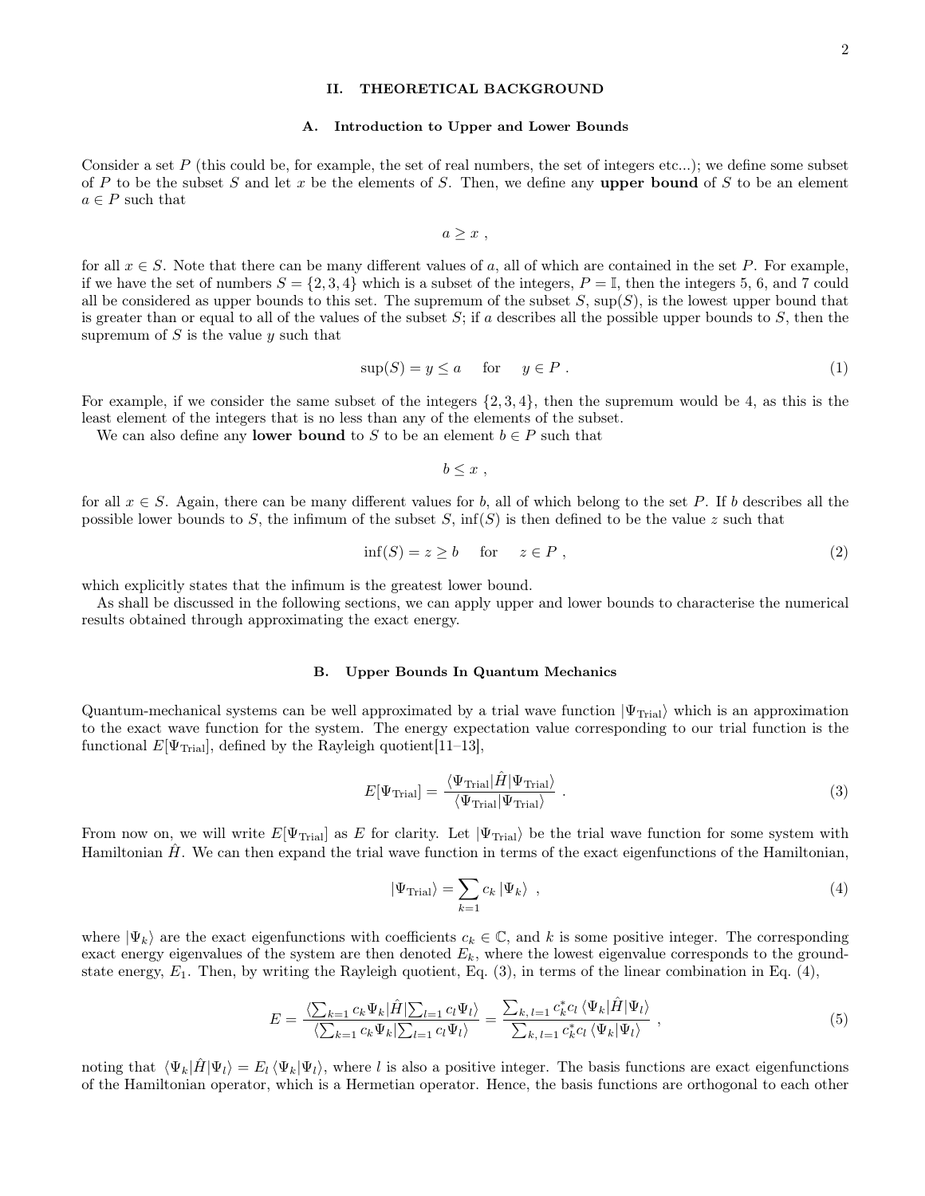## II. THEORETICAL BACKGROUND

### A. Introduction to Upper and Lower Bounds

Consider a set $P$ (this could be, for example, the set of real numbers, the set of integers etc...); we define some subset of $P$ to be the subset $S$ and let $x$ be the elements of $S$. Then, we define any **upper bound** of $S$ to be an element $a \in P$ such that

$$a \geq x \ ,$$

for all $x \in S$. Note that there can be many different values of $a$, all of which are contained in the set $P$. For example, if we have the set of numbers $S = \{2, 3, 4\}$ which is a subset of the integers, $P = \mathbb{I}$, then the integers 5, 6, and 7 could all be considered as upper bounds to this set. The supremum of the subset $S$, $\sup(S)$, is the lowest upper bound that is greater than or equal to all of the values of the subset $S$; if $a$ describes all the possible upper bounds to $S$, then the supremum of $S$ is the value $y$ such that

$$\sup(S) = y \leq a \quad \text{for} \quad y \in P \ . \tag{1}$$

For example, if we consider the same subset of the integers $\{2, 3, 4\}$, then the supremum would be 4, as this is the least element of the integers that is no less than any of the elements of the subset.

We can also define any **lower bound** to $S$ to be an element $b \in P$ such that

$$b \leq x \ ,$$

for all $x \in S$. Again, there can be many different values for $b$, all of which belong to the set $P$. If $b$ describes all the possible lower bounds to $S$, the infimum of the subset $S$, $\inf(S)$ is then defined to be the value $z$ such that

$$\inf(S) = z \geq b \quad \text{for} \quad z \in P \ , \tag{2}$$

which explicitly states that the infimum is the greatest lower bound.

As shall be discussed in the following sections, we can apply upper and lower bounds to characterise the numerical results obtained through approximating the exact energy.

### B. Upper Bounds In Quantum Mechanics

Quantum-mechanical systems can be well approximated by a trial wave function $|\Psi_{\text{Trial}}\rangle$ which is an approximation to the exact wave function for the system. The energy expectation value corresponding to our trial function is the functional $E[\Psi_{\text{Trial}}]$, defined by the Rayleigh quotient[11–13],

$$E[\Psi_{\text{Trial}}] = \frac{\langle \Psi_{\text{Trial}} | \hat{H} | \Psi_{\text{Trial}} \rangle}{\langle \Psi_{\text{Trial}} | \Psi_{\text{Trial}} \rangle} \ . \tag{3}$$

From now on, we will write $E[\Psi_{\text{Trial}}]$ as $E$ for clarity. Let $|\Psi_{\text{Trial}}\rangle$ be the trial wave function for some system with Hamiltonian $\hat{H}$. We can then expand the trial wave function in terms of the exact eigenfunctions of the Hamiltonian,

$$|\Psi_{\text{Trial}}\rangle = \sum_{k=1} c_k \, |\Psi_k\rangle \ , \tag{4}$$

where $|\Psi_k\rangle$ are the exact eigenfunctions with coefficients $c_k \in \mathbb{C}$, and $k$ is some positive integer. The corresponding exact energy eigenvalues of the system are then denoted $E_k$, where the lowest eigenvalue corresponds to the ground-state energy, $E_1$. Then, by writing the Rayleigh quotient, Eq. (3), in terms of the linear combination in Eq. (4),

$$E = \frac{\langle \sum_{k=1} c_k \Psi_k | \hat{H} | \sum_{l=1} c_l \Psi_l \rangle}{\langle \sum_{k=1} c_k \Psi_k | \sum_{l=1} c_l \Psi_l \rangle} = \frac{\sum_{k,\, l=1} c_k^* c_l \, \langle \Psi_k | \hat{H} | \Psi_l \rangle}{\sum_{k,\, l=1} c_k^* c_l \, \langle \Psi_k | \Psi_l \rangle} \ , \tag{5}$$

noting that $\langle \Psi_k | \hat{H} | \Psi_l \rangle = E_l \, \langle \Psi_k | \Psi_l \rangle$, where $l$ is also a positive integer. The basis functions are exact eigenfunctions of the Hamiltonian operator, which is a Hermetian operator. Hence, the basis functions are orthogonal to each other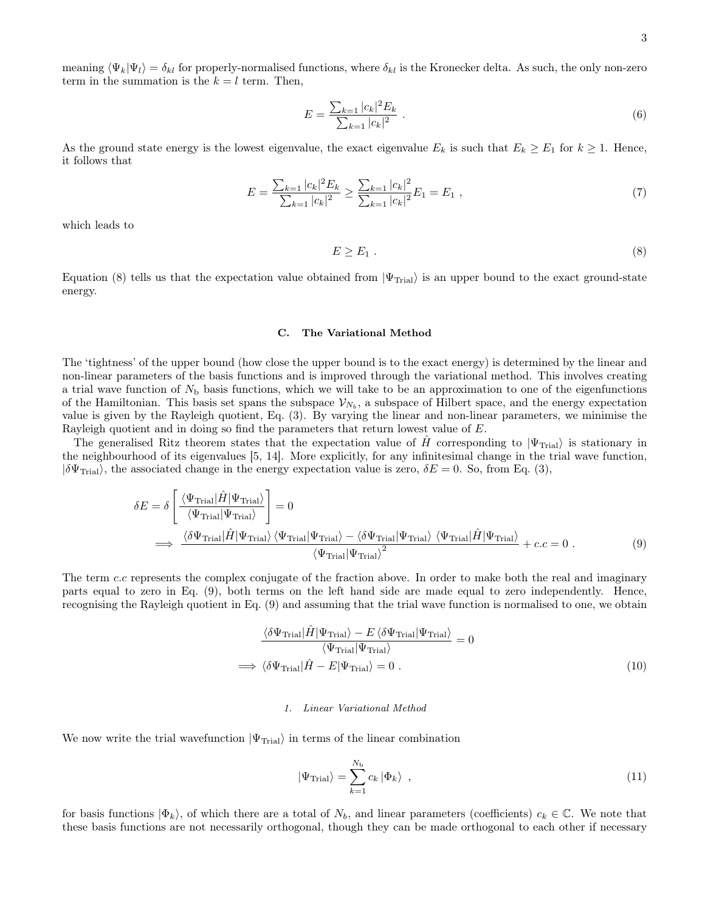meaning $\langle\Psi_k|\Psi_l\rangle = \delta_{kl}$ for properly-normalised functions, where $\delta_{kl}$ is the Kronecker delta. As such, the only non-zero term in the summation is the $k = l$ term. Then,

$$E = \frac{\sum_{k=1} |c_k|^2 E_k}{\sum_{k=1} |c_k|^2} \; . \tag{6}$$

As the ground state energy is the lowest eigenvalue, the exact eigenvalue $E_k$ is such that $E_k \geq E_1$ for $k \geq 1$. Hence, it follows that

$$E = \frac{\sum_{k=1} |c_k|^2 E_k}{\sum_{k=1} |c_k|^2} \geq \frac{\sum_{k=1} |c_k|^2}{\sum_{k=1} |c_k|^2} E_1 = E_1 \; , \tag{7}$$

which leads to

$$E \geq E_1 \; . \tag{8}$$

Equation (8) tells us that the expectation value obtained from $|\Psi_{\text{Trial}}\rangle$ is an upper bound to the exact ground-state energy.

### C. The Variational Method

The 'tightness' of the upper bound (how close the upper bound is to the exact energy) is determined by the linear and non-linear parameters of the basis functions and is improved through the variational method. This involves creating a trial wave function of $N_{\text{b}}$ basis functions, which we will take to be an approximation to one of the eigenfunctions of the Hamiltonian. This basis set spans the subspace $\mathcal{V}_{N_b}$, a subspace of Hilbert space, and the energy expectation value is given by the Rayleigh quotient, Eq. (3). By varying the linear and non-linear parameters, we minimise the Rayleigh quotient and in doing so find the parameters that return lowest value of $E$.

The generalised Ritz theorem states that the expectation value of $\hat{H}$ corresponding to $|\Psi_{\text{Trial}}\rangle$ is stationary in the neighbourhood of its eigenvalues [5, 14]. More explicitly, for any infinitesimal change in the trial wave function, $|\delta\Psi_{\text{Trial}}\rangle$, the associated change in the energy expectation value is zero, $\delta E = 0$. So, from Eq. (3),

$$\delta E = \delta \left[ \frac{\langle\Psi_{\text{Trial}}|\hat{H}|\Psi_{\text{Trial}}\rangle}{\langle\Psi_{\text{Trial}}|\Psi_{\text{Trial}}\rangle} \right] = 0$$

$$\implies \frac{\langle\delta\Psi_{\text{Trial}}|\hat{H}|\Psi_{\text{Trial}}\rangle \, \langle\Psi_{\text{Trial}}|\Psi_{\text{Trial}}\rangle - \langle\delta\Psi_{\text{Trial}}|\Psi_{\text{Trial}}\rangle \, \langle\Psi_{\text{Trial}}|\hat{H}|\Psi_{\text{Trial}}\rangle}{\langle\Psi_{\text{Trial}}|\Psi_{\text{Trial}}\rangle^2} + c.c = 0 \; . \tag{9}$$

The term *c.c* represents the complex conjugate of the fraction above. In order to make both the real and imaginary parts equal to zero in Eq. (9), both terms on the left hand side are made equal to zero independently. Hence, recognising the Rayleigh quotient in Eq. (9) and assuming that the trial wave function is normalised to one, we obtain

$$\frac{\langle\delta\Psi_{\text{Trial}}|\hat{H}|\Psi_{\text{Trial}}\rangle - E\,\langle\delta\Psi_{\text{Trial}}|\Psi_{\text{Trial}}\rangle}{\langle\Psi_{\text{Trial}}|\Psi_{\text{Trial}}\rangle} = 0$$

$$\implies \langle\delta\Psi_{\text{Trial}}|\hat{H} - E|\Psi_{\text{Trial}}\rangle = 0 \; . \tag{10}$$

#### 1. Linear Variational Method

We now write the trial wavefunction $|\Psi_{\text{Trial}}\rangle$ in terms of the linear combination

$$|\Psi_{\text{Trial}}\rangle = \sum_{k=1}^{N_{\text{b}}} c_k \, |\Phi_k\rangle \;\; , \tag{11}$$

for basis functions $|\Phi_k\rangle$, of which there are a total of $N_b$, and linear parameters (coefficients) $c_k \in \mathbb{C}$. We note that these basis functions are not necessarily orthogonal, though they can be made orthogonal to each other if necessary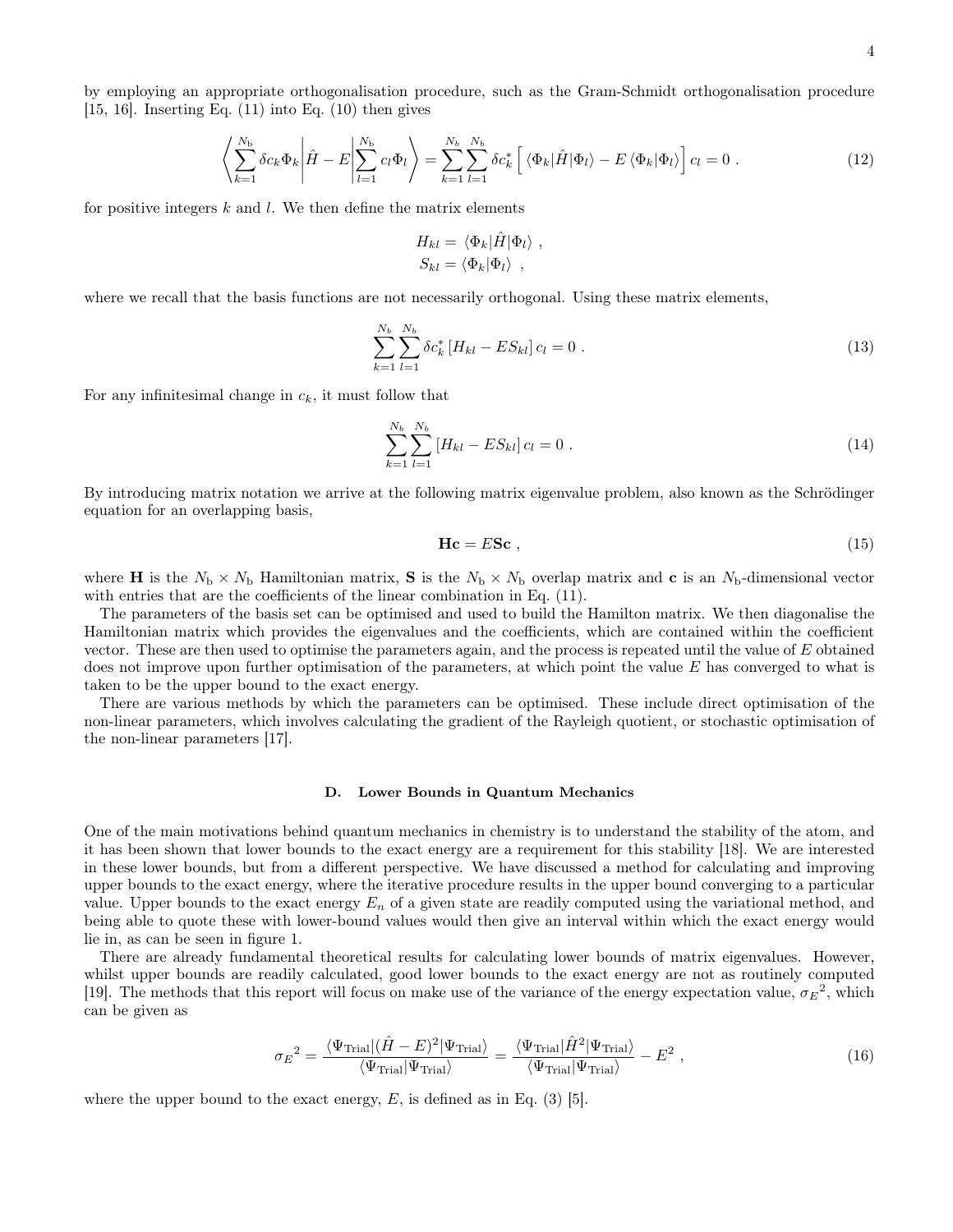by employing an appropriate orthogonalisation procedure, such as the Gram-Schmidt orthogonalisation procedure [15, 16]. Inserting Eq. (11) into Eq. (10) then gives

$$\left\langle \sum_{k=1}^{N_{\mathrm{b}}} \delta c_k \Phi_k \middle| \hat{H} - E \middle| \sum_{l=1}^{N_{\mathrm{b}}} c_l \Phi_l \right\rangle = \sum_{k=1}^{N_{\mathrm{b}}} \sum_{l=1}^{N_{\mathrm{b}}} \delta c_k^* \Big[ \langle \Phi_k | \hat{H} | \Phi_l \rangle - E \langle \Phi_k | \Phi_l \rangle \Big] c_l = 0 \ . \tag{12}$$

for positive integers $k$ and $l$. We then define the matrix elements

$$H_{kl} = \langle \Phi_k | \hat{H} | \Phi_l \rangle \ ,$$
$$S_{kl} = \langle \Phi_k | \Phi_l \rangle \ \ ,$$

where we recall that the basis functions are not necessarily orthogonal. Using these matrix elements,

$$\sum_{k=1}^{N_b} \sum_{l=1}^{N_b} \delta c_k^* \left[ H_{kl} - E S_{kl} \right] c_l = 0 \ . \tag{13}$$

For any infinitesimal change in $c_k$, it must follow that

$$\sum_{k=1}^{N_b} \sum_{l=1}^{N_b} \left[ H_{kl} - E S_{kl} \right] c_l = 0 \ . \tag{14}$$

By introducing matrix notation we arrive at the following matrix eigenvalue problem, also known as the Schrödinger equation for an overlapping basis,

$$\mathbf{Hc} = E\mathbf{Sc} \ , \tag{15}$$

where $\mathbf{H}$ is the $N_{\mathrm{b}} \times N_{\mathrm{b}}$ Hamiltonian matrix, $\mathbf{S}$ is the $N_{\mathrm{b}} \times N_{\mathrm{b}}$ overlap matrix and $\mathbf{c}$ is an $N_{\mathrm{b}}$-dimensional vector with entries that are the coefficients of the linear combination in Eq. (11).

The parameters of the basis set can be optimised and used to build the Hamilton matrix. We then diagonalise the Hamiltonian matrix which provides the eigenvalues and the coefficients, which are contained within the coefficient vector. These are then used to optimise the parameters again, and the process is repeated until the value of $E$ obtained does not improve upon further optimisation of the parameters, at which point the value $E$ has converged to what is taken to be the upper bound to the exact energy.

There are various methods by which the parameters can be optimised. These include direct optimisation of the non-linear parameters, which involves calculating the gradient of the Rayleigh quotient, or stochastic optimisation of the non-linear parameters [17].

### D. Lower Bounds in Quantum Mechanics

One of the main motivations behind quantum mechanics in chemistry is to understand the stability of the atom, and it has been shown that lower bounds to the exact energy are a requirement for this stability [18]. We are interested in these lower bounds, but from a different perspective. We have discussed a method for calculating and improving upper bounds to the exact energy, where the iterative procedure results in the upper bound converging to a particular value. Upper bounds to the exact energy $E_n$ of a given state are readily computed using the variational method, and being able to quote these with lower-bound values would then give an interval within which the exact energy would lie in, as can be seen in figure 1.

There are already fundamental theoretical results for calculating lower bounds of matrix eigenvalues. However, whilst upper bounds are readily calculated, good lower bounds to the exact energy are not as routinely computed [19]. The methods that this report will focus on make use of the variance of the energy expectation value, ${\sigma_E}^2$, which can be given as

$${\sigma_E}^2 = \frac{\langle \Psi_{\mathrm{Trial}} | (\hat{H} - E)^2 | \Psi_{\mathrm{Trial}} \rangle}{\langle \Psi_{\mathrm{Trial}} | \Psi_{\mathrm{Trial}} \rangle} = \frac{\langle \Psi_{\mathrm{Trial}} | \hat{H}^2 | \Psi_{\mathrm{Trial}} \rangle}{\langle \Psi_{\mathrm{Trial}} | \Psi_{\mathrm{Trial}} \rangle} - E^2 \ , \tag{16}$$

where the upper bound to the exact energy, $E$, is defined as in Eq. (3) [5].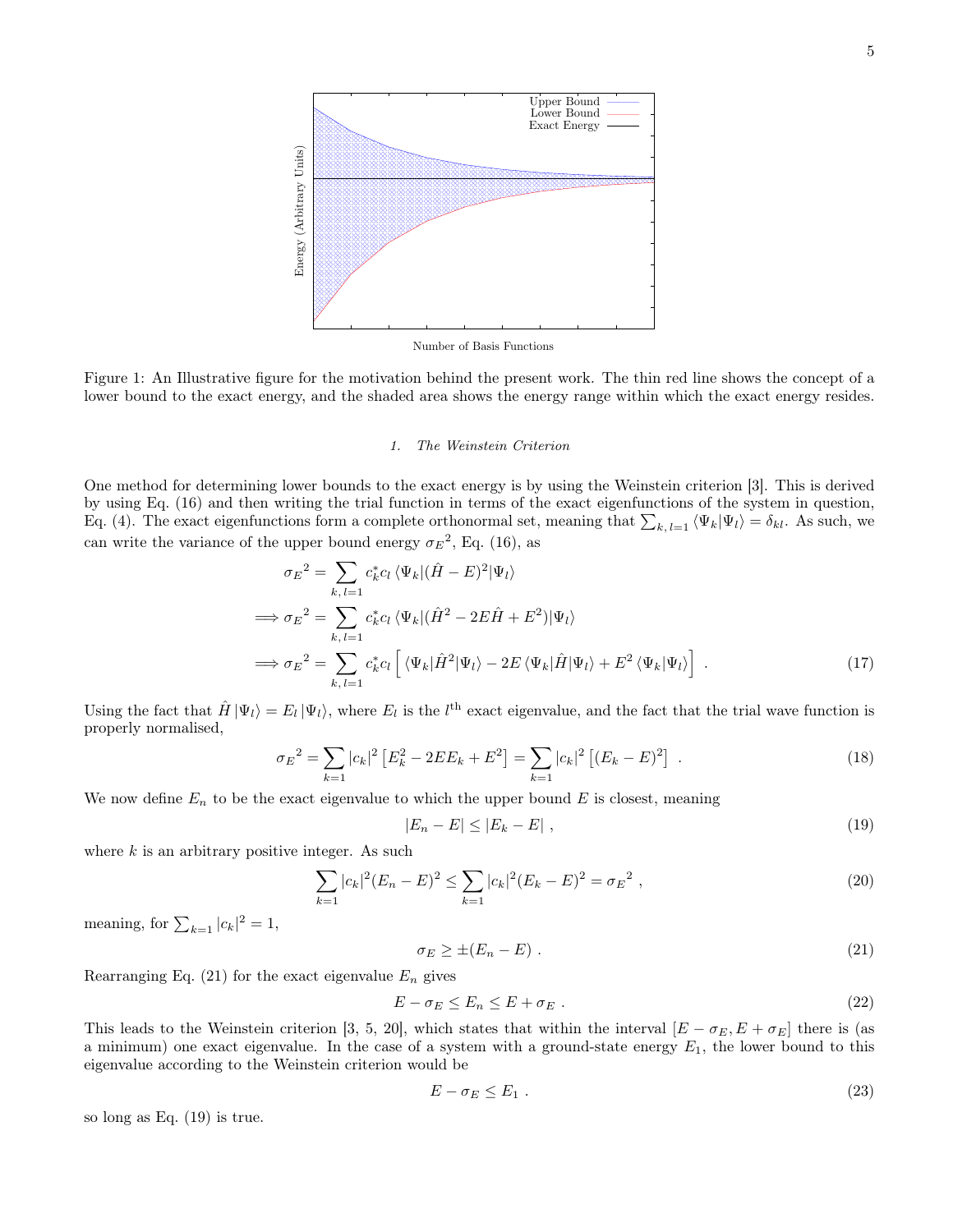Figure 1: An Illustrative figure for the motivation behind the present work. The thin red line shows the concept of a lower bound to the exact energy, and the shaded area shows the energy range within which the exact energy resides.

### 1. *The Weinstein Criterion*

One method for determining lower bounds to the exact energy is by using the Weinstein criterion [3]. This is derived by using Eq. (16) and then writing the trial function in terms of the exact eigenfunctions of the system in question, Eq. (4). The exact eigenfunctions form a complete orthonormal set, meaning that $\sum_{k,\,l=1} \langle\Psi_k|\Psi_l\rangle = \delta_{kl}$. As such, we can write the variance of the upper bound energy ${\sigma_E}^2$, Eq. (16), as

$$
\begin{aligned}
{\sigma_E}^2 &= \sum_{k,\,l=1} c_k^* c_l \langle\Psi_k|(\hat{H}-E)^2|\Psi_l\rangle \\
\Longrightarrow {\sigma_E}^2 &= \sum_{k,\,l=1} c_k^* c_l \langle\Psi_k|(\hat{H}^2-2E\hat{H}+E^2)|\Psi_l\rangle \\
\Longrightarrow {\sigma_E}^2 &= \sum_{k,\,l=1} c_k^* c_l \Big[ \langle\Psi_k|\hat{H}^2|\Psi_l\rangle - 2E\langle\Psi_k|\hat{H}|\Psi_l\rangle + E^2\langle\Psi_k|\Psi_l\rangle \Big] \ .
\end{aligned}
\tag{17}
$$

Using the fact that $\hat{H}|\Psi_l\rangle = E_l|\Psi_l\rangle$, where $E_l$ is the $l^{\text{th}}$ exact eigenvalue, and the fact that the trial wave function is properly normalised,

$$
{\sigma_E}^2 = \sum_{k=1} |c_k|^2 \left[E_k^2 - 2EE_k + E^2\right] = \sum_{k=1} |c_k|^2 \left[(E_k - E)^2\right] \ . \tag{18}
$$

We now define $E_n$ to be the exact eigenvalue to which the upper bound $E$ is closest, meaning

$$
|E_n - E| \leq |E_k - E| \ , \tag{19}
$$

where $k$ is an arbitrary positive integer. As such

$$
\sum_{k=1} |c_k|^2 (E_n - E)^2 \leq \sum_{k=1} |c_k|^2 (E_k - E)^2 = {\sigma_E}^2 \ , \tag{20}
$$

meaning, for $\sum_{k=1} |c_k|^2 = 1$,

$$
\sigma_E \geq \pm(E_n - E) \ . \tag{21}
$$

Rearranging Eq. (21) for the exact eigenvalue $E_n$ gives

$$
E - \sigma_E \leq E_n \leq E + \sigma_E \ . \tag{22}
$$

This leads to the Weinstein criterion [3, 5, 20], which states that within the interval $[E - \sigma_E, E + \sigma_E]$ there is (as a minimum) one exact eigenvalue. In the case of a system with a ground-state energy $E_1$, the lower bound to this eigenvalue according to the Weinstein criterion would be

$$
E - \sigma_E \leq E_1 \ . \tag{23}
$$

so long as Eq. (19) is true.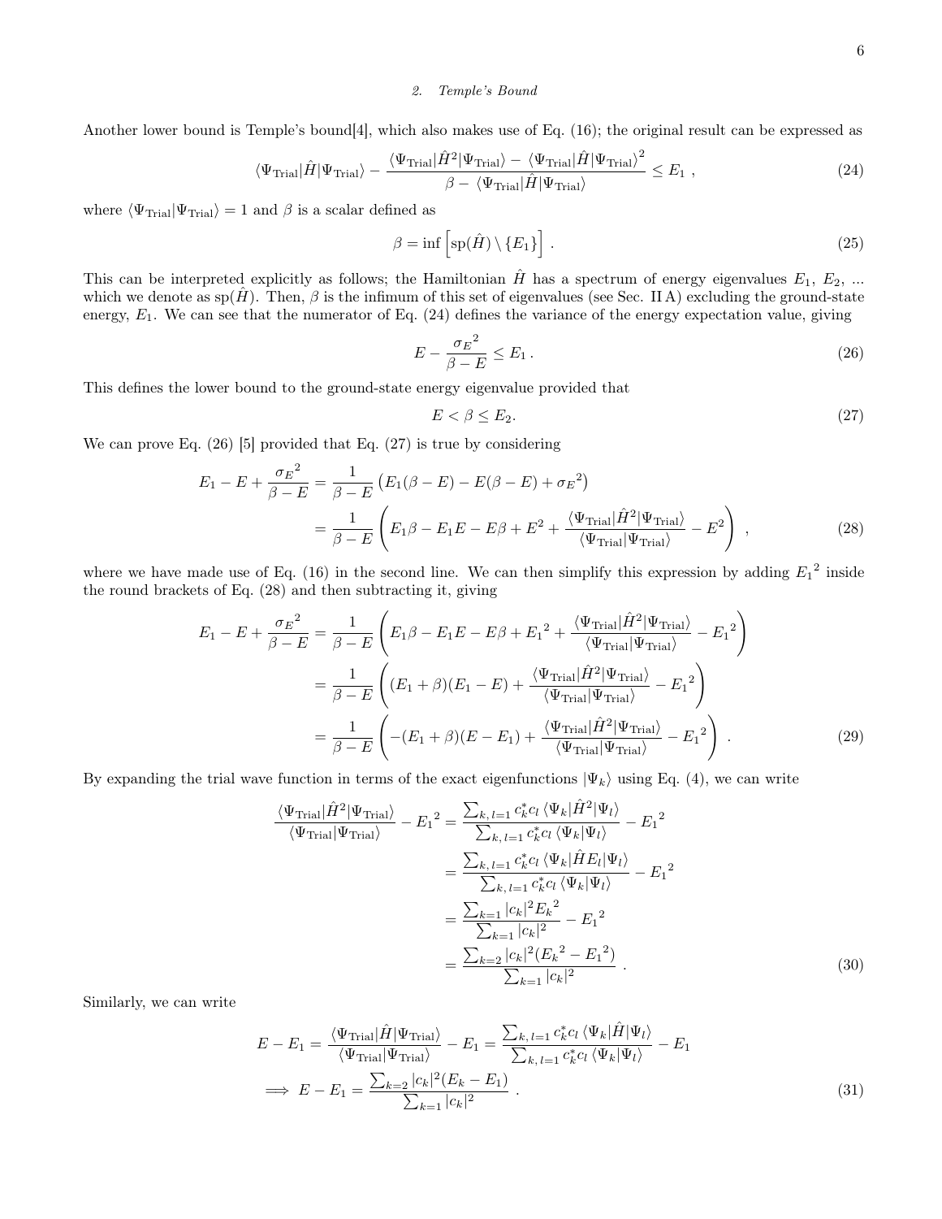### 2. Temple's Bound

Another lower bound is Temple's bound[4], which also makes use of Eq. (16); the original result can be expressed as

$$\langle\Psi_{\rm Trial}|\hat{H}|\Psi_{\rm Trial}\rangle - \frac{\langle\Psi_{\rm Trial}|\hat{H}^2|\Psi_{\rm Trial}\rangle - \langle\Psi_{\rm Trial}|\hat{H}|\Psi_{\rm Trial}\rangle^2}{\beta - \langle\Psi_{\rm Trial}|\hat{H}|\Psi_{\rm Trial}\rangle} \leq E_1 \; , \tag{24}$$

where $\langle\Psi_{\rm Trial}|\Psi_{\rm Trial}\rangle = 1$ and $\beta$ is a scalar defined as

$$\beta = \inf\left[\mathrm{sp}(\hat{H}) \setminus \{E_1\}\right] . \tag{25}$$

This can be interpreted explicitly as follows; the Hamiltonian $\hat{H}$ has a spectrum of energy eigenvalues $E_1$, $E_2$, ... which we denote as $\mathrm{sp}(\hat{H})$. Then, $\beta$ is the infimum of this set of eigenvalues (see Sec. II A) excluding the ground-state energy, $E_1$. We can see that the numerator of Eq. (24) defines the variance of the energy expectation value, giving

$$E - \frac{{\sigma_E}^2}{\beta - E} \leq E_1 \, . \tag{26}$$

This defines the lower bound to the ground-state energy eigenvalue provided that

$$E < \beta \leq E_2. \tag{27}$$

We can prove Eq. (26) [5] provided that Eq. (27) is true by considering

$$\begin{aligned}
E_1 - E + \frac{{\sigma_E}^2}{\beta - E} &= \frac{1}{\beta - E}\left(E_1(\beta - E) - E(\beta - E) + {\sigma_E}^2\right) \\
&= \frac{1}{\beta - E}\left(E_1\beta - E_1 E - E\beta + E^2 + \frac{\langle\Psi_{\rm Trial}|\hat{H}^2|\Psi_{\rm Trial}\rangle}{\langle\Psi_{\rm Trial}|\Psi_{\rm Trial}\rangle} - E^2\right) \; ,
\end{aligned} \tag{28}$$

where we have made use of Eq. (16) in the second line. We can then simplify this expression by adding ${E_1}^2$ inside the round brackets of Eq. (28) and then subtracting it, giving

$$\begin{aligned}
E_1 - E + \frac{{\sigma_E}^2}{\beta - E} &= \frac{1}{\beta - E}\left(E_1\beta - E_1 E - E\beta + {E_1}^2 + \frac{\langle\Psi_{\rm Trial}|\hat{H}^2|\Psi_{\rm Trial}\rangle}{\langle\Psi_{\rm Trial}|\Psi_{\rm Trial}\rangle} - {E_1}^2\right) \\
&= \frac{1}{\beta - E}\left((E_1 + \beta)(E_1 - E) + \frac{\langle\Psi_{\rm Trial}|\hat{H}^2|\Psi_{\rm Trial}\rangle}{\langle\Psi_{\rm Trial}|\Psi_{\rm Trial}\rangle} - {E_1}^2\right) \\
&= \frac{1}{\beta - E}\left(-(E_1 + \beta)(E - E_1) + \frac{\langle\Psi_{\rm Trial}|\hat{H}^2|\Psi_{\rm Trial}\rangle}{\langle\Psi_{\rm Trial}|\Psi_{\rm Trial}\rangle} - {E_1}^2\right) \, .
\end{aligned} \tag{29}$$

By expanding the trial wave function in terms of the exact eigenfunctions $|\Psi_k\rangle$ using Eq. (4), we can write

$$\begin{aligned}
\frac{\langle\Psi_{\rm Trial}|\hat{H}^2|\Psi_{\rm Trial}\rangle}{\langle\Psi_{\rm Trial}|\Psi_{\rm Trial}\rangle} - {E_1}^2 &= \frac{\sum_{k,\,l=1} c_k^* c_l \,\langle\Psi_k|\hat{H}^2|\Psi_l\rangle}{\sum_{k,\,l=1} c_k^* c_l \,\langle\Psi_k|\Psi_l\rangle} - {E_1}^2 \\
&= \frac{\sum_{k,\,l=1} c_k^* c_l \,\langle\Psi_k|\hat{H}E_l|\Psi_l\rangle}{\sum_{k,\,l=1} c_k^* c_l \,\langle\Psi_k|\Psi_l\rangle} - {E_1}^2 \\
&= \frac{\sum_{k=1} |c_k|^2 {E_k}^2}{\sum_{k=1} |c_k|^2} - {E_1}^2 \\
&= \frac{\sum_{k=2} |c_k|^2 ({E_k}^2 - {E_1}^2)}{\sum_{k=1} |c_k|^2} \; .
\end{aligned} \tag{30}$$

Similarly, we can write

$$\begin{aligned}
E - E_1 = \frac{\langle\Psi_{\rm Trial}|\hat{H}|\Psi_{\rm Trial}\rangle}{\langle\Psi_{\rm Trial}|\Psi_{\rm Trial}\rangle} - E_1 &= \frac{\sum_{k,\,l=1} c_k^* c_l \,\langle\Psi_k|\hat{H}|\Psi_l\rangle}{\sum_{k,\,l=1} c_k^* c_l \,\langle\Psi_k|\Psi_l\rangle} - E_1 \\
\implies E - E_1 &= \frac{\sum_{k=2} |c_k|^2 (E_k - E_1)}{\sum_{k=1} |c_k|^2} \; .
\end{aligned} \tag{31}$$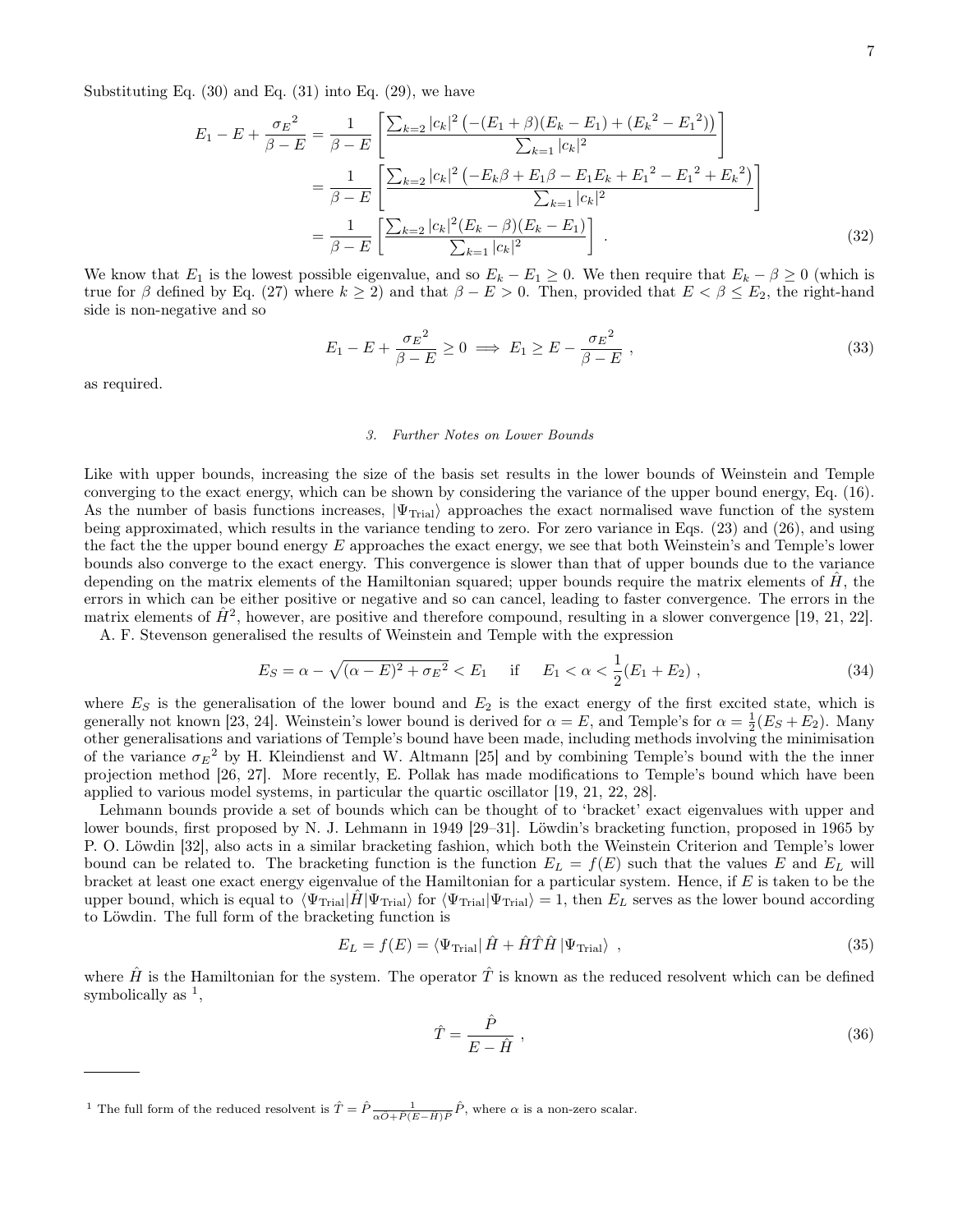Substituting Eq. (30) and Eq. (31) into Eq. (29), we have

$$
\begin{aligned}
E_1 - E + \frac{\sigma_E{}^2}{\beta - E} &= \frac{1}{\beta - E}\left[\frac{\sum_{k=2}|c_k|^2\left(-(E_1+\beta)(E_k-E_1)+({E_k}^2-{E_1}^2)\right)}{\sum_{k=1}|c_k|^2}\right] \\
&= \frac{1}{\beta - E}\left[\frac{\sum_{k=2}|c_k|^2\left(-E_k\beta + E_1\beta - E_1E_k + {E_1}^2 - {E_1}^2 + {E_k}^2\right)}{\sum_{k=1}|c_k|^2}\right] \\
&= \frac{1}{\beta - E}\left[\frac{\sum_{k=2}|c_k|^2(E_k-\beta)(E_k-E_1)}{\sum_{k=1}|c_k|^2}\right] \ . \qquad (32)
\end{aligned}
$$

We know that $E_1$ is the lowest possible eigenvalue, and so $E_k - E_1 \geq 0$. We then require that $E_k - \beta \geq 0$ (which is true for $\beta$ defined by Eq. (27) where $k \geq 2$) and that $\beta - E > 0$. Then, provided that $E < \beta \leq E_2$, the right-hand side is non-negative and so

$$
E_1 - E + \frac{\sigma_E{}^2}{\beta - E} \geq 0 \implies E_1 \geq E - \frac{\sigma_E{}^2}{\beta - E} \ , \qquad (33)
$$

as required.

### 3. Further Notes on Lower Bounds

Like with upper bounds, increasing the size of the basis set results in the lower bounds of Weinstein and Temple converging to the exact energy, which can be shown by considering the variance of the upper bound energy, Eq. (16). As the number of basis functions increases, $|\Psi_{\text{Trial}}\rangle$ approaches the exact normalised wave function of the system being approximated, which results in the variance tending to zero. For zero variance in Eqs. (23) and (26), and using the fact the the upper bound energy $E$ approaches the exact energy, we see that both Weinstein's and Temple's lower bounds also converge to the exact energy. This convergence is slower than that of upper bounds due to the variance depending on the matrix elements of the Hamiltonian squared; upper bounds require the matrix elements of $\hat{H}$, the errors in which can be either positive or negative and so can cancel, leading to faster convergence. The errors in the matrix elements of $\hat{H}^2$, however, are positive and therefore compound, resulting in a slower convergence [19, 21, 22].

A. F. Stevenson generalised the results of Weinstein and Temple with the expression

$$
E_S = \alpha - \sqrt{(\alpha - E)^2 + \sigma_E{}^2} < E_1 \quad \text{ if } \quad E_1 < \alpha < \frac{1}{2}(E_1 + E_2) \ , \qquad (34)
$$

where $E_S$ is the generalisation of the lower bound and $E_2$ is the exact energy of the first excited state, which is generally not known [23, 24]. Weinstein's lower bound is derived for $\alpha = E$, and Temple's for $\alpha = \frac{1}{2}(E_S + E_2)$. Many other generalisations and variations of Temple's bound have been made, including methods involving the minimisation of the variance $\sigma_E{}^2$ by H. Kleindienst and W. Altmann [25] and by combining Temple's bound with the the inner projection method [26, 27]. More recently, E. Pollak has made modifications to Temple's bound which have been applied to various model systems, in particular the quartic oscillator [19, 21, 22, 28].

Lehmann bounds provide a set of bounds which can be thought of to 'bracket' exact eigenvalues with upper and lower bounds, first proposed by N. J. Lehmann in 1949 [29–31]. Löwdin's bracketing function, proposed in 1965 by P. O. Löwdin [32], also acts in a similar bracketing fashion, which both the Weinstein Criterion and Temple's lower bound can be related to. The bracketing function is the function $E_L = f(E)$ such that the values $E$ and $E_L$ will bracket at least one exact energy eigenvalue of the Hamiltonian for a particular system. Hence, if $E$ is taken to be the upper bound, which is equal to $\langle\Psi_{\text{Trial}}|\hat{H}|\Psi_{\text{Trial}}\rangle$ for $\langle\Psi_{\text{Trial}}|\Psi_{\text{Trial}}\rangle = 1$, then $E_L$ serves as the lower bound according to Löwdin. The full form of the bracketing function is

$$
E_L = f(E) = \langle\Psi_{\text{Trial}}|\, \hat{H} + \hat{H}\hat{T}\hat{H}\, |\Psi_{\text{Trial}}\rangle \ , \qquad (35)
$$

where $\hat{H}$ is the Hamiltonian for the system. The operator $\hat{T}$ is known as the reduced resolvent which can be defined symbolically as [1],

$$
\hat{T} = \frac{\hat{P}}{E - \hat{H}} \ , \qquad (36)
$$

---

[1] The full form of the reduced resolvent is $\hat{T} = \hat{P}\frac{1}{\alpha O + P(E-H)P}\hat{P}$, where $\alpha$ is a non-zero scalar.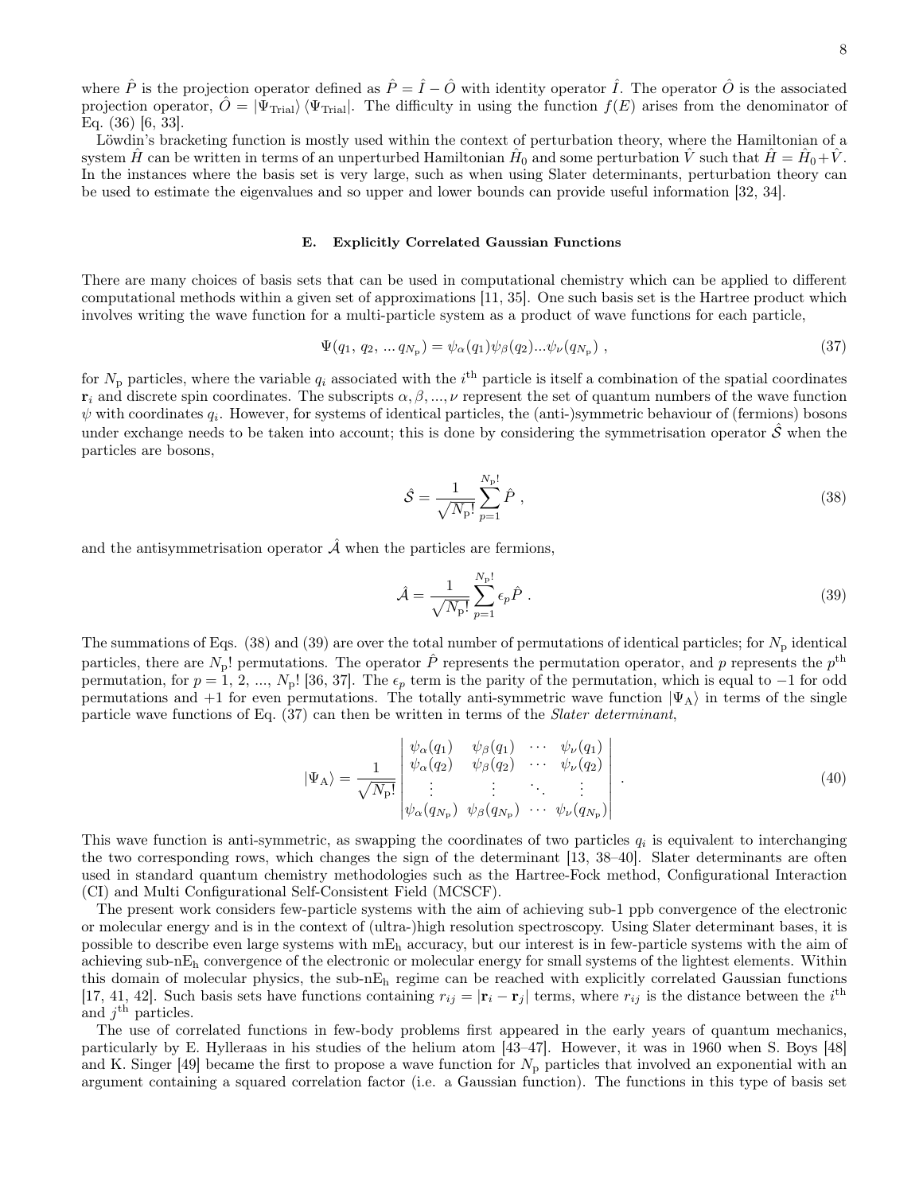where $\hat{P}$ is the projection operator defined as $\hat{P} = \hat{I} - \hat{O}$ with identity operator $\hat{I}$. The operator $\hat{O}$ is the associated projection operator, $\hat{O} = |\Psi_{\text{Trial}}\rangle \langle \Psi_{\text{Trial}}|$. The difficulty in using the function $f(E)$ arises from the denominator of Eq. (36) [6, 33].

Löwdin's bracketing function is mostly used within the context of perturbation theory, where the Hamiltonian of a system $\hat{H}$ can be written in terms of an unperturbed Hamiltonian $\hat{H}_0$ and some perturbation $\hat{V}$ such that $\hat{H} = \hat{H}_0 + \hat{V}$. In the instances where the basis set is very large, such as when using Slater determinants, perturbation theory can be used to estimate the eigenvalues and so upper and lower bounds can provide useful information [32, 34].

### E. Explicitly Correlated Gaussian Functions

There are many choices of basis sets that can be used in computational chemistry which can be applied to different computational methods within a given set of approximations [11, 35]. One such basis set is the Hartree product which involves writing the wave function for a multi-particle system as a product of wave functions for each particle,

$$\Psi(q_1,\, q_2,\, ...\, q_{N_\text{p}}) = \psi_\alpha(q_1)\psi_\beta(q_2)...\psi_\nu(q_{N_\text{p}}) \;, \tag{37}$$

for $N_\text{p}$ particles, where the variable $q_i$ associated with the $i^\text{th}$ particle is itself a combination of the spatial coordinates $\mathbf{r}_i$ and discrete spin coordinates. The subscripts $\alpha, \beta, ..., \nu$ represent the set of quantum numbers of the wave function $\psi$ with coordinates $q_i$. However, for systems of identical particles, the (anti-)symmetric behaviour of (fermions) bosons under exchange needs to be taken into account; this is done by considering the symmetrisation operator $\hat{\mathcal{S}}$ when the particles are bosons,

$$\hat{\mathcal{S}} = \frac{1}{\sqrt{N_\text{p}!}} \sum_{p=1}^{N_\text{p}!} \hat{P} \;, \tag{38}$$

and the antisymmetrisation operator $\hat{\mathcal{A}}$ when the particles are fermions,

$$\hat{\mathcal{A}} = \frac{1}{\sqrt{N_\text{p}!}} \sum_{p=1}^{N_\text{p}!} \epsilon_p \hat{P} \;. \tag{39}$$

The summations of Eqs. (38) and (39) are over the total number of permutations of identical particles; for $N_\text{p}$ identical particles, there are $N_\text{p}!$ permutations. The operator $\hat{P}$ represents the permutation operator, and $p$ represents the $p^\text{th}$ permutation, for $p = 1, 2, ..., N_\text{p}!$ [36, 37]. The $\epsilon_p$ term is the parity of the permutation, which is equal to $-1$ for odd permutations and $+1$ for even permutations. The totally anti-symmetric wave function $|\Psi_\text{A}\rangle$ in terms of the single particle wave functions of Eq. (37) can then be written in terms of the *Slater determinant*,

$$|\Psi_\text{A}\rangle = \frac{1}{\sqrt{N_\text{p}!}} \begin{vmatrix} \psi_\alpha(q_1) & \psi_\beta(q_1) & \cdots & \psi_\nu(q_1) \\ \psi_\alpha(q_2) & \psi_\beta(q_2) & \cdots & \psi_\nu(q_2) \\ \vdots & \vdots & \ddots & \vdots \\ \psi_\alpha(q_{N_\text{p}}) & \psi_\beta(q_{N_\text{p}}) & \cdots & \psi_\nu(q_{N_\text{p}}) \end{vmatrix} \;. \tag{40}$$

This wave function is anti-symmetric, as swapping the coordinates of two particles $q_i$ is equivalent to interchanging the two corresponding rows, which changes the sign of the determinant [13, 38–40]. Slater determinants are often used in standard quantum chemistry methodologies such as the Hartree-Fock method, Configurational Interaction (CI) and Multi Configurational Self-Consistent Field (MCSCF).

The present work considers few-particle systems with the aim of achieving sub-1 ppb convergence of the electronic or molecular energy and is in the context of (ultra-)high resolution spectroscopy. Using Slater determinant bases, it is possible to describe even large systems with m$\text{E}_\text{h}$ accuracy, but our interest is in few-particle systems with the aim of achieving sub-n$\text{E}_\text{h}$ convergence of the electronic or molecular energy for small systems of the lightest elements. Within this domain of molecular physics, the sub-n$\text{E}_\text{h}$ regime can be reached with explicitly correlated Gaussian functions [17, 41, 42]. Such basis sets have functions containing $r_{ij} = |\mathbf{r}_i - \mathbf{r}_j|$ terms, where $r_{ij}$ is the distance between the $i^\text{th}$ and $j^\text{th}$ particles.

The use of correlated functions in few-body problems first appeared in the early years of quantum mechanics, particularly by E. Hylleraas in his studies of the helium atom [43–47]. However, it was in 1960 when S. Boys [48] and K. Singer [49] became the first to propose a wave function for $N_\text{p}$ particles that involved an exponential with an argument containing a squared correlation factor (i.e. a Gaussian function). The functions in this type of basis set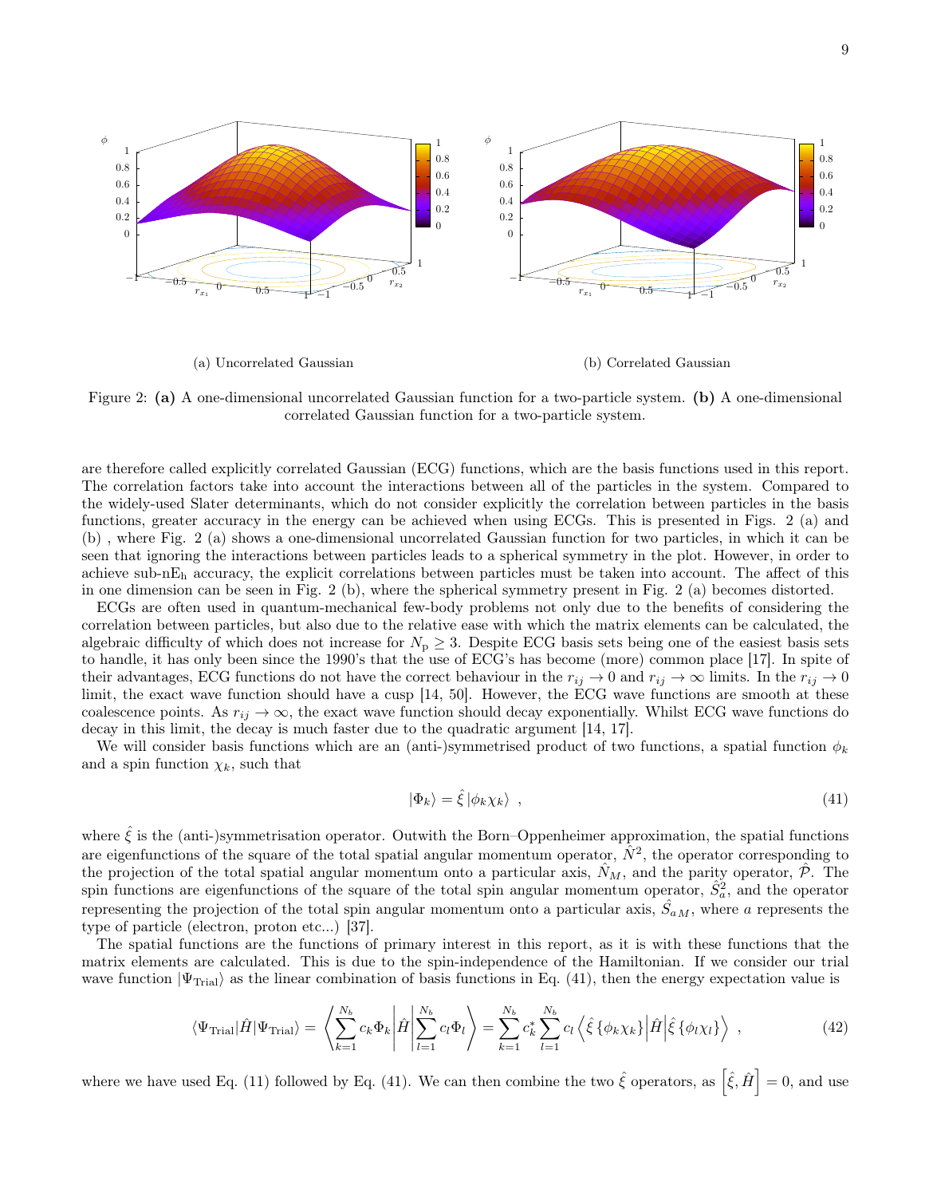(a) Uncorrelated Gaussian

(b) Correlated Gaussian

Figure 2: **(a)** A one-dimensional uncorrelated Gaussian function for a two-particle system. **(b)** A one-dimensional correlated Gaussian function for a two-particle system.

are therefore called explicitly correlated Gaussian (ECG) functions, which are the basis functions used in this report. The correlation factors take into account the interactions between all of the particles in the system. Compared to the widely-used Slater determinants, which do not consider explicitly the correlation between particles in the basis functions, greater accuracy in the energy can be achieved when using ECGs. This is presented in Figs. 2 (a) and (b) , where Fig. 2 (a) shows a one-dimensional uncorrelated Gaussian function for two particles, in which it can be seen that ignoring the interactions between particles leads to a spherical symmetry in the plot. However, in order to achieve sub-nE$_\mathrm{h}$ accuracy, the explicit correlations between particles must be taken into account. The affect of this in one dimension can be seen in Fig. 2 (b), where the spherical symmetry present in Fig. 2 (a) becomes distorted.

ECGs are often used in quantum-mechanical few-body problems not only due to the benefits of considering the correlation between particles, but also due to the relative ease with which the matrix elements can be calculated, the algebraic difficulty of which does not increase for $N_\mathrm{p} \geq 3$. Despite ECG basis sets being one of the easiest basis sets to handle, it has only been since the 1990's that the use of ECG's has become (more) common place [17]. In spite of their advantages, ECG functions do not have the correct behaviour in the $r_{ij} \to 0$ and $r_{ij} \to \infty$ limits. In the $r_{ij} \to 0$ limit, the exact wave function should have a cusp [14, 50]. However, the ECG wave functions are smooth at these coalescence points. As $r_{ij} \to \infty$, the exact wave function should decay exponentially. Whilst ECG wave functions do decay in this limit, the decay is much faster due to the quadratic argument [14, 17].

We will consider basis functions which are an (anti-)symmetrised product of two functions, a spatial function $\phi_k$ and a spin function $\chi_k$, such that

$$|\Phi_k\rangle = \hat{\xi}\,|\phi_k \chi_k\rangle \ , \tag{41}$$

where $\hat{\xi}$ is the (anti-)symmetrisation operator. Outwith the Born–Oppenheimer approximation, the spatial functions are eigenfunctions of the square of the total spatial angular momentum operator, $\hat{N}^2$, the operator corresponding to the projection of the total spatial angular momentum onto a particular axis, $\hat{N}_M$, and the parity operator, $\hat{\mathcal{P}}$. The spin functions are eigenfunctions of the square of the total spin angular momentum operator, $\hat{S}_a^2$, and the operator representing the projection of the total spin angular momentum onto a particular axis, $\hat{S}_{aM}$, where $a$ represents the type of particle (electron, proton etc...) [37].

The spatial functions are the functions of primary interest in this report, as it is with these functions that the matrix elements are calculated. This is due to the spin-independence of the Hamiltonian. If we consider our trial wave function $|\Psi_\mathrm{Trial}\rangle$ as the linear combination of basis functions in Eq. (41), then the energy expectation value is

$$\langle\Psi_\mathrm{Trial}|\hat{H}|\Psi_\mathrm{Trial}\rangle = \left\langle \sum_{k=1}^{N_b} c_k \Phi_k \middle| \hat{H} \middle| \sum_{l=1}^{N_b} c_l \Phi_l \right\rangle = \sum_{k=1}^{N_b} c_k^* \sum_{l=1}^{N_b} c_l \left\langle \hat{\xi}\left\{\phi_k\chi_k\right\} \middle| \hat{H} \middle| \hat{\xi}\left\{\phi_l\chi_l\right\} \right\rangle \ , \tag{42}$$

where we have used Eq. (11) followed by Eq. (41). We can then combine the two $\hat{\xi}$ operators, as $\left[\hat{\xi}, \hat{H}\right] = 0$, and use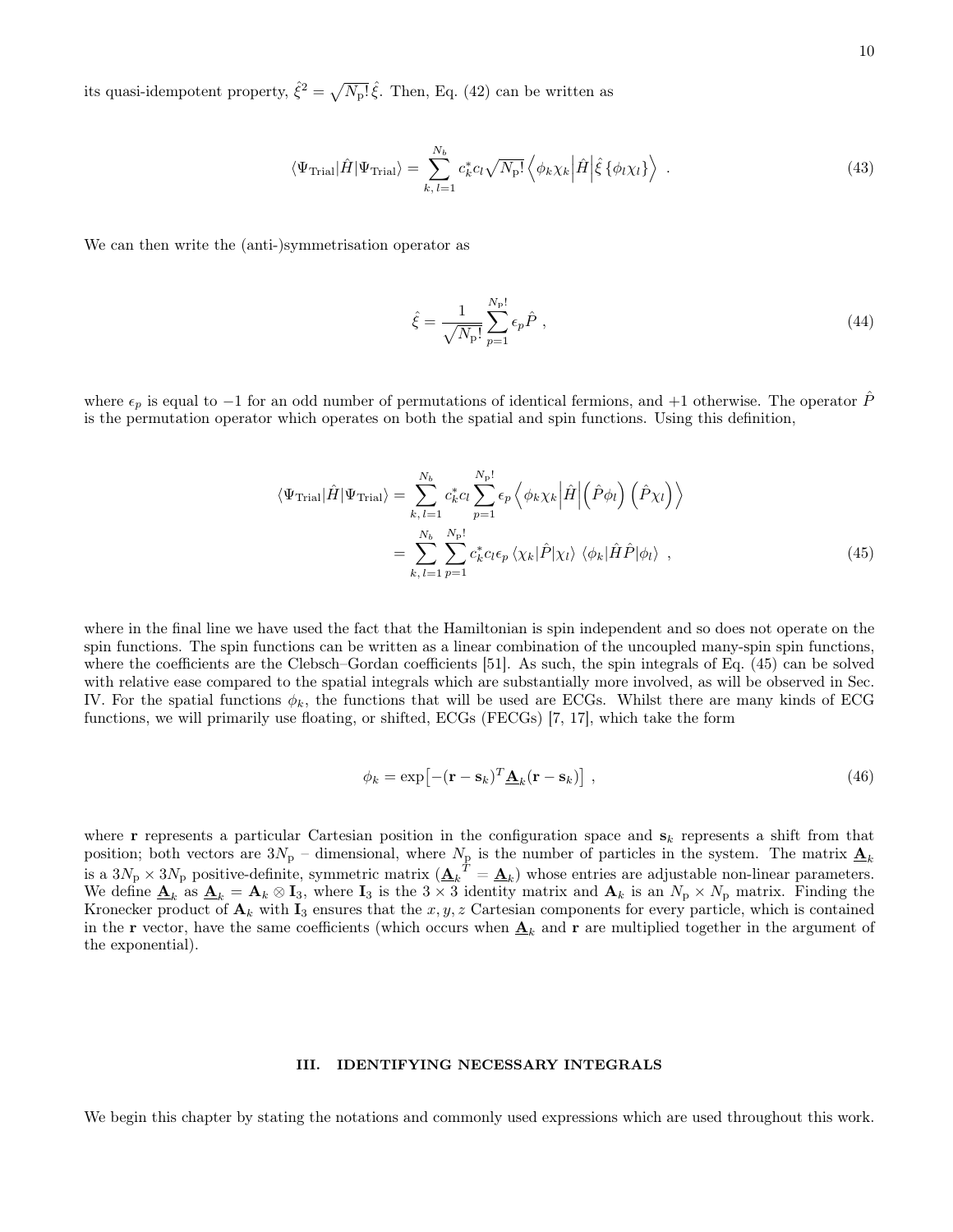its quasi-idempotent property, $\hat{\xi}^2 = \sqrt{N_\mathrm{p}!}\,\hat{\xi}$. Then, Eq. (42) can be written as

$$
\langle \Psi_\mathrm{Trial} | \hat{H} | \Psi_\mathrm{Trial} \rangle = \sum_{k,\,l=1}^{N_b} c_k^* c_l \sqrt{N_\mathrm{p}!} \left\langle \phi_k \chi_k \middle| \hat{H} \middle| \hat{\xi} \left\{ \phi_l \chi_l \right\} \right\rangle \ . \tag{43}
$$

We can then write the (anti-)symmetrisation operator as

$$
\hat{\xi} = \frac{1}{\sqrt{N_\mathrm{p}!}} \sum_{p=1}^{N_\mathrm{p}!} \epsilon_p \hat{P} \ , \tag{44}
$$

where $\epsilon_p$ is equal to $-1$ for an odd number of permutations of identical fermions, and $+1$ otherwise. The operator $\hat{P}$ is the permutation operator which operates on both the spatial and spin functions. Using this definition,

$$
\begin{aligned}
\langle \Psi_\mathrm{Trial} | \hat{H} | \Psi_\mathrm{Trial} \rangle &= \sum_{k,\,l=1}^{N_b} c_k^* c_l \sum_{p=1}^{N_\mathrm{p}!} \epsilon_p \left\langle \phi_k \chi_k \middle| \hat{H} \middle| \left( \hat{P} \phi_l \right) \left( \hat{P} \chi_l \right) \right\rangle \\
&= \sum_{k,\,l=1}^{N_b} \sum_{p=1}^{N_\mathrm{p}!} c_k^* c_l \epsilon_p \, \langle \chi_k | \hat{P} | \chi_l \rangle \, \langle \phi_k | \hat{H} \hat{P} | \phi_l \rangle \ ,
\end{aligned} \tag{45}
$$

where in the final line we have used the fact that the Hamiltonian is spin independent and so does not operate on the spin functions. The spin functions can be written as a linear combination of the uncoupled many-spin spin functions, where the coefficients are the Clebsch–Gordan coefficients [51]. As such, the spin integrals of Eq. (45) can be solved with relative ease compared to the spatial integrals which are substantially more involved, as will be observed in Sec. IV. For the spatial functions $\phi_k$, the functions that will be used are ECGs. Whilst there are many kinds of ECG functions, we will primarily use floating, or shifted, ECGs (FECGs) [7, 17], which take the form

$$
\phi_k = \exp\left[ -(\mathbf{r} - \mathbf{s}_k)^T \underline{\mathbf{A}}_k (\mathbf{r} - \mathbf{s}_k) \right] \ , \tag{46}
$$

where $\mathbf{r}$ represents a particular Cartesian position in the configuration space and $\mathbf{s}_k$ represents a shift from that position; both vectors are $3N_\mathrm{p}$ – dimensional, where $N_\mathrm{p}$ is the number of particles in the system. The matrix $\underline{\mathbf{A}}_k$ is a $3N_\mathrm{p} \times 3N_\mathrm{p}$ positive-definite, symmetric matrix ($\underline{\mathbf{A}}_k^T = \underline{\mathbf{A}}_k$) whose entries are adjustable non-linear parameters. We define $\underline{\mathbf{A}}_k$ as $\underline{\mathbf{A}}_k = \mathbf{A}_k \otimes \mathbf{I}_3$, where $\mathbf{I}_3$ is the $3 \times 3$ identity matrix and $\mathbf{A}_k$ is an $N_\mathrm{p} \times N_\mathrm{p}$ matrix. Finding the Kronecker product of $\mathbf{A}_k$ with $\mathbf{I}_3$ ensures that the $x, y, z$ Cartesian components for every particle, which is contained in the $\mathbf{r}$ vector, have the same coefficients (which occurs when $\underline{\mathbf{A}}_k$ and $\mathbf{r}$ are multiplied together in the argument of the exponential).

## III. IDENTIFYING NECESSARY INTEGRALS

We begin this chapter by stating the notations and commonly used expressions which are used throughout this work.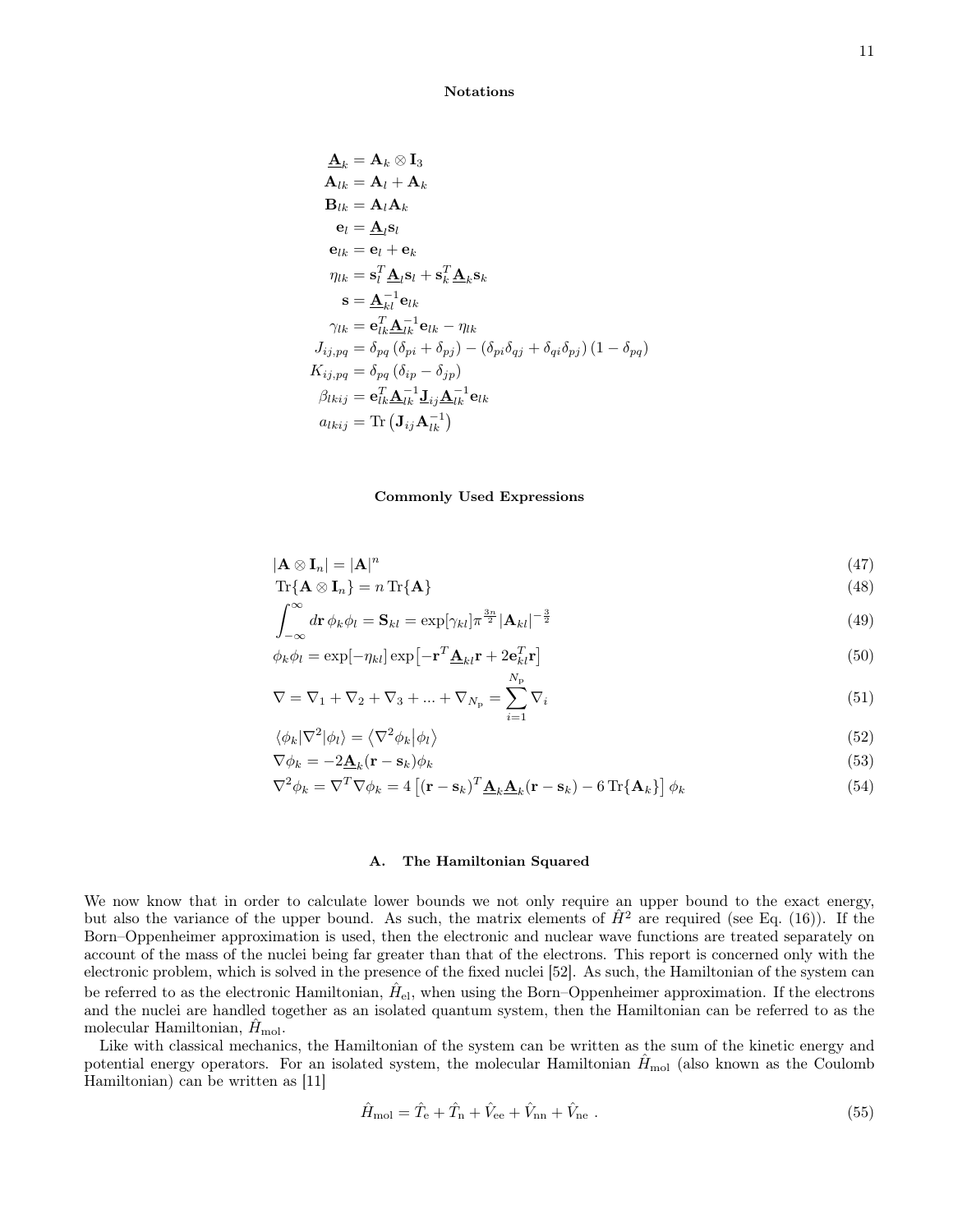### Notations

$$
\begin{aligned}
\underline{\mathbf{A}}_k &= \mathbf{A}_k \otimes \mathbf{I}_3 \\
\mathbf{A}_{lk} &= \mathbf{A}_l + \mathbf{A}_k \\
\mathbf{B}_{lk} &= \mathbf{A}_l \mathbf{A}_k \\
\mathbf{e}_l &= \underline{\mathbf{A}}_l \mathbf{s}_l \\
\mathbf{e}_{lk} &= \mathbf{e}_l + \mathbf{e}_k \\
\eta_{lk} &= \mathbf{s}_l^T \underline{\mathbf{A}}_l \mathbf{s}_l + \mathbf{s}_k^T \underline{\mathbf{A}}_k \mathbf{s}_k \\
\mathbf{s} &= \underline{\mathbf{A}}_{kl}^{-1} \mathbf{e}_{lk} \\
\gamma_{lk} &= \mathbf{e}_{lk}^T \underline{\mathbf{A}}_{lk}^{-1} \mathbf{e}_{lk} - \eta_{lk} \\
J_{ij,pq} &= \delta_{pq} \left( \delta_{pi} + \delta_{pj} \right) - \left( \delta_{pi}\delta_{qj} + \delta_{qi}\delta_{pj} \right) \left( 1 - \delta_{pq} \right) \\
K_{ij,pq} &= \delta_{pq} \left( \delta_{ip} - \delta_{jp} \right) \\
\beta_{lkij} &= \mathbf{e}_{lk}^T \underline{\mathbf{A}}_{lk}^{-1} \underline{\mathbf{J}}_{ij} \underline{\mathbf{A}}_{lk}^{-1} \mathbf{e}_{lk} \\
a_{lkij} &= \mathrm{Tr}\left( \mathbf{J}_{ij} \mathbf{A}_{lk}^{-1} \right)
\end{aligned}
$$

### Commonly Used Expressions

$$|\mathbf{A} \otimes \mathbf{I}_n| = |\mathbf{A}|^n \tag{47}$$

$$\mathrm{Tr}\{\mathbf{A} \otimes \mathbf{I}_n\} = n\, \mathrm{Tr}\{\mathbf{A}\} \tag{48}$$

$$\int_{-\infty}^{\infty} d\mathbf{r}\, \phi_k \phi_l = \mathbf{S}_{kl} = \exp[\gamma_{kl}] \pi^{\frac{3n}{2}} |\mathbf{A}_{kl}|^{-\frac{3}{2}} \tag{49}$$

$$\phi_k \phi_l = \exp[-\eta_{kl}] \exp\left[ -\mathbf{r}^T \underline{\mathbf{A}}_{kl} \mathbf{r} + 2\mathbf{e}_{kl}^T \mathbf{r} \right] \tag{50}$$

$$\nabla = \nabla_1 + \nabla_2 + \nabla_3 + ... + \nabla_{N_\mathrm{p}} = \sum_{i=1}^{N_\mathrm{p}} \nabla_i \tag{51}$$

$$\langle \phi_k | \nabla^2 | \phi_l \rangle = \left\langle \nabla^2 \phi_k \middle| \phi_l \right\rangle \tag{52}$$

$$\nabla \phi_k = -2 \underline{\mathbf{A}}_k (\mathbf{r} - \mathbf{s}_k) \phi_k \tag{53}$$

$$\nabla^2 \phi_k = \nabla^T \nabla \phi_k = 4\left[ (\mathbf{r} - \mathbf{s}_k)^T \underline{\mathbf{A}}_k \underline{\mathbf{A}}_k (\mathbf{r} - \mathbf{s}_k) - 6\, \mathrm{Tr}\{\mathbf{A}_k\} \right] \phi_k \tag{54}$$

## A. The Hamiltonian Squared

We now know that in order to calculate lower bounds we not only require an upper bound to the exact energy, but also the variance of the upper bound. As such, the matrix elements of $\hat{H}^2$ are required (see Eq. (16)). If the Born–Oppenheimer approximation is used, then the electronic and nuclear wave functions are treated separately on account of the mass of the nuclei being far greater than that of the electrons. This report is concerned only with the electronic problem, which is solved in the presence of the fixed nuclei [52]. As such, the Hamiltonian of the system can be referred to as the electronic Hamiltonian, $\hat{H}_\mathrm{el}$, when using the Born–Oppenheimer approximation. If the electrons and the nuclei are handled together as an isolated quantum system, then the Hamiltonian can be referred to as the molecular Hamiltonian, $\hat{H}_\mathrm{mol}$.

Like with classical mechanics, the Hamiltonian of the system can be written as the sum of the kinetic energy and potential energy operators. For an isolated system, the molecular Hamiltonian $\hat{H}_\mathrm{mol}$ (also known as the Coulomb Hamiltonian) can be written as [11]

$$\hat{H}_\mathrm{mol} = \hat{T}_\mathrm{e} + \hat{T}_\mathrm{n} + \hat{V}_\mathrm{ee} + \hat{V}_\mathrm{nn} + \hat{V}_\mathrm{ne} \ . \tag{55}$$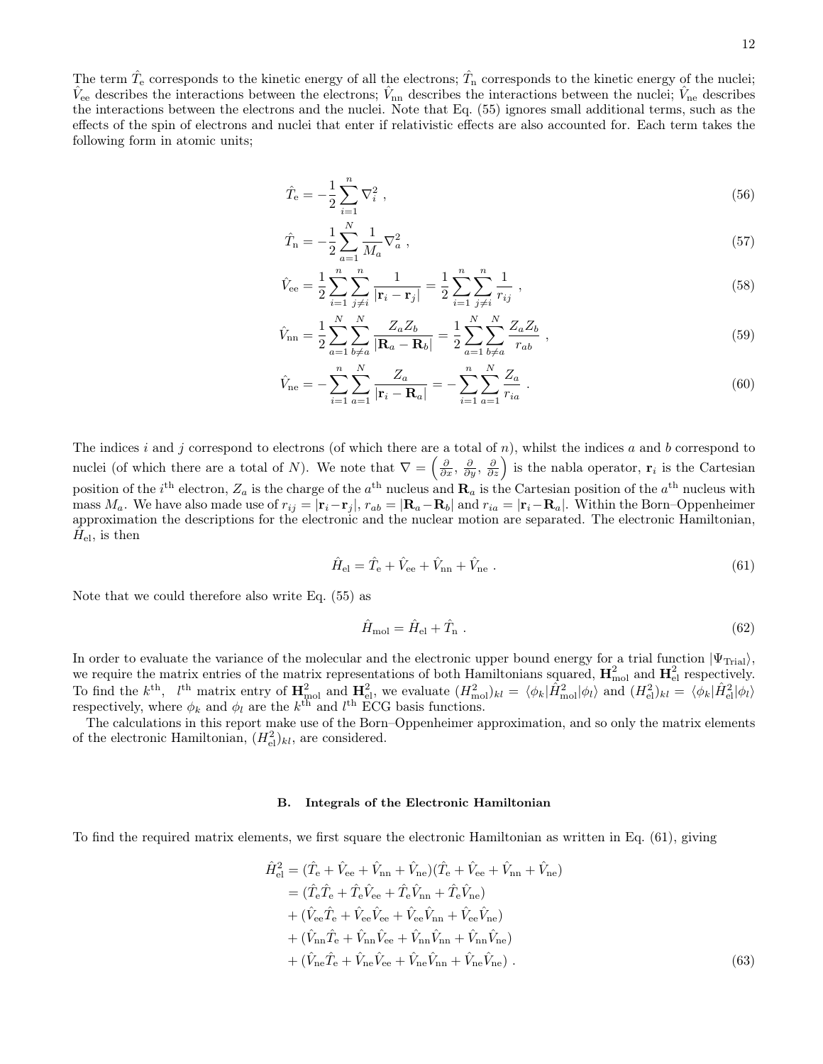The term $\hat{T}_{\rm e}$ corresponds to the kinetic energy of all the electrons; $\hat{T}_{\rm n}$ corresponds to the kinetic energy of the nuclei; $\hat{V}_{\rm ee}$ describes the interactions between the electrons; $\hat{V}_{\rm nn}$ describes the interactions between the nuclei; $\hat{V}_{\rm ne}$ describes the interactions between the electrons and the nuclei. Note that Eq. (55) ignores small additional terms, such as the effects of the spin of electrons and nuclei that enter if relativistic effects are also accounted for. Each term takes the following form in atomic units;

$$\hat{T}_{\rm e} = -\frac{1}{2}\sum_{i=1}^{n} \nabla_i^2 \ , \tag{56}$$

$$\hat{T}_{\rm n} = -\frac{1}{2}\sum_{a=1}^{N} \frac{1}{M_a}\nabla_a^2 \ , \tag{57}$$

$$\hat{V}_{\rm ee} = \frac{1}{2}\sum_{i=1}^{n}\sum_{j\neq i}^{n} \frac{1}{|\mathbf{r}_i - \mathbf{r}_j|} = \frac{1}{2}\sum_{i=1}^{n}\sum_{j\neq i}^{n} \frac{1}{r_{ij}} \ , \tag{58}$$

$$\hat{V}_{\rm nn} = \frac{1}{2}\sum_{a=1}^{N}\sum_{b\neq a}^{N} \frac{Z_a Z_b}{|\mathbf{R}_a - \mathbf{R}_b|} = \frac{1}{2}\sum_{a=1}^{N}\sum_{b\neq a}^{N} \frac{Z_a Z_b}{r_{ab}} \ , \tag{59}$$

$$\hat{V}_{\rm ne} = -\sum_{i=1}^{n}\sum_{a=1}^{N} \frac{Z_a}{|\mathbf{r}_i - \mathbf{R}_a|} = -\sum_{i=1}^{n}\sum_{a=1}^{N} \frac{Z_a}{r_{ia}} \ . \tag{60}$$

The indices $i$ and $j$ correspond to electrons (of which there are a total of $n$), whilst the indices $a$ and $b$ correspond to nuclei (of which there are a total of $N$). We note that $\nabla = \left(\frac{\partial}{\partial x}, \frac{\partial}{\partial y}, \frac{\partial}{\partial z}\right)$ is the nabla operator, $\mathbf{r}_i$ is the Cartesian position of the $i^{\rm th}$ electron, $Z_a$ is the charge of the $a^{\rm th}$ nucleus and $\mathbf{R}_a$ is the Cartesian position of the $a^{\rm th}$ nucleus with mass $M_a$. We have also made use of $r_{ij} = |\mathbf{r}_i - \mathbf{r}_j|$, $r_{ab} = |\mathbf{R}_a - \mathbf{R}_b|$ and $r_{ia} = |\mathbf{r}_i - \mathbf{R}_a|$. Within the Born–Oppenheimer approximation the descriptions for the electronic and the nuclear motion are separated. The electronic Hamiltonian, $\hat{H}_{\rm el}$, is then

$$\hat{H}_{\rm el} = \hat{T}_{\rm e} + \hat{V}_{\rm ee} + \hat{V}_{\rm nn} + \hat{V}_{\rm ne} \ . \tag{61}$$

Note that we could therefore also write Eq. (55) as

$$\hat{H}_{\rm mol} = \hat{H}_{\rm el} + \hat{T}_{\rm n} \ . \tag{62}$$

In order to evaluate the variance of the molecular and the electronic upper bound energy for a trial function $|\Psi_{\rm Trial}\rangle$, we require the matrix entries of the matrix representations of both Hamiltonians squared, $\mathbf{H}^2_{\rm mol}$ and $\mathbf{H}^2_{\rm el}$ respectively. To find the $k^{\rm th}$, $l^{\rm th}$ matrix entry of $\mathbf{H}^2_{\rm mol}$ and $\mathbf{H}^2_{\rm el}$, we evaluate $(H^2_{\rm mol})_{kl} = \langle\phi_k|\hat{H}^2_{\rm mol}|\phi_l\rangle$ and $(H^2_{\rm el})_{kl} = \langle\phi_k|\hat{H}^2_{\rm el}|\phi_l\rangle$ respectively, where $\phi_k$ and $\phi_l$ are the $k^{\rm th}$ and $l^{\rm th}$ ECG basis functions.

The calculations in this report make use of the Born–Oppenheimer approximation, and so only the matrix elements of the electronic Hamiltonian, $(H^2_{\rm el})_{kl}$, are considered.

### B. Integrals of the Electronic Hamiltonian

To find the required matrix elements, we first square the electronic Hamiltonian as written in Eq. (61), giving

$$\begin{aligned}
\hat{H}^2_{\rm el} &= (\hat{T}_{\rm e} + \hat{V}_{\rm ee} + \hat{V}_{\rm nn} + \hat{V}_{\rm ne})(\hat{T}_{\rm e} + \hat{V}_{\rm ee} + \hat{V}_{\rm nn} + \hat{V}_{\rm ne}) \\
&= (\hat{T}_{\rm e}\hat{T}_{\rm e} + \hat{T}_{\rm e}\hat{V}_{\rm ee} + \hat{T}_{\rm e}\hat{V}_{\rm nn} + \hat{T}_{\rm e}\hat{V}_{\rm ne}) \\
&+ (\hat{V}_{\rm ee}\hat{T}_{\rm e} + \hat{V}_{\rm ee}\hat{V}_{\rm ee} + \hat{V}_{\rm ee}\hat{V}_{\rm nn} + \hat{V}_{\rm ee}\hat{V}_{\rm ne}) \\
&+ (\hat{V}_{\rm nn}\hat{T}_{\rm e} + \hat{V}_{\rm nn}\hat{V}_{\rm ee} + \hat{V}_{\rm nn}\hat{V}_{\rm nn} + \hat{V}_{\rm nn}\hat{V}_{\rm ne}) \\
&+ (\hat{V}_{\rm ne}\hat{T}_{\rm e} + \hat{V}_{\rm ne}\hat{V}_{\rm ee} + \hat{V}_{\rm ne}\hat{V}_{\rm nn} + \hat{V}_{\rm ne}\hat{V}_{\rm ne}) \ .
\end{aligned} \tag{63}$$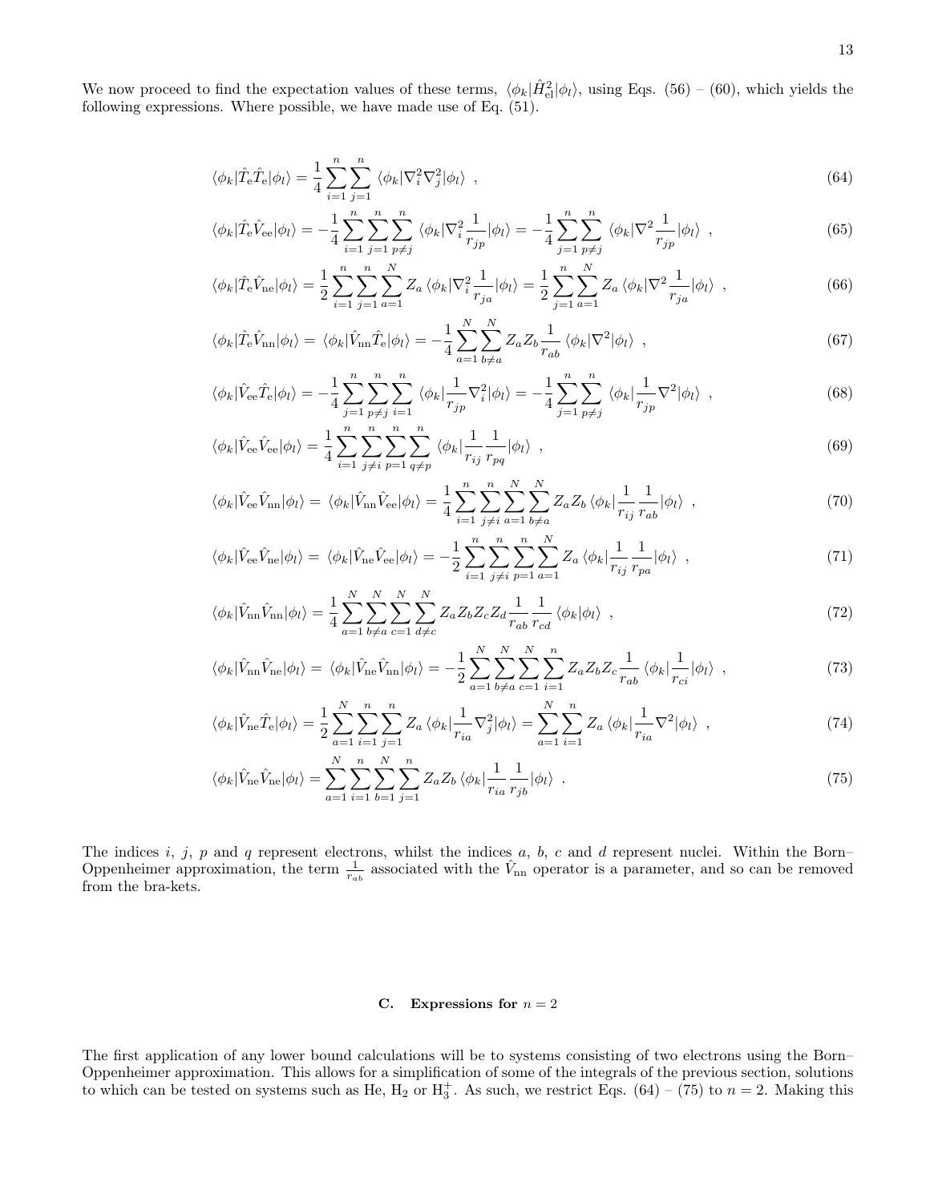We now proceed to find the expectation values of these terms, $\langle\phi_k|\hat{H}_{\rm el}^2|\phi_l\rangle$, using Eqs. (56) – (60), which yields the following expressions. Where possible, we have made use of Eq. (51).

$$\langle\phi_k|\hat{T}_{\rm e}\hat{T}_{\rm e}|\phi_l\rangle = \frac{1}{4}\sum_{i=1}^{n}\sum_{j=1}^{n}\langle\phi_k|\nabla_i^2\nabla_j^2|\phi_l\rangle \ , \tag{64}$$

$$\langle\phi_k|\hat{T}_{\rm e}\hat{V}_{\rm ee}|\phi_l\rangle = -\frac{1}{4}\sum_{i=1}^{n}\sum_{j=1}^{n}\sum_{p\neq j}^{n}\langle\phi_k|\nabla_i^2\frac{1}{r_{jp}}|\phi_l\rangle = -\frac{1}{4}\sum_{j=1}^{n}\sum_{p\neq j}^{n}\langle\phi_k|\nabla^2\frac{1}{r_{jp}}|\phi_l\rangle \ , \tag{65}$$

$$\langle\phi_k|\hat{T}_{\rm e}\hat{V}_{\rm ne}|\phi_l\rangle = \frac{1}{2}\sum_{i=1}^{n}\sum_{j=1}^{n}\sum_{a=1}^{N}Z_a\,\langle\phi_k|\nabla_i^2\frac{1}{r_{ja}}|\phi_l\rangle = \frac{1}{2}\sum_{j=1}^{n}\sum_{a=1}^{N}Z_a\,\langle\phi_k|\nabla^2\frac{1}{r_{ja}}|\phi_l\rangle \ , \tag{66}$$

$$\langle\phi_k|\hat{T}_{\rm e}\hat{V}_{\rm nn}|\phi_l\rangle = \langle\phi_k|\hat{V}_{\rm nn}\hat{T}_{\rm e}|\phi_l\rangle = -\frac{1}{4}\sum_{a=1}^{N}\sum_{b\neq a}^{N}Z_aZ_b\frac{1}{r_{ab}}\,\langle\phi_k|\nabla^2|\phi_l\rangle \ , \tag{67}$$

$$\langle\phi_k|\hat{V}_{\rm ee}\hat{T}_{\rm e}|\phi_l\rangle = -\frac{1}{4}\sum_{j=1}^{n}\sum_{p\neq j}^{n}\sum_{i=1}^{n}\langle\phi_k|\frac{1}{r_{jp}}\nabla_i^2|\phi_l\rangle = -\frac{1}{4}\sum_{j=1}^{n}\sum_{p\neq j}^{n}\langle\phi_k|\frac{1}{r_{jp}}\nabla^2|\phi_l\rangle \ , \tag{68}$$

$$\langle\phi_k|\hat{V}_{\rm ee}\hat{V}_{\rm ee}|\phi_l\rangle = \frac{1}{4}\sum_{i=1}^{n}\sum_{j\neq i}^{n}\sum_{p=1}^{n}\sum_{q\neq p}^{n}\langle\phi_k|\frac{1}{r_{ij}}\frac{1}{r_{pq}}|\phi_l\rangle \ , \tag{69}$$

$$\langle\phi_k|\hat{V}_{\rm ee}\hat{V}_{\rm nn}|\phi_l\rangle = \langle\phi_k|\hat{V}_{\rm nn}\hat{V}_{\rm ee}|\phi_l\rangle = \frac{1}{4}\sum_{i=1}^{n}\sum_{j\neq i}^{n}\sum_{a=1}^{N}\sum_{b\neq a}^{N}Z_aZ_b\,\langle\phi_k|\frac{1}{r_{ij}}\frac{1}{r_{ab}}|\phi_l\rangle \ , \tag{70}$$

$$\langle\phi_k|\hat{V}_{\rm ee}\hat{V}_{\rm ne}|\phi_l\rangle = \langle\phi_k|\hat{V}_{\rm ne}\hat{V}_{\rm ee}|\phi_l\rangle = -\frac{1}{2}\sum_{i=1}^{n}\sum_{j\neq i}^{n}\sum_{p=1}^{n}\sum_{a=1}^{N}Z_a\,\langle\phi_k|\frac{1}{r_{ij}}\frac{1}{r_{pa}}|\phi_l\rangle \ , \tag{71}$$

$$\langle\phi_k|\hat{V}_{\rm nn}\hat{V}_{\rm nn}|\phi_l\rangle = \frac{1}{4}\sum_{a=1}^{N}\sum_{b\neq a}^{N}\sum_{c=1}^{N}\sum_{d\neq c}^{N}Z_aZ_bZ_cZ_d\frac{1}{r_{ab}}\frac{1}{r_{cd}}\,\langle\phi_k|\phi_l\rangle \ , \tag{72}$$

$$\langle\phi_k|\hat{V}_{\rm nn}\hat{V}_{\rm ne}|\phi_l\rangle = \langle\phi_k|\hat{V}_{\rm ne}\hat{V}_{\rm nn}|\phi_l\rangle = -\frac{1}{2}\sum_{a=1}^{N}\sum_{b\neq a}^{N}\sum_{c=1}^{N}\sum_{i=1}^{n}Z_aZ_bZ_c\frac{1}{r_{ab}}\,\langle\phi_k|\frac{1}{r_{ci}}|\phi_l\rangle \ , \tag{73}$$

$$\langle\phi_k|\hat{V}_{\rm ne}\hat{T}_{\rm e}|\phi_l\rangle = \frac{1}{2}\sum_{a=1}^{N}\sum_{i=1}^{n}\sum_{j=1}^{n}Z_a\,\langle\phi_k|\frac{1}{r_{ia}}\nabla_j^2|\phi_l\rangle = \sum_{a=1}^{N}\sum_{i=1}^{n}Z_a\,\langle\phi_k|\frac{1}{r_{ia}}\nabla^2|\phi_l\rangle \ , \tag{74}$$

$$\langle\phi_k|\hat{V}_{\rm ne}\hat{V}_{\rm ne}|\phi_l\rangle = \sum_{a=1}^{N}\sum_{i=1}^{n}\sum_{b=1}^{N}\sum_{j=1}^{n}Z_aZ_b\,\langle\phi_k|\frac{1}{r_{ia}}\frac{1}{r_{jb}}|\phi_l\rangle \ . \tag{75}$$

The indices $i$, $j$, $p$ and $q$ represent electrons, whilst the indices $a$, $b$, $c$ and $d$ represent nuclei. Within the Born–Oppenheimer approximation, the term $\frac{1}{r_{ab}}$ associated with the $\hat{V}_{\rm nn}$ operator is a parameter, and so can be removed from the bra-kets.

### C. Expressions for $n = 2$

The first application of any lower bound calculations will be to systems consisting of two electrons using the Born–Oppenheimer approximation. This allows for a simplification of some of the integrals of the previous section, solutions to which can be tested on systems such as He, $H_2$ or $H_3^+$. As such, we restrict Eqs. (64) – (75) to $n = 2$. Making this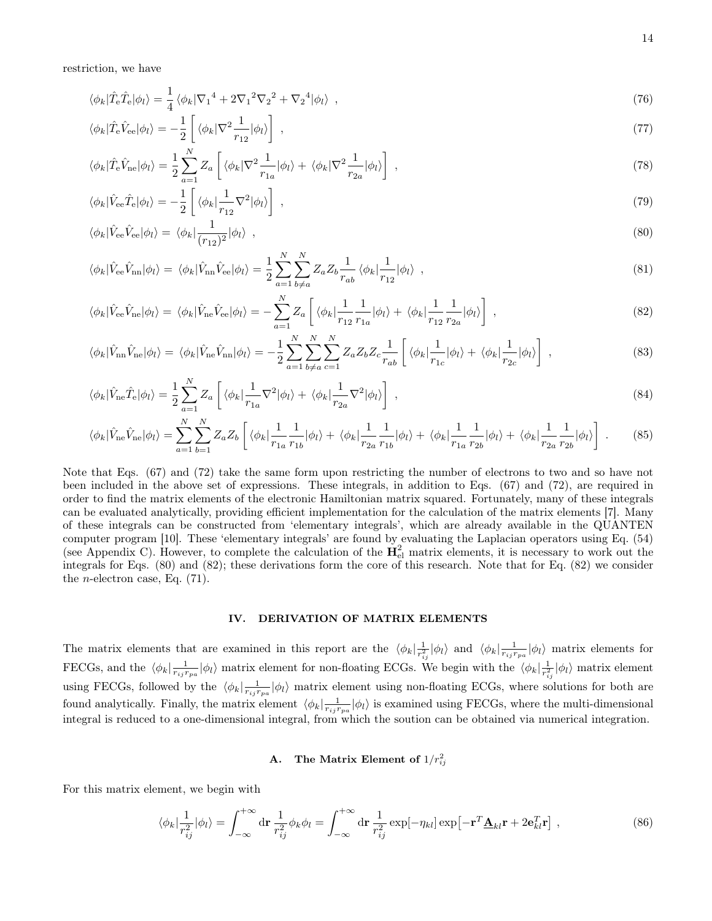restriction, we have

$$\langle\phi_k|\hat{T}_{\rm e}\hat{T}_{\rm e}|\phi_l\rangle = \frac{1}{4}\langle\phi_k|{\nabla_1}^4 + 2{\nabla_1}^2{\nabla_2}^2 + {\nabla_2}^4|\phi_l\rangle \ , \tag{76}$$

$$\langle\phi_k|\hat{T}_{\rm e}\hat{V}_{\rm ee}|\phi_l\rangle = -\frac{1}{2}\left[\langle\phi_k|\nabla^2\frac{1}{r_{12}}|\phi_l\rangle\right] \ , \tag{77}$$

$$\langle\phi_k|\hat{T}_{\rm e}\hat{V}_{\rm ne}|\phi_l\rangle = \frac{1}{2}\sum_{a=1}^{N}Z_a\left[\langle\phi_k|\nabla^2\frac{1}{r_{1a}}|\phi_l\rangle + \langle\phi_k|\nabla^2\frac{1}{r_{2a}}|\phi_l\rangle\right] \ , \tag{78}$$

$$\langle\phi_k|\hat{V}_{\rm ee}\hat{T}_{\rm e}|\phi_l\rangle = -\frac{1}{2}\left[\langle\phi_k|\frac{1}{r_{12}}\nabla^2|\phi_l\rangle\right] \ , \tag{79}$$

$$\langle\phi_k|\hat{V}_{\rm ee}\hat{V}_{\rm ee}|\phi_l\rangle = \langle\phi_k|\frac{1}{(r_{12})^2}|\phi_l\rangle \ , \tag{80}$$

$$\langle\phi_k|\hat{V}_{\rm ee}\hat{V}_{\rm nn}|\phi_l\rangle = \langle\phi_k|\hat{V}_{\rm nn}\hat{V}_{\rm ee}|\phi_l\rangle = \frac{1}{2}\sum_{a=1}^{N}\sum_{b\neq a}^{N}Z_aZ_b\frac{1}{r_{ab}}\langle\phi_k|\frac{1}{r_{12}}|\phi_l\rangle \ , \tag{81}$$

$$\langle\phi_k|\hat{V}_{\rm ee}\hat{V}_{\rm ne}|\phi_l\rangle = \langle\phi_k|\hat{V}_{\rm ne}\hat{V}_{\rm ee}|\phi_l\rangle = -\sum_{a=1}^{N}Z_a\left[\langle\phi_k|\frac{1}{r_{12}}\frac{1}{r_{1a}}|\phi_l\rangle + \langle\phi_k|\frac{1}{r_{12}}\frac{1}{r_{2a}}|\phi_l\rangle\right] \ , \tag{82}$$

$$\langle\phi_k|\hat{V}_{\rm nn}\hat{V}_{\rm ne}|\phi_l\rangle = \langle\phi_k|\hat{V}_{\rm ne}\hat{V}_{\rm nn}|\phi_l\rangle = -\frac{1}{2}\sum_{a=1}^{N}\sum_{b\neq a}^{N}\sum_{c=1}^{N}Z_aZ_bZ_c\frac{1}{r_{ab}}\left[\langle\phi_k|\frac{1}{r_{1c}}|\phi_l\rangle + \langle\phi_k|\frac{1}{r_{2c}}|\phi_l\rangle\right] \ , \tag{83}$$

$$\langle\phi_k|\hat{V}_{\rm ne}\hat{T}_{\rm e}|\phi_l\rangle = \frac{1}{2}\sum_{a=1}^{N}Z_a\left[\langle\phi_k|\frac{1}{r_{1a}}\nabla^2|\phi_l\rangle + \langle\phi_k|\frac{1}{r_{2a}}\nabla^2|\phi_l\rangle\right] \ , \tag{84}$$

$$\langle\phi_k|\hat{V}_{\rm ne}\hat{V}_{\rm ne}|\phi_l\rangle = \sum_{a=1}^{N}\sum_{b=1}^{N}Z_aZ_b\left[\langle\phi_k|\frac{1}{r_{1a}}\frac{1}{r_{1b}}|\phi_l\rangle + \langle\phi_k|\frac{1}{r_{2a}}\frac{1}{r_{1b}}|\phi_l\rangle + \langle\phi_k|\frac{1}{r_{1a}}\frac{1}{r_{2b}}|\phi_l\rangle + \langle\phi_k|\frac{1}{r_{2a}}\frac{1}{r_{2b}}|\phi_l\rangle\right] \ . \tag{85}$$

Note that Eqs. (67) and (72) take the same form upon restricting the number of electrons to two and so have not been included in the above set of expressions. These integrals, in addition to Eqs. (67) and (72), are required in order to find the matrix elements of the electronic Hamiltonian matrix squared. Fortunately, many of these integrals can be evaluated analytically, providing efficient implementation for the calculation of the matrix elements [7]. Many of these integrals can be constructed from 'elementary integrals', which are already available in the QUANTEN computer program [10]. These 'elementary integrals' are found by evaluating the Laplacian operators using Eq. (54) (see Appendix C). However, to complete the calculation of the $\mathbf{H}^2_{\rm el}$ matrix elements, it is necessary to work out the integrals for Eqs. (80) and (82); these derivations form the core of this research. Note that for Eq. (82) we consider the $n$-electron case, Eq. (71).

## IV. DERIVATION OF MATRIX ELEMENTS

The matrix elements that are examined in this report are the $\langle\phi_k|\frac{1}{r_{ij}^2}|\phi_l\rangle$ and $\langle\phi_k|\frac{1}{r_{ij}r_{pa}}|\phi_l\rangle$ matrix elements for FECGs, and the $\langle\phi_k|\frac{1}{r_{ij}r_{pa}}|\phi_l\rangle$ matrix element for non-floating ECGs. We begin with the $\langle\phi_k|\frac{1}{r_{ij}^2}|\phi_l\rangle$ matrix element using FECGs, followed by the $\langle\phi_k|\frac{1}{r_{ij}r_{pa}}|\phi_l\rangle$ matrix element using non-floating ECGs, where solutions for both are found analytically. Finally, the matrix element $\langle\phi_k|\frac{1}{r_{ij}r_{pa}}|\phi_l\rangle$ is examined using FECGs, where the multi-dimensional integral is reduced to a one-dimensional integral, from which the soution can be obtained via numerical integration.

### A. The Matrix Element of $1/r_{ij}^2$

For this matrix element, we begin with

$$\langle\phi_k|\frac{1}{r_{ij}^2}|\phi_l\rangle = \int_{-\infty}^{+\infty}\mathrm{d}\mathbf{r}\ \frac{1}{r_{ij}^2}\phi_k\phi_l = \int_{-\infty}^{+\infty}\mathrm{d}\mathbf{r}\ \frac{1}{r_{ij}^2}\exp[-\eta_{kl}]\exp\left[-\mathbf{r}^T\underline{\mathbf{A}}_{kl}\mathbf{r} + 2\mathbf{e}_{kl}^T\mathbf{r}\right] \ , \tag{86}$$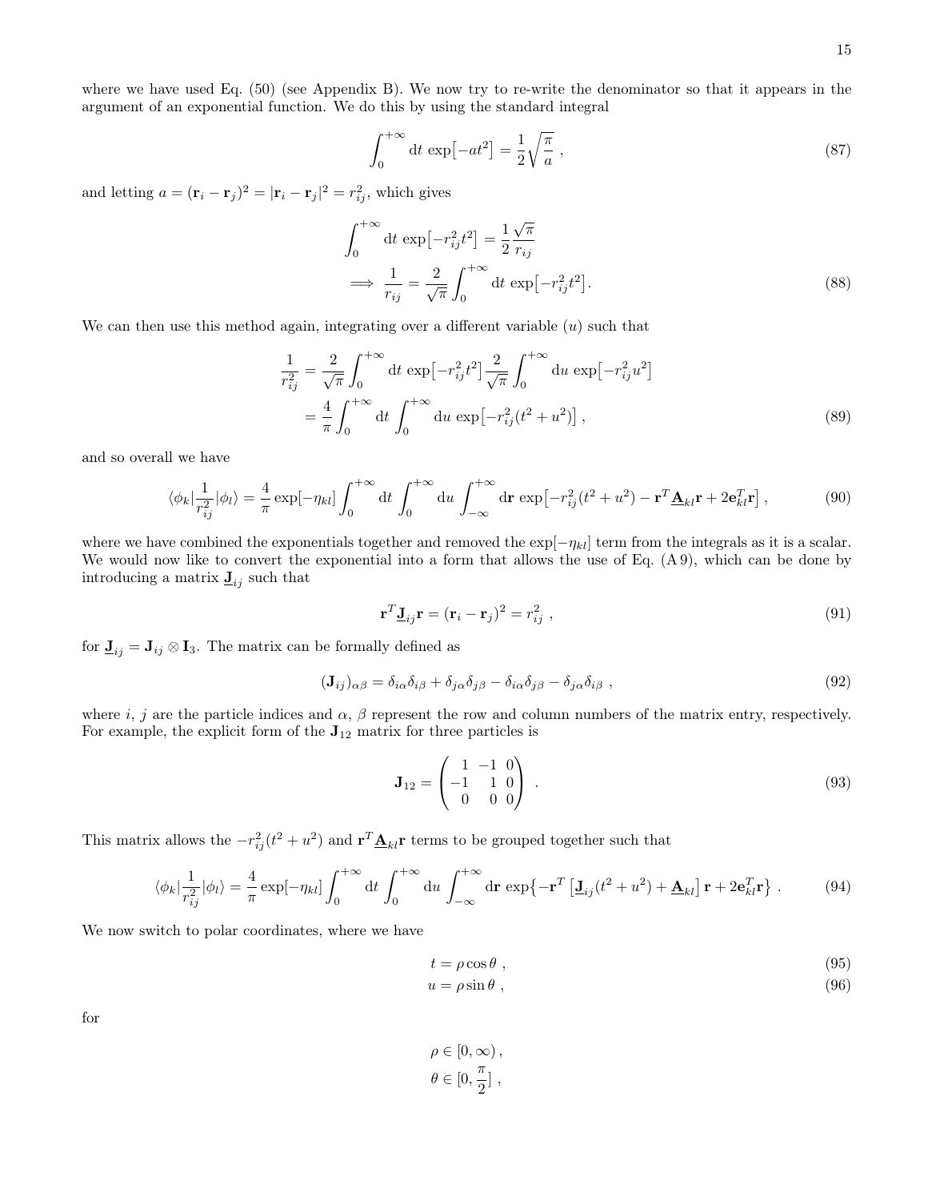where we have used Eq. (50) (see Appendix B). We now try to re-write the denominator so that it appears in the argument of an exponential function. We do this by using the standard integral

$$\int_0^{+\infty} \mathrm{d}t \, \exp\bigl[-at^2\bigr] = \frac{1}{2}\sqrt{\frac{\pi}{a}} \,, \tag{87}$$

and letting $a = (\mathbf{r}_i - \mathbf{r}_j)^2 = |\mathbf{r}_i - \mathbf{r}_j|^2 = r_{ij}^2$, which gives

$$\begin{aligned}\int_0^{+\infty} \mathrm{d}t \, \exp\bigl[-r_{ij}^2 t^2\bigr] &= \frac{1}{2}\frac{\sqrt{\pi}}{r_{ij}} \\ \implies \frac{1}{r_{ij}} &= \frac{2}{\sqrt{\pi}} \int_0^{+\infty} \mathrm{d}t \, \exp\bigl[-r_{ij}^2 t^2\bigr]. \end{aligned} \tag{88}$$

We can then use this method again, integrating over a different variable ($u$) such that

$$\begin{aligned}\frac{1}{r_{ij}^2} &= \frac{2}{\sqrt{\pi}} \int_0^{+\infty} \mathrm{d}t \, \exp\bigl[-r_{ij}^2 t^2\bigr] \frac{2}{\sqrt{\pi}} \int_0^{+\infty} \mathrm{d}u \, \exp\bigl[-r_{ij}^2 u^2\bigr] \\ &= \frac{4}{\pi} \int_0^{+\infty} \mathrm{d}t \int_0^{+\infty} \mathrm{d}u \, \exp\bigl[-r_{ij}^2 (t^2 + u^2)\bigr] \,, \end{aligned} \tag{89}$$

and so overall we have

$$\langle \phi_k | \frac{1}{r_{ij}^2} | \phi_l \rangle = \frac{4}{\pi} \exp[-\eta_{kl}] \int_0^{+\infty} \mathrm{d}t \int_0^{+\infty} \mathrm{d}u \int_{-\infty}^{+\infty} \mathrm{d}\mathbf{r} \, \exp\bigl[-r_{ij}^2(t^2+u^2) - \mathbf{r}^T \underline{\mathbf{A}}_{kl} \mathbf{r} + 2\mathbf{e}_{kl}^T \mathbf{r}\bigr] \,, \tag{90}$$

where we have combined the exponentials together and removed the $\exp[-\eta_{kl}]$ term from the integrals as it is a scalar. We would now like to convert the exponential into a form that allows the use of Eq. (A 9), which can be done by introducing a matrix $\underline{\mathbf{J}}_{ij}$ such that

$$\mathbf{r}^T \underline{\mathbf{J}}_{ij} \mathbf{r} = (\mathbf{r}_i - \mathbf{r}_j)^2 = r_{ij}^2 \,, \tag{91}$$

for $\underline{\mathbf{J}}_{ij} = \mathbf{J}_{ij} \otimes \mathbf{I}_3$. The matrix can be formally defined as

$$(\mathbf{J}_{ij})_{\alpha\beta} = \delta_{i\alpha}\delta_{i\beta} + \delta_{j\alpha}\delta_{j\beta} - \delta_{i\alpha}\delta_{j\beta} - \delta_{j\alpha}\delta_{i\beta} \,, \tag{92}$$

where $i$, $j$ are the particle indices and $\alpha$, $\beta$ represent the row and column numbers of the matrix entry, respectively. For example, the explicit form of the $\mathbf{J}_{12}$ matrix for three particles is

$$\mathbf{J}_{12} = \begin{pmatrix} 1 & -1 & 0 \\ -1 & 1 & 0 \\ 0 & 0 & 0 \end{pmatrix} \,. \tag{93}$$

This matrix allows the $-r_{ij}^2(t^2+u^2)$ and $\mathbf{r}^T \underline{\mathbf{A}}_{kl} \mathbf{r}$ terms to be grouped together such that

$$\langle \phi_k | \frac{1}{r_{ij}^2} | \phi_l \rangle = \frac{4}{\pi} \exp[-\eta_{kl}] \int_0^{+\infty} \mathrm{d}t \int_0^{+\infty} \mathrm{d}u \int_{-\infty}^{+\infty} \mathrm{d}\mathbf{r} \, \exp\bigl\{-\mathbf{r}^T \bigl[\underline{\mathbf{J}}_{ij}(t^2+u^2) + \underline{\mathbf{A}}_{kl}\bigr] \mathbf{r} + 2\mathbf{e}_{kl}^T \mathbf{r}\bigr\} \,. \tag{94}$$

We now switch to polar coordinates, where we have

$$t = \rho \cos\theta \,, \tag{95}$$

$$u = \rho \sin\theta \,, \tag{96}$$

for

$$\rho \in [0, \infty) \,,$$

$$\theta \in [0, \frac{\pi}{2}] \,,$$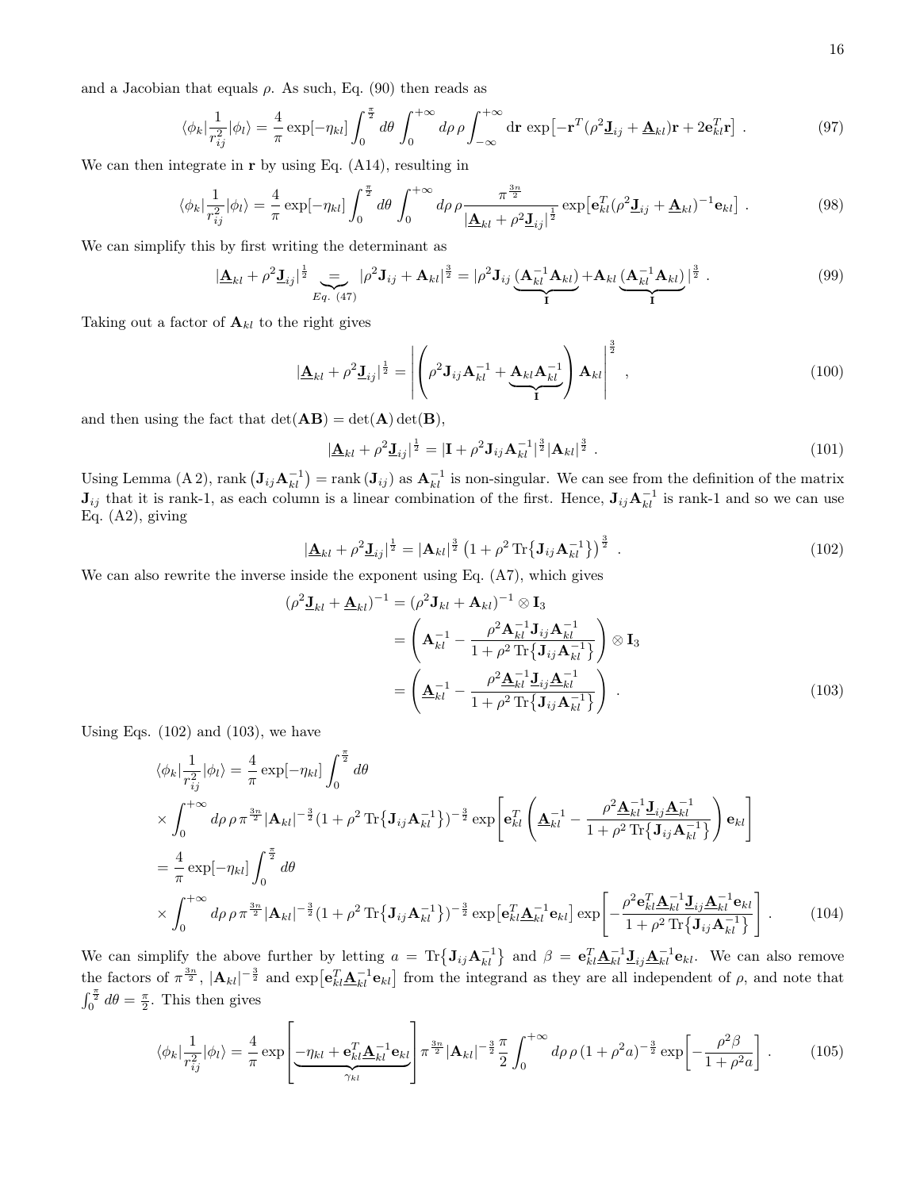and a Jacobian that equals $\rho$. As such, Eq. (90) then reads as

$$\langle\phi_k|\frac{1}{r_{ij}^2}|\phi_l\rangle = \frac{4}{\pi}\exp[-\eta_{kl}]\int_0^{\frac{\pi}{2}} d\theta \int_0^{+\infty} d\rho\,\rho \int_{-\infty}^{+\infty} \mathrm{d}\mathbf{r}\,\exp\left[-\mathbf{r}^T(\rho^2\underline{\mathbf{J}}_{ij}+\underline{\mathbf{A}}_{kl})\mathbf{r}+2\mathbf{e}_{kl}^T\mathbf{r}\right] \,. \tag{97}$$

We can then integrate in $\mathbf{r}$ by using Eq. (A14), resulting in

$$\langle\phi_k|\frac{1}{r_{ij}^2}|\phi_l\rangle = \frac{4}{\pi}\exp[-\eta_{kl}]\int_0^{\frac{\pi}{2}} d\theta \int_0^{+\infty} d\rho\,\rho \frac{\pi^{\frac{3n}{2}}}{|\underline{\mathbf{A}}_{kl}+\rho^2\underline{\mathbf{J}}_{ij}|^{\frac{1}{2}}}\exp\left[\mathbf{e}_{kl}^T(\rho^2\underline{\mathbf{J}}_{ij}+\underline{\mathbf{A}}_{kl})^{-1}\mathbf{e}_{kl}\right] \,. \tag{98}$$

We can simplify this by first writing the determinant as

$$|\underline{\mathbf{A}}_{kl}+\rho^2\underline{\mathbf{J}}_{ij}|^{\frac{1}{2}} \underbrace{=}_{Eq.\ (47)} |\rho^2\mathbf{J}_{ij}+\mathbf{A}_{kl}|^{\frac{3}{2}} = |\rho^2\mathbf{J}_{ij}\underbrace{(\mathbf{A}_{kl}^{-1}\mathbf{A}_{kl})}_{\mathbf{I}}+\mathbf{A}_{kl}\underbrace{(\mathbf{A}_{kl}^{-1}\mathbf{A}_{kl})}_{\mathbf{I}}|^{\frac{3}{2}} \,. \tag{99}$$

Taking out a factor of $\mathbf{A}_{kl}$ to the right gives

$$|\underline{\mathbf{A}}_{kl}+\rho^2\underline{\mathbf{J}}_{ij}|^{\frac{1}{2}} = \left|\left(\rho^2\mathbf{J}_{ij}\mathbf{A}_{kl}^{-1}+\underbrace{\mathbf{A}_{kl}\mathbf{A}_{kl}^{-1}}_{\mathbf{I}}\right)\mathbf{A}_{kl}\right|^{\frac{3}{2}} \,, \tag{100}$$

and then using the fact that $\det(\mathbf{AB})=\det(\mathbf{A})\det(\mathbf{B})$,

$$|\underline{\mathbf{A}}_{kl}+\rho^2\underline{\mathbf{J}}_{ij}|^{\frac{1}{2}} = |\mathbf{I}+\rho^2\mathbf{J}_{ij}\mathbf{A}_{kl}^{-1}|^{\frac{3}{2}}|\mathbf{A}_{kl}|^{\frac{3}{2}} \,. \tag{101}$$

Using Lemma (A 2), $\mathrm{rank}\left(\mathbf{J}_{ij}\mathbf{A}_{kl}^{-1}\right)=\mathrm{rank}\left(\mathbf{J}_{ij}\right)$ as $\mathbf{A}_{kl}^{-1}$ is non-singular. We can see from the definition of the matrix $\mathbf{J}_{ij}$ that it is rank-1, as each column is a linear combination of the first. Hence, $\mathbf{J}_{ij}\mathbf{A}_{kl}^{-1}$ is rank-1 and so we can use Eq. (A2), giving

$$|\underline{\mathbf{A}}_{kl}+\rho^2\underline{\mathbf{J}}_{ij}|^{\frac{1}{2}} = |\mathbf{A}_{kl}|^{\frac{3}{2}}\left(1+\rho^2\,\mathrm{Tr}\{\mathbf{J}_{ij}\mathbf{A}_{kl}^{-1}\}\right)^{\frac{3}{2}} \,. \tag{102}$$

We can also rewrite the inverse inside the exponent using Eq. (A7), which gives

$$\begin{aligned}
(\rho^2\underline{\mathbf{J}}_{kl}+\underline{\mathbf{A}}_{kl})^{-1} &= (\rho^2\mathbf{J}_{kl}+\mathbf{A}_{kl})^{-1}\otimes\mathbf{I}_3 \\
&= \left(\mathbf{A}_{kl}^{-1}-\frac{\rho^2\mathbf{A}_{kl}^{-1}\mathbf{J}_{ij}\mathbf{A}_{kl}^{-1}}{1+\rho^2\,\mathrm{Tr}\{\mathbf{J}_{ij}\mathbf{A}_{kl}^{-1}\}}\right)\otimes\mathbf{I}_3 \\
&= \left(\underline{\mathbf{A}}_{kl}^{-1}-\frac{\rho^2\underline{\mathbf{A}}_{kl}^{-1}\underline{\mathbf{J}}_{ij}\underline{\mathbf{A}}_{kl}^{-1}}{1+\rho^2\,\mathrm{Tr}\{\mathbf{J}_{ij}\mathbf{A}_{kl}^{-1}\}}\right) \,.
\end{aligned} \tag{103}$$

Using Eqs. (102) and (103), we have

$$\begin{aligned}
&\langle\phi_k|\frac{1}{r_{ij}^2}|\phi_l\rangle = \frac{4}{\pi}\exp[-\eta_{kl}]\int_0^{\frac{\pi}{2}} d\theta \\
&\times\int_0^{+\infty} d\rho\,\rho\,\pi^{\frac{3n}{2}}|\mathbf{A}_{kl}|^{-\frac{3}{2}}(1+\rho^2\,\mathrm{Tr}\{\mathbf{J}_{ij}\mathbf{A}_{kl}^{-1}\})^{-\frac{3}{2}}\exp\left[\mathbf{e}_{kl}^T\left(\underline{\mathbf{A}}_{kl}^{-1}-\frac{\rho^2\underline{\mathbf{A}}_{kl}^{-1}\underline{\mathbf{J}}_{ij}\underline{\mathbf{A}}_{kl}^{-1}}{1+\rho^2\,\mathrm{Tr}\{\mathbf{J}_{ij}\mathbf{A}_{kl}^{-1}\}}\right)\mathbf{e}_{kl}\right] \\
&= \frac{4}{\pi}\exp[-\eta_{kl}]\int_0^{\frac{\pi}{2}} d\theta \\
&\times\int_0^{+\infty} d\rho\,\rho\,\pi^{\frac{3n}{2}}|\mathbf{A}_{kl}|^{-\frac{3}{2}}(1+\rho^2\,\mathrm{Tr}\{\mathbf{J}_{ij}\mathbf{A}_{kl}^{-1}\})^{-\frac{3}{2}}\exp\left[\mathbf{e}_{kl}^T\underline{\mathbf{A}}_{kl}^{-1}\mathbf{e}_{kl}\right]\exp\left[-\frac{\rho^2\mathbf{e}_{kl}^T\underline{\mathbf{A}}_{kl}^{-1}\underline{\mathbf{J}}_{ij}\underline{\mathbf{A}}_{kl}^{-1}\mathbf{e}_{kl}}{1+\rho^2\,\mathrm{Tr}\{\mathbf{J}_{ij}\mathbf{A}_{kl}^{-1}\}}\right] \,.
\end{aligned} \tag{104}$$

We can simplify the above further by letting $a=\mathrm{Tr}\{\mathbf{J}_{ij}\mathbf{A}_{kl}^{-1}\}$ and $\beta=\mathbf{e}_{kl}^T\underline{\mathbf{A}}_{kl}^{-1}\underline{\mathbf{J}}_{ij}\underline{\mathbf{A}}_{kl}^{-1}\mathbf{e}_{kl}$. We can also remove the factors of $\pi^{\frac{3n}{2}}$, $|\mathbf{A}_{kl}|^{-\frac{3}{2}}$ and $\exp\left[\mathbf{e}_{kl}^T\underline{\mathbf{A}}_{kl}^{-1}\mathbf{e}_{kl}\right]$ from the integrand as they are all independent of $\rho$, and note that $\int_0^{\frac{\pi}{2}} d\theta=\frac{\pi}{2}$. This then gives

$$\langle\phi_k|\frac{1}{r_{ij}^2}|\phi_l\rangle = \frac{4}{\pi}\exp\left[\underbrace{-\eta_{kl}+\mathbf{e}_{kl}^T\underline{\mathbf{A}}_{kl}^{-1}\mathbf{e}_{kl}}_{\gamma_{kl}}\right]\pi^{\frac{3n}{2}}|\mathbf{A}_{kl}|^{-\frac{3}{2}}\frac{\pi}{2}\int_0^{+\infty} d\rho\,\rho\,(1+\rho^2 a)^{-\frac{3}{2}}\exp\left[-\frac{\rho^2\beta}{1+\rho^2 a}\right] \,. \tag{105}$$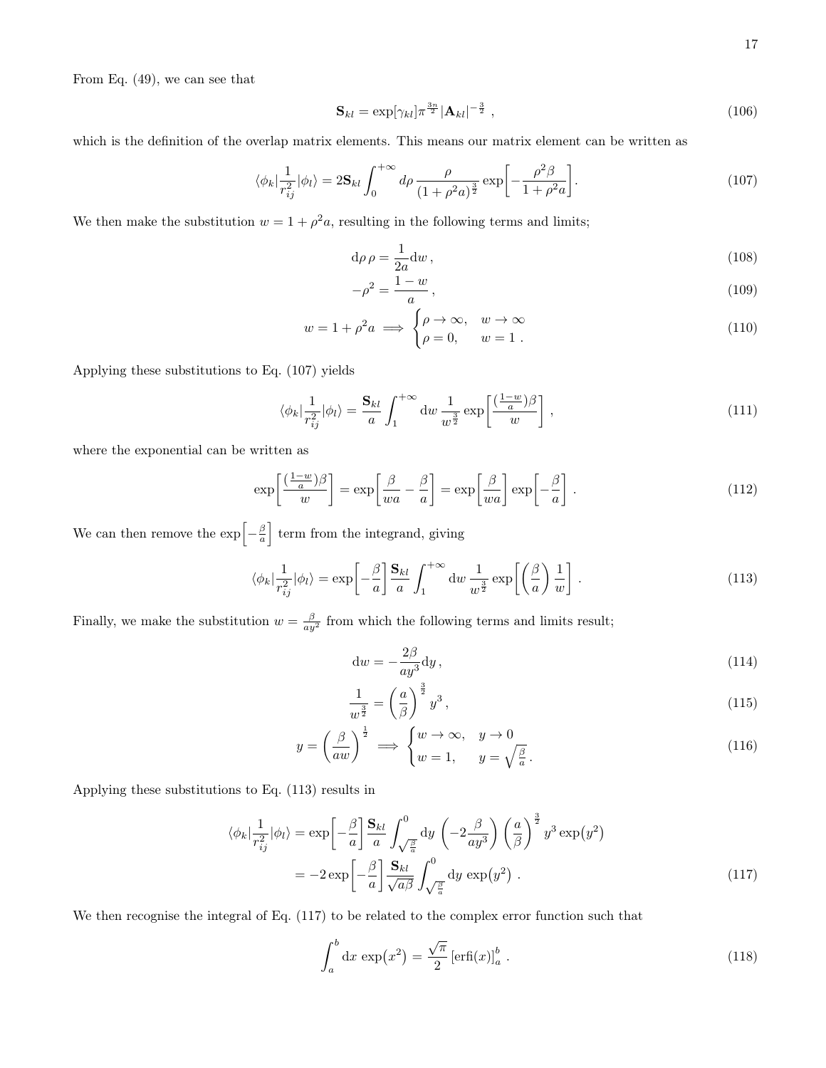From Eq. (49), we can see that

$$\mathbf{S}_{kl} = \exp[\gamma_{kl}]\pi^{\frac{3n}{2}}|\mathbf{A}_{kl}|^{-\frac{3}{2}} \,, \tag{106}$$

which is the definition of the overlap matrix elements. This means our matrix element can be written as

$$\langle\phi_k|\frac{1}{r_{ij}^2}|\phi_l\rangle = 2\mathbf{S}_{kl}\int_0^{+\infty} d\rho\, \frac{\rho}{(1+\rho^2 a)^{\frac{3}{2}}}\exp\!\left[-\frac{\rho^2\beta}{1+\rho^2 a}\right]. \tag{107}$$

We then make the substitution $w = 1+\rho^2 a$, resulting in the following terms and limits;

$$\mathrm{d}\rho\,\rho = \frac{1}{2a}\mathrm{d}w\,, \tag{108}$$

$$-\rho^2 = \frac{1-w}{a}\,, \tag{109}$$

$$w = 1+\rho^2 a \implies \begin{cases} \rho\to\infty, & w\to\infty \\ \rho = 0, & w = 1\,. \end{cases} \tag{110}$$

Applying these substitutions to Eq. (107) yields

$$\langle\phi_k|\frac{1}{r_{ij}^2}|\phi_l\rangle = \frac{\mathbf{S}_{kl}}{a}\int_1^{+\infty} \mathrm{d}w\, \frac{1}{w^{\frac{3}{2}}}\exp\!\left[\frac{(\frac{1-w}{a})\beta}{w}\right]\,, \tag{111}$$

where the exponential can be written as

$$\exp\!\left[\frac{(\frac{1-w}{a})\beta}{w}\right] = \exp\!\left[\frac{\beta}{wa}-\frac{\beta}{a}\right] = \exp\!\left[\frac{\beta}{wa}\right]\exp\!\left[-\frac{\beta}{a}\right]\,. \tag{112}$$

We can then remove the $\exp\!\left[-\frac{\beta}{a}\right]$ term from the integrand, giving

$$\langle\phi_k|\frac{1}{r_{ij}^2}|\phi_l\rangle = \exp\!\left[-\frac{\beta}{a}\right]\frac{\mathbf{S}_{kl}}{a}\int_1^{+\infty} \mathrm{d}w\, \frac{1}{w^{\frac{3}{2}}}\exp\!\left[\left(\frac{\beta}{a}\right)\frac{1}{w}\right]\,. \tag{113}$$

Finally, we make the substitution $w = \frac{\beta}{ay^2}$ from which the following terms and limits result;

$$\mathrm{d}w = -\frac{2\beta}{ay^3}\mathrm{d}y\,, \tag{114}$$

$$\frac{1}{w^{\frac{3}{2}}} = \left(\frac{a}{\beta}\right)^{\frac{3}{2}} y^3\,, \tag{115}$$

$$y = \left(\frac{\beta}{aw}\right)^{\frac{1}{2}} \implies \begin{cases} w\to\infty, & y\to 0 \\ w = 1, & y = \sqrt{\frac{\beta}{a}}\,. \end{cases} \tag{116}$$

Applying these substitutions to Eq. (113) results in

$$\begin{aligned}
\langle\phi_k|\frac{1}{r_{ij}^2}|\phi_l\rangle &= \exp\!\left[-\frac{\beta}{a}\right]\frac{\mathbf{S}_{kl}}{a}\int_{\sqrt{\frac{\beta}{a}}}^{0}\mathrm{d}y\,\left(-2\frac{\beta}{ay^3}\right)\left(\frac{a}{\beta}\right)^{\frac{3}{2}} y^3\exp\!\left(y^2\right) \\
&= -2\exp\!\left[-\frac{\beta}{a}\right]\frac{\mathbf{S}_{kl}}{\sqrt{a\beta}}\int_{\sqrt{\frac{\beta}{a}}}^{0}\mathrm{d}y\,\exp\!\left(y^2\right)\,.
\end{aligned} \tag{117}$$

We then recognise the integral of Eq. (117) to be related to the complex error function such that

$$\int_a^b \mathrm{d}x\,\exp\!\left(x^2\right) = \frac{\sqrt{\pi}}{2}\left[\mathrm{erfi}(x)\right]_a^b\,. \tag{118}$$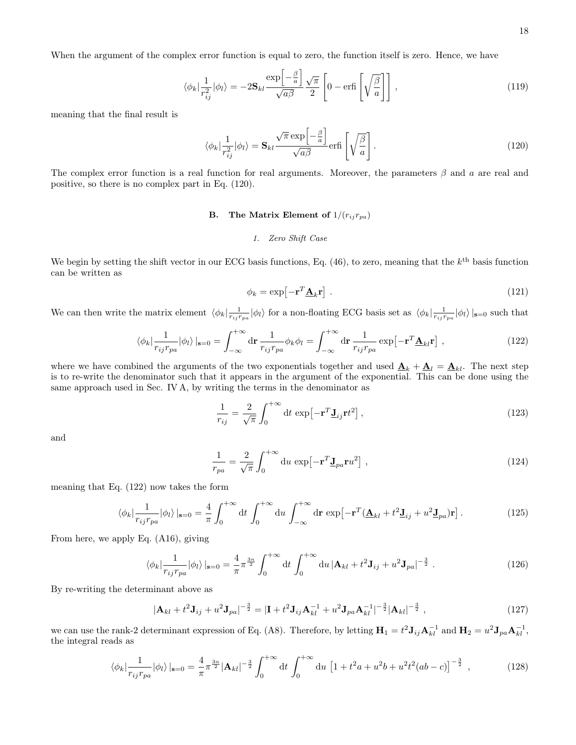When the argument of the complex error function is equal to zero, the function itself is zero. Hence, we have

$$\langle\phi_k|\frac{1}{r_{ij}^2}|\phi_l\rangle = -2\mathbf{S}_{kl}\frac{\exp\left[-\frac{\beta}{a}\right]}{\sqrt{a\beta}}\frac{\sqrt{\pi}}{2}\left[0 - \text{erfi}\left[\sqrt{\frac{\beta}{a}}\right]\right] , \tag{119}$$

meaning that the final result is

$$\langle\phi_k|\frac{1}{r_{ij}^2}|\phi_l\rangle = \mathbf{S}_{kl}\frac{\sqrt{\pi}\exp\left[-\frac{\beta}{a}\right]}{\sqrt{a\beta}}\text{erfi}\left[\sqrt{\frac{\beta}{a}}\right] . \tag{120}$$

The complex error function is a real function for real arguments. Moreover, the parameters $\beta$ and $a$ are real and positive, so there is no complex part in Eq. (120).

### B. The Matrix Element of $1/(r_{ij}r_{pa})$

#### *1. Zero Shift Case*

We begin by setting the shift vector in our ECG basis functions, Eq. (46), to zero, meaning that the $k^{\text{th}}$ basis function can be written as

$$\phi_k = \exp\left[-\mathbf{r}^T\underline{\mathbf{A}}_k\mathbf{r}\right] . \tag{121}$$

We can then write the matrix element $\langle\phi_k|\frac{1}{r_{ij}r_{pa}}|\phi_l\rangle$ for a non-floating ECG basis set as $\langle\phi_k|\frac{1}{r_{ij}r_{pa}}|\phi_l\rangle\,|_{\mathbf{s}=0}$ such that

$$\langle\phi_k|\frac{1}{r_{ij}r_{pa}}|\phi_l\rangle\,|_{\mathbf{s}=0} = \int_{-\infty}^{+\infty}\mathrm{d}\mathbf{r}\,\frac{1}{r_{ij}r_{pa}}\phi_k\phi_l = \int_{-\infty}^{+\infty}\mathrm{d}\mathbf{r}\,\frac{1}{r_{ij}r_{pa}}\exp\left[-\mathbf{r}^T\underline{\mathbf{A}}_{kl}\mathbf{r}\right] , \tag{122}$$

where we have combined the arguments of the two exponentials together and used $\underline{\mathbf{A}}_k + \underline{\mathbf{A}}_l = \underline{\mathbf{A}}_{kl}$. The next step is to re-write the denominator such that it appears in the argument of the exponential. This can be done using the same approach used in Sec. IV A, by writing the terms in the denominator as

$$\frac{1}{r_{ij}} = \frac{2}{\sqrt{\pi}}\int_0^{+\infty}\mathrm{d}t\,\exp\left[-\mathbf{r}^T\underline{\mathbf{J}}_{ij}\mathbf{r}t^2\right] , \tag{123}$$

and

$$\frac{1}{r_{pa}} = \frac{2}{\sqrt{\pi}}\int_0^{+\infty}\mathrm{d}u\,\exp\left[-\mathbf{r}^T\underline{\mathbf{J}}_{pa}\mathbf{r}u^2\right] , \tag{124}$$

meaning that Eq. (122) now takes the form

$$\langle\phi_k|\frac{1}{r_{ij}r_{pa}}|\phi_l\rangle\,|_{\mathbf{s}=0} = \frac{4}{\pi}\int_0^{+\infty}\mathrm{d}t\int_0^{+\infty}\mathrm{d}u\int_{-\infty}^{+\infty}\mathrm{d}\mathbf{r}\,\exp\left[-\mathbf{r}^T(\underline{\mathbf{A}}_{kl} + t^2\underline{\mathbf{J}}_{ij} + u^2\underline{\mathbf{J}}_{pa})\mathbf{r}\right] . \tag{125}$$

From here, we apply Eq. (A16), giving

$$\langle\phi_k|\frac{1}{r_{ij}r_{pa}}|\phi_l\rangle\,|_{\mathbf{s}=0} = \frac{4}{\pi}\pi^{\frac{3n}{2}}\int_0^{+\infty}\mathrm{d}t\int_0^{+\infty}\mathrm{d}u\,|\mathbf{A}_{kl} + t^2\mathbf{J}_{ij} + u^2\mathbf{J}_{pa}|^{-\frac{3}{2}} . \tag{126}$$

By re-writing the determinant above as

$$|\mathbf{A}_{kl} + t^2\mathbf{J}_{ij} + u^2\mathbf{J}_{pa}|^{-\frac{3}{2}} = |\mathbf{I} + t^2\mathbf{J}_{ij}\mathbf{A}_{kl}^{-1} + u^2\mathbf{J}_{pa}\mathbf{A}_{kl}^{-1}|^{-\frac{3}{2}}|\mathbf{A}_{kl}|^{-\frac{3}{2}} , \tag{127}$$

we can use the rank-2 determinant expression of Eq. (A8). Therefore, by letting $\mathbf{H}_1 = t^2\mathbf{J}_{ij}\mathbf{A}_{kl}^{-1}$ and $\mathbf{H}_2 = u^2\mathbf{J}_{pa}\mathbf{A}_{kl}^{-1}$, the integral reads as

$$\langle\phi_k|\frac{1}{r_{ij}r_{pa}}|\phi_l\rangle\,|_{\mathbf{s}=0} = \frac{4}{\pi}\pi^{\frac{3n}{2}}|\mathbf{A}_{kl}|^{-\frac{3}{2}}\int_0^{+\infty}\mathrm{d}t\int_0^{+\infty}\mathrm{d}u\,\left[1 + t^2a + u^2b + u^2t^2(ab - c)\right]^{-\frac{3}{2}} , \tag{128}$$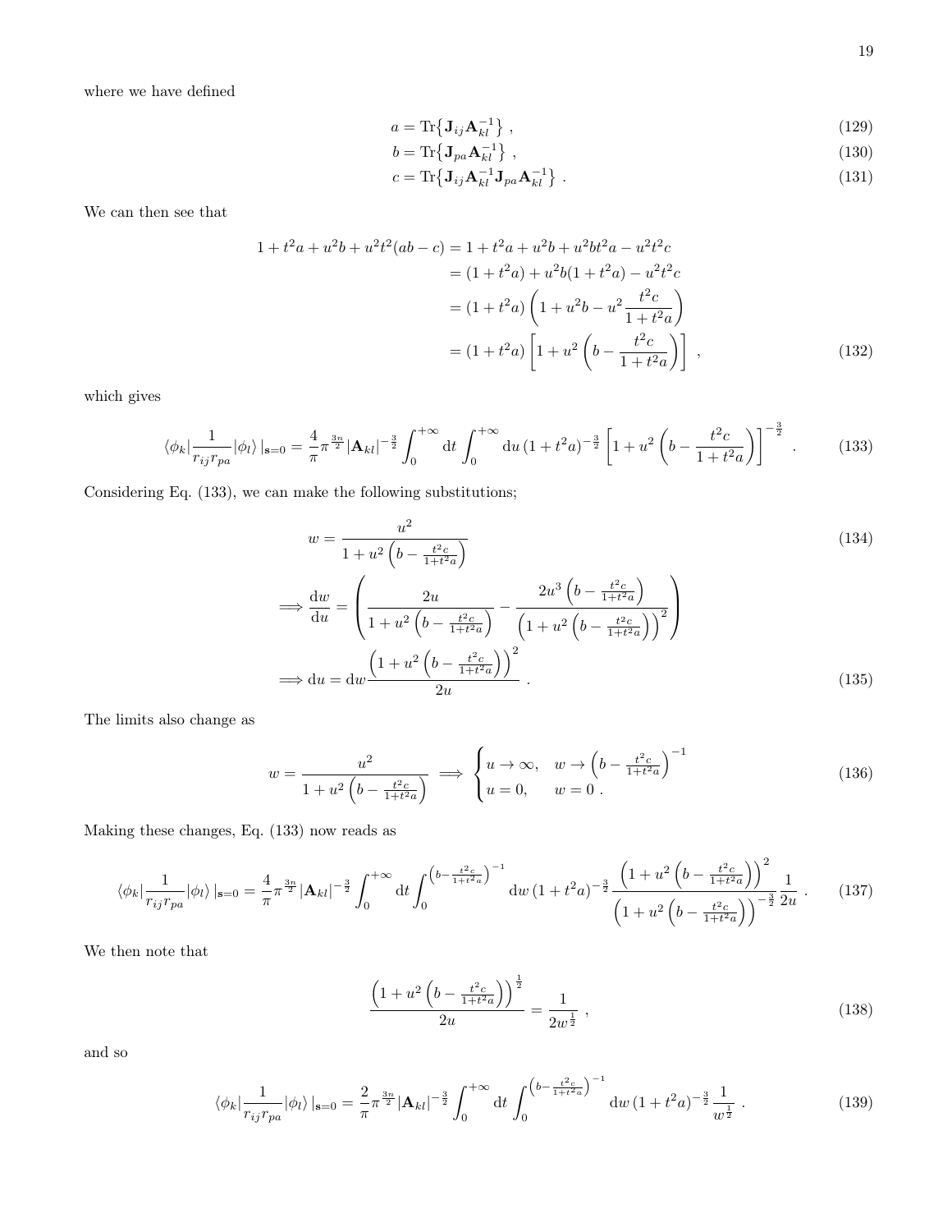where we have defined

$$a = \mathrm{Tr}\{\mathbf{J}_{ij}\mathbf{A}_{kl}^{-1}\} \ , \tag{129}$$

$$b = \mathrm{Tr}\{\mathbf{J}_{pa}\mathbf{A}_{kl}^{-1}\} \ , \tag{130}$$

$$c = \mathrm{Tr}\{\mathbf{J}_{ij}\mathbf{A}_{kl}^{-1}\mathbf{J}_{pa}\mathbf{A}_{kl}^{-1}\} \ . \tag{131}$$

We can then see that

$$\begin{aligned}
1 + t^2 a + u^2 b + u^2 t^2 (ab - c) &= 1 + t^2 a + u^2 b + u^2 b t^2 a - u^2 t^2 c \\
&= (1 + t^2 a) + u^2 b (1 + t^2 a) - u^2 t^2 c \\
&= (1 + t^2 a)\left(1 + u^2 b - u^2 \frac{t^2 c}{1 + t^2 a}\right) \\
&= (1 + t^2 a)\left[1 + u^2\left(b - \frac{t^2 c}{1 + t^2 a}\right)\right] \ ,
\end{aligned} \tag{132}$$

which gives

$$\langle \phi_k | \frac{1}{r_{ij} r_{pa}} | \phi_l \rangle \,|_{\mathbf{s}=0} = \frac{4}{\pi} \pi^{\frac{3n}{2}} |\mathbf{A}_{kl}|^{-\frac{3}{2}} \int_0^{+\infty} \mathrm{d}t \int_0^{+\infty} \mathrm{d}u \, (1 + t^2 a)^{-\frac{3}{2}} \left[1 + u^2\left(b - \frac{t^2 c}{1 + t^2 a}\right)\right]^{-\frac{3}{2}} \ . \tag{133}$$

Considering Eq. (133), we can make the following substitutions;

$$w = \frac{u^2}{1 + u^2\left(b - \frac{t^2 c}{1 + t^2 a}\right)} \tag{134}$$

$$\Longrightarrow \frac{\mathrm{d}w}{\mathrm{d}u} = \left(\frac{2u}{1 + u^2\left(b - \frac{t^2 c}{1 + t^2 a}\right)} - \frac{2u^3\left(b - \frac{t^2 c}{1 + t^2 a}\right)}{\left(1 + u^2\left(b - \frac{t^2 c}{1 + t^2 a}\right)\right)^2}\right)$$

$$\Longrightarrow \mathrm{d}u = \mathrm{d}w \frac{\left(1 + u^2\left(b - \frac{t^2 c}{1 + t^2 a}\right)\right)^2}{2u} \ . \tag{135}$$

The limits also change as

$$w = \frac{u^2}{1 + u^2\left(b - \frac{t^2 c}{1 + t^2 a}\right)} \implies \begin{cases} u \to \infty, & w \to \left(b - \frac{t^2 c}{1 + t^2 a}\right)^{-1} \\ u = 0, & w = 0 \ . \end{cases} \tag{136}$$

Making these changes, Eq. (133) now reads as

$$\langle \phi_k | \frac{1}{r_{ij} r_{pa}} | \phi_l \rangle \,|_{\mathbf{s}=0} = \frac{4}{\pi} \pi^{\frac{3n}{2}} |\mathbf{A}_{kl}|^{-\frac{3}{2}} \int_0^{+\infty} \mathrm{d}t \int_0^{\left(b - \frac{t^2 c}{1 + t^2 a}\right)^{-1}} \mathrm{d}w \, (1 + t^2 a)^{-\frac{3}{2}} \frac{\left(1 + u^2\left(b - \frac{t^2 c}{1 + t^2 a}\right)\right)^2}{\left(1 + u^2\left(b - \frac{t^2 c}{1 + t^2 a}\right)\right)^{-\frac{3}{2}}} \frac{1}{2u} \ . \tag{137}$$

We then note that

$$\frac{\left(1 + u^2\left(b - \frac{t^2 c}{1 + t^2 a}\right)\right)^{\frac{1}{2}}}{2u} = \frac{1}{2w^{\frac{1}{2}}} \ , \tag{138}$$

and so

$$\langle \phi_k | \frac{1}{r_{ij} r_{pa}} | \phi_l \rangle \,|_{\mathbf{s}=0} = \frac{2}{\pi} \pi^{\frac{3n}{2}} |\mathbf{A}_{kl}|^{-\frac{3}{2}} \int_0^{+\infty} \mathrm{d}t \int_0^{\left(b - \frac{t^2 c}{1 + t^2 a}\right)^{-1}} \mathrm{d}w \, (1 + t^2 a)^{-\frac{3}{2}} \frac{1}{w^{\frac{1}{2}}} \ . \tag{139}$$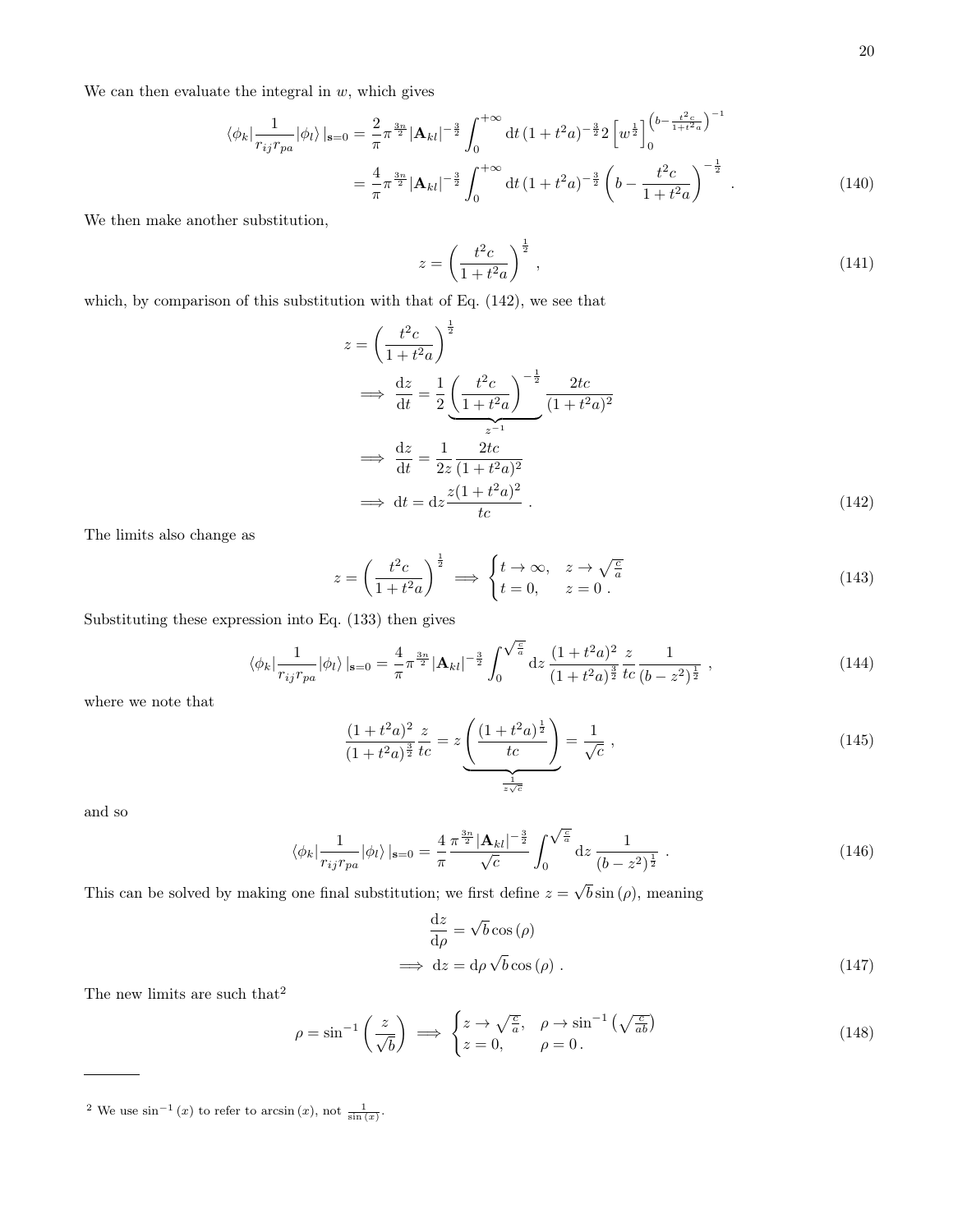We can then evaluate the integral in $w$, which gives

$$
\begin{aligned}
\langle\phi_k|\frac{1}{r_{ij}r_{pa}}|\phi_l\rangle\,|_{\mathbf{s}=0} &= \frac{2}{\pi}\pi^{\frac{3n}{2}}|\mathbf{A}_{kl}|^{-\frac{3}{2}}\int_0^{+\infty}\mathrm{d}t\,(1+t^2a)^{-\frac{3}{2}}2\left[w^{\frac{1}{2}}\right]_0^{\left(b-\frac{t^2c}{1+t^2a}\right)^{-1}} \\
&= \frac{4}{\pi}\pi^{\frac{3n}{2}}|\mathbf{A}_{kl}|^{-\frac{3}{2}}\int_0^{+\infty}\mathrm{d}t\,(1+t^2a)^{-\frac{3}{2}}\left(b-\frac{t^2c}{1+t^2a}\right)^{-\frac{1}{2}} \ . \qquad (140)
\end{aligned}
$$

We then make another substitution,

$$
z = \left(\frac{t^2c}{1+t^2a}\right)^{\frac{1}{2}} \ , \tag{141}
$$

which, by comparison of this substitution with that of Eq. (142), we see that

$$
\begin{aligned}
z &= \left(\frac{t^2c}{1+t^2a}\right)^{\frac{1}{2}} \\
\implies \frac{\mathrm{d}z}{\mathrm{d}t} &= \frac{1}{2}\underbrace{\left(\frac{t^2c}{1+t^2a}\right)^{-\frac{1}{2}}}_{z^{-1}}\frac{2tc}{(1+t^2a)^2} \\
\implies \frac{\mathrm{d}z}{\mathrm{d}t} &= \frac{1}{2z}\frac{2tc}{(1+t^2a)^2} \\
\implies \mathrm{d}t &= \mathrm{d}z\frac{z(1+t^2a)^2}{tc} \ . \qquad (142)
\end{aligned}
$$

The limits also change as

$$
z = \left(\frac{t^2c}{1+t^2a}\right)^{\frac{1}{2}} \implies \begin{cases} t\to\infty, & z\to\sqrt{\frac{c}{a}} \\ t=0, & z=0 \ . \end{cases} \tag{143}
$$

Substituting these expression into Eq. (133) then gives

$$
\langle\phi_k|\frac{1}{r_{ij}r_{pa}}|\phi_l\rangle\,|_{\mathbf{s}=0} = \frac{4}{\pi}\pi^{\frac{3n}{2}}|\mathbf{A}_{kl}|^{-\frac{3}{2}}\int_0^{\sqrt{\frac{c}{a}}}\mathrm{d}z\,\frac{(1+t^2a)^2}{(1+t^2a)^{\frac{3}{2}}}\frac{z}{tc}\frac{1}{(b-z^2)^{\frac{1}{2}}} \ , \tag{144}
$$

where we note that

$$
\frac{(1+t^2a)^2}{(1+t^2a)^{\frac{3}{2}}}\frac{z}{tc} = z\underbrace{\left(\frac{(1+t^2a)^{\frac{1}{2}}}{tc}\right)}_{\frac{1}{z\sqrt{c}}} = \frac{1}{\sqrt{c}} \ , \tag{145}
$$

and so

$$
\langle\phi_k|\frac{1}{r_{ij}r_{pa}}|\phi_l\rangle\,|_{\mathbf{s}=0} = \frac{4}{\pi}\frac{\pi^{\frac{3n}{2}}|\mathbf{A}_{kl}|^{-\frac{3}{2}}}{\sqrt{c}}\int_0^{\sqrt{\frac{c}{a}}}\mathrm{d}z\,\frac{1}{(b-z^2)^{\frac{1}{2}}} \ . \tag{146}
$$

This can be solved by making one final substitution; we first define $z=\sqrt{b}\sin(\rho)$, meaning

$$
\begin{aligned}
\frac{\mathrm{d}z}{\mathrm{d}\rho} &= \sqrt{b}\cos(\rho) \\
\implies \mathrm{d}z &= \mathrm{d}\rho\,\sqrt{b}\cos(\rho) \ . \qquad (147)
\end{aligned}
$$

The new limits are such that[2]

$$
\rho = \sin^{-1}\left(\frac{z}{\sqrt{b}}\right) \implies \begin{cases} z\to\sqrt{\frac{c}{a}}, & \rho\to\sin^{-1}\left(\sqrt{\frac{c}{ab}}\right) \\ z=0, & \rho=0 \ . \end{cases} \tag{148}
$$

---

[2] We use $\sin^{-1}(x)$ to refer to $\arcsin(x)$, not $\frac{1}{\sin(x)}$.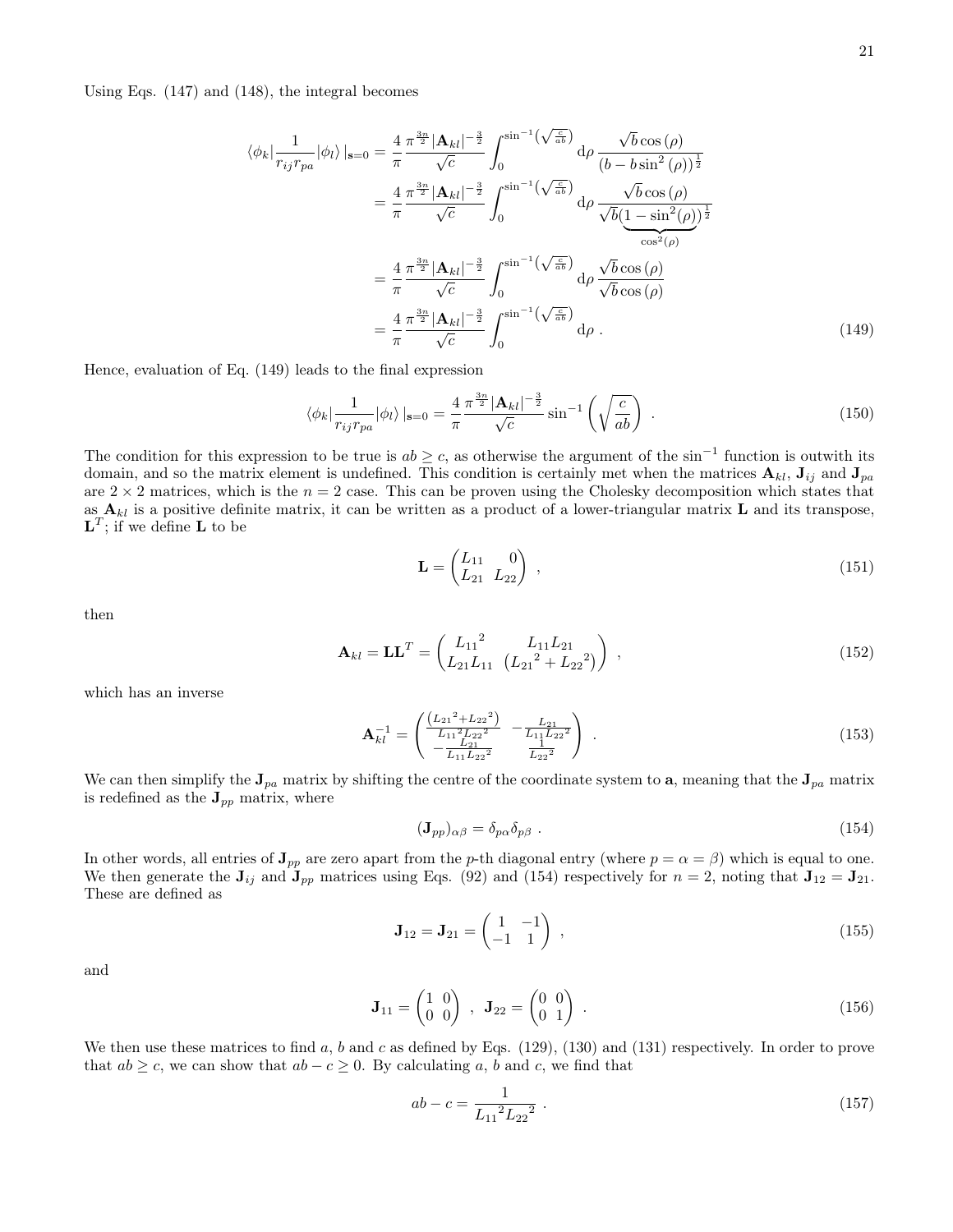Using Eqs. (147) and (148), the integral becomes

$$
\begin{aligned}
\langle\phi_k|\frac{1}{r_{ij}r_{pa}}|\phi_l\rangle\,|_{\mathbf{s}=0} &= \frac{4}{\pi}\frac{\pi^{\frac{3n}{2}}|\mathbf{A}_{kl}|^{-\frac{3}{2}}}{\sqrt{c}}\int_0^{\sin^{-1}\left(\sqrt{\frac{c}{ab}}\right)} \mathrm{d}\rho\,\frac{\sqrt{b}\cos(\rho)}{\left(b - b\sin^2(\rho)\right)^{\frac{1}{2}}} \\
&= \frac{4}{\pi}\frac{\pi^{\frac{3n}{2}}|\mathbf{A}_{kl}|^{-\frac{3}{2}}}{\sqrt{c}}\int_0^{\sin^{-1}\left(\sqrt{\frac{c}{ab}}\right)} \mathrm{d}\rho\,\frac{\sqrt{b}\cos(\rho)}{\sqrt{b}(\underbrace{1-\sin^2(\rho)}_{\cos^2(\rho)})^{\frac{1}{2}}} \\
&= \frac{4}{\pi}\frac{\pi^{\frac{3n}{2}}|\mathbf{A}_{kl}|^{-\frac{3}{2}}}{\sqrt{c}}\int_0^{\sin^{-1}\left(\sqrt{\frac{c}{ab}}\right)} \mathrm{d}\rho\,\frac{\sqrt{b}\cos(\rho)}{\sqrt{b}\cos(\rho)} \\
&= \frac{4}{\pi}\frac{\pi^{\frac{3n}{2}}|\mathbf{A}_{kl}|^{-\frac{3}{2}}}{\sqrt{c}}\int_0^{\sin^{-1}\left(\sqrt{\frac{c}{ab}}\right)} \mathrm{d}\rho\ .
\end{aligned} \tag{149}
$$

Hence, evaluation of Eq. (149) leads to the final expression

$$
\langle\phi_k|\frac{1}{r_{ij}r_{pa}}|\phi_l\rangle\,|_{\mathbf{s}=0} = \frac{4}{\pi}\frac{\pi^{\frac{3n}{2}}|\mathbf{A}_{kl}|^{-\frac{3}{2}}}{\sqrt{c}}\sin^{-1}\left(\sqrt{\frac{c}{ab}}\right)\ . \tag{150}
$$

The condition for this expression to be true is $ab \geq c$, as otherwise the argument of the $\sin^{-1}$ function is outwith its domain, and so the matrix element is undefined. This condition is certainly met when the matrices $\mathbf{A}_{kl}$, $\mathbf{J}_{ij}$ and $\mathbf{J}_{pa}$ are $2\times 2$ matrices, which is the $n = 2$ case. This can be proven using the Cholesky decomposition which states that as $\mathbf{A}_{kl}$ is a positive definite matrix, it can be written as a product of a lower-triangular matrix $\mathbf{L}$ and its transpose, $\mathbf{L}^T$; if we define $\mathbf{L}$ to be

$$
\mathbf{L} = \begin{pmatrix} L_{11} & 0 \\ L_{21} & L_{22} \end{pmatrix}\ , \tag{151}
$$

then

$$
\mathbf{A}_{kl} = \mathbf{L}\mathbf{L}^T = \begin{pmatrix} {L_{11}}^2 & L_{11}L_{21} \\ L_{21}L_{11} & \left({L_{21}}^2 + {L_{22}}^2\right) \end{pmatrix}\ , \tag{152}
$$

which has an inverse

$$
\mathbf{A}_{kl}^{-1} = \begin{pmatrix} \frac{\left({L_{21}}^2+{L_{22}}^2\right)}{{L_{11}}^2{L_{22}}^2} & -\frac{L_{21}}{L_{11}{L_{22}}^2} \\ -\frac{L_{21}}{L_{11}{L_{22}}^2} & \frac{1}{{L_{22}}^2} \end{pmatrix}\ . \tag{153}
$$

We can then simplify the $\mathbf{J}_{pa}$ matrix by shifting the centre of the coordinate system to $\mathbf{a}$, meaning that the $\mathbf{J}_{pa}$ matrix is redefined as the $\mathbf{J}_{pp}$ matrix, where

$$
(\mathbf{J}_{pp})_{\alpha\beta} = \delta_{p\alpha}\delta_{p\beta}\ . \tag{154}
$$

In other words, all entries of $\mathbf{J}_{pp}$ are zero apart from the $p$-th diagonal entry (where $p = \alpha = \beta$) which is equal to one. We then generate the $\mathbf{J}_{ij}$ and $\mathbf{J}_{pp}$ matrices using Eqs. (92) and (154) respectively for $n = 2$, noting that $\mathbf{J}_{12} = \mathbf{J}_{21}$. These are defined as

$$
\mathbf{J}_{12} = \mathbf{J}_{21} = \begin{pmatrix} 1 & -1 \\ -1 & 1 \end{pmatrix}\ , \tag{155}
$$

and

$$
\mathbf{J}_{11} = \begin{pmatrix} 1 & 0 \\ 0 & 0 \end{pmatrix}\ ,\ \mathbf{J}_{22} = \begin{pmatrix} 0 & 0 \\ 0 & 1 \end{pmatrix}\ . \tag{156}
$$

We then use these matrices to find $a$, $b$ and $c$ as defined by Eqs. (129), (130) and (131) respectively. In order to prove that $ab \geq c$, we can show that $ab - c \geq 0$. By calculating $a$, $b$ and $c$, we find that

$$
ab - c = \frac{1}{{L_{11}}^2{L_{22}}^2}\ . \tag{157}
$$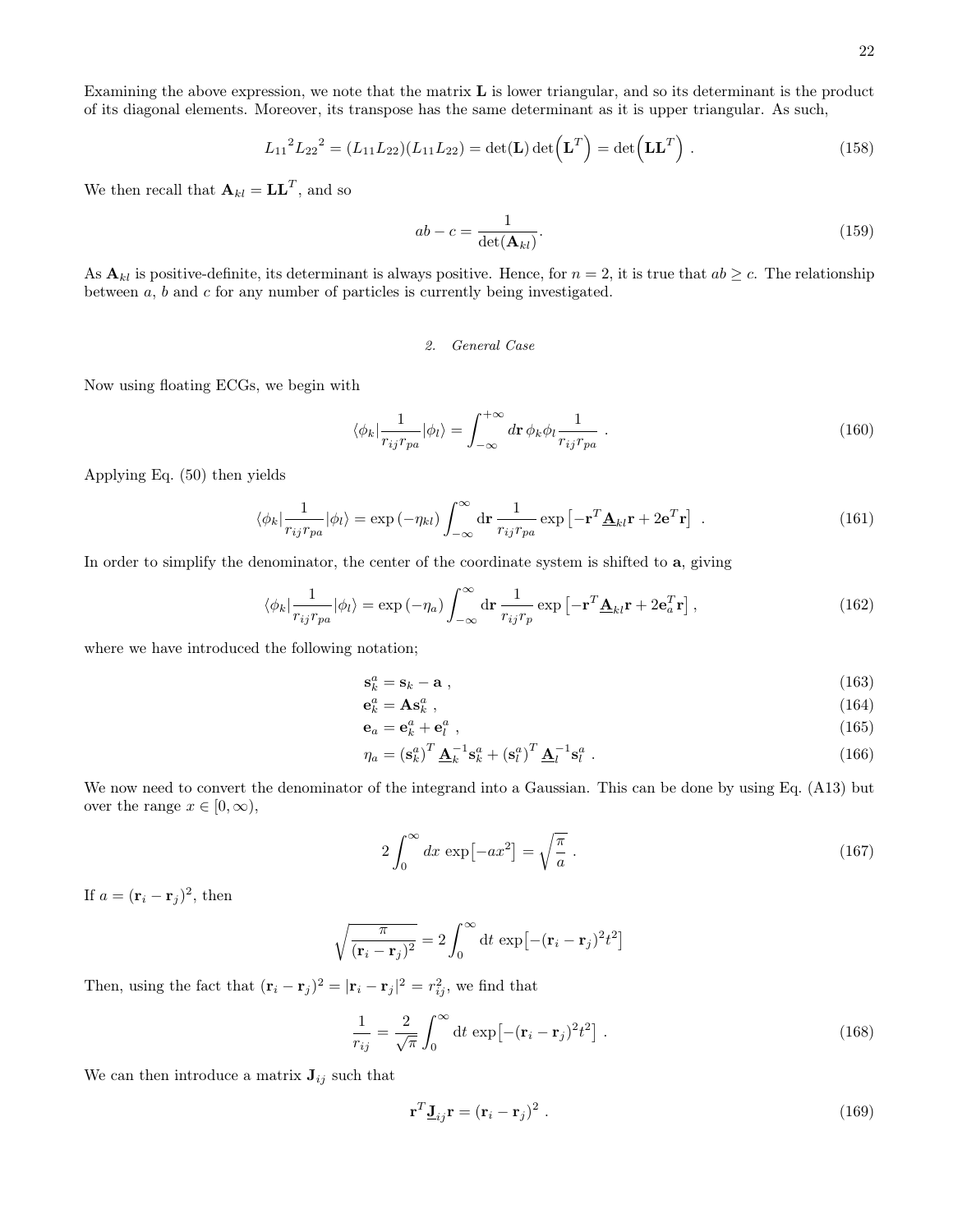Examining the above expression, we note that the matrix $\mathbf{L}$ is lower triangular, and so its determinant is the product of its diagonal elements. Moreover, its transpose has the same determinant as it is upper triangular. As such,

$$
{L_{11}}^2{L_{22}}^2 = (L_{11}L_{22})(L_{11}L_{22}) = \det(\mathbf{L})\det\Big(\mathbf{L}^T\Big) = \det\Big(\mathbf{L}\mathbf{L}^T\Big)\ . \tag{158}
$$

We then recall that $\mathbf{A}_{kl} = \mathbf{L}\mathbf{L}^T$, and so

$$
ab - c = \frac{1}{\det(\mathbf{A}_{kl})}. \tag{159}
$$

As $\mathbf{A}_{kl}$ is positive-definite, its determinant is always positive. Hence, for $n = 2$, it is true that $ab \geq c$. The relationship between $a$, $b$ and $c$ for any number of particles is currently being investigated.

### *2. General Case*

Now using floating ECGs, we begin with

$$
\langle \phi_k | \frac{1}{r_{ij} r_{pa}} | \phi_l \rangle = \int_{-\infty}^{+\infty} d\mathbf{r}\, \phi_k \phi_l \frac{1}{r_{ij} r_{pa}}\ . \tag{160}
$$

Applying Eq. (50) then yields

$$
\langle \phi_k | \frac{1}{r_{ij} r_{pa}} | \phi_l \rangle = \exp\left(-\eta_{kl}\right) \int_{-\infty}^{\infty} \mathrm{d}\mathbf{r}\, \frac{1}{r_{ij} r_{pa}} \exp\left[-\mathbf{r}^T \underline{\mathbf{A}}_{kl} \mathbf{r} + 2\mathbf{e}^T \mathbf{r}\right]\ . \tag{161}
$$

In order to simplify the denominator, the center of the coordinate system is shifted to $\mathbf{a}$, giving

$$
\langle \phi_k | \frac{1}{r_{ij} r_{pa}} | \phi_l \rangle = \exp\left(-\eta_a\right) \int_{-\infty}^{\infty} \mathrm{d}\mathbf{r}\, \frac{1}{r_{ij} r_{p}} \exp\left[-\mathbf{r}^T \underline{\mathbf{A}}_{kl} \mathbf{r} + 2\mathbf{e}_a^T \mathbf{r}\right], \tag{162}
$$

where we have introduced the following notation;

$$
\mathbf{s}_k^a = \mathbf{s}_k - \mathbf{a}\ , \tag{163}
$$

$$
\mathbf{e}_k^a = \mathbf{A}\mathbf{s}_k^a\ , \tag{164}
$$

$$
\mathbf{e}_a = \mathbf{e}_k^a + \mathbf{e}_l^a\ , \tag{165}
$$

$$
\eta_a = \left(\mathbf{s}_k^a\right)^T \underline{\mathbf{A}}_k^{-1} \mathbf{s}_k^a + \left(\mathbf{s}_l^a\right)^T \underline{\mathbf{A}}_l^{-1} \mathbf{s}_l^a\ . \tag{166}
$$

We now need to convert the denominator of the integrand into a Gaussian. This can be done by using Eq. (A13) but over the range $x \in [0, \infty)$,

$$
2\int_0^{\infty} dx\, \exp\left[-ax^2\right] = \sqrt{\frac{\pi}{a}}\ . \tag{167}
$$

If $a = (\mathbf{r}_i - \mathbf{r}_j)^2$, then

$$
\sqrt{\frac{\pi}{(\mathbf{r}_i - \mathbf{r}_j)^2}} = 2\int_0^{\infty} \mathrm{d}t\, \exp\left[-(\mathbf{r}_i - \mathbf{r}_j)^2 t^2\right]
$$

Then, using the fact that $(\mathbf{r}_i - \mathbf{r}_j)^2 = |\mathbf{r}_i - \mathbf{r}_j|^2 = r_{ij}^2$, we find that

$$
\frac{1}{r_{ij}} = \frac{2}{\sqrt{\pi}} \int_0^{\infty} \mathrm{d}t\, \exp\left[-(\mathbf{r}_i - \mathbf{r}_j)^2 t^2\right]\ . \tag{168}
$$

We can then introduce a matrix $\mathbf{J}_{ij}$ such that

$$
\mathbf{r}^T \underline{\mathbf{J}}_{ij} \mathbf{r} = (\mathbf{r}_i - \mathbf{r}_j)^2\ . \tag{169}
$$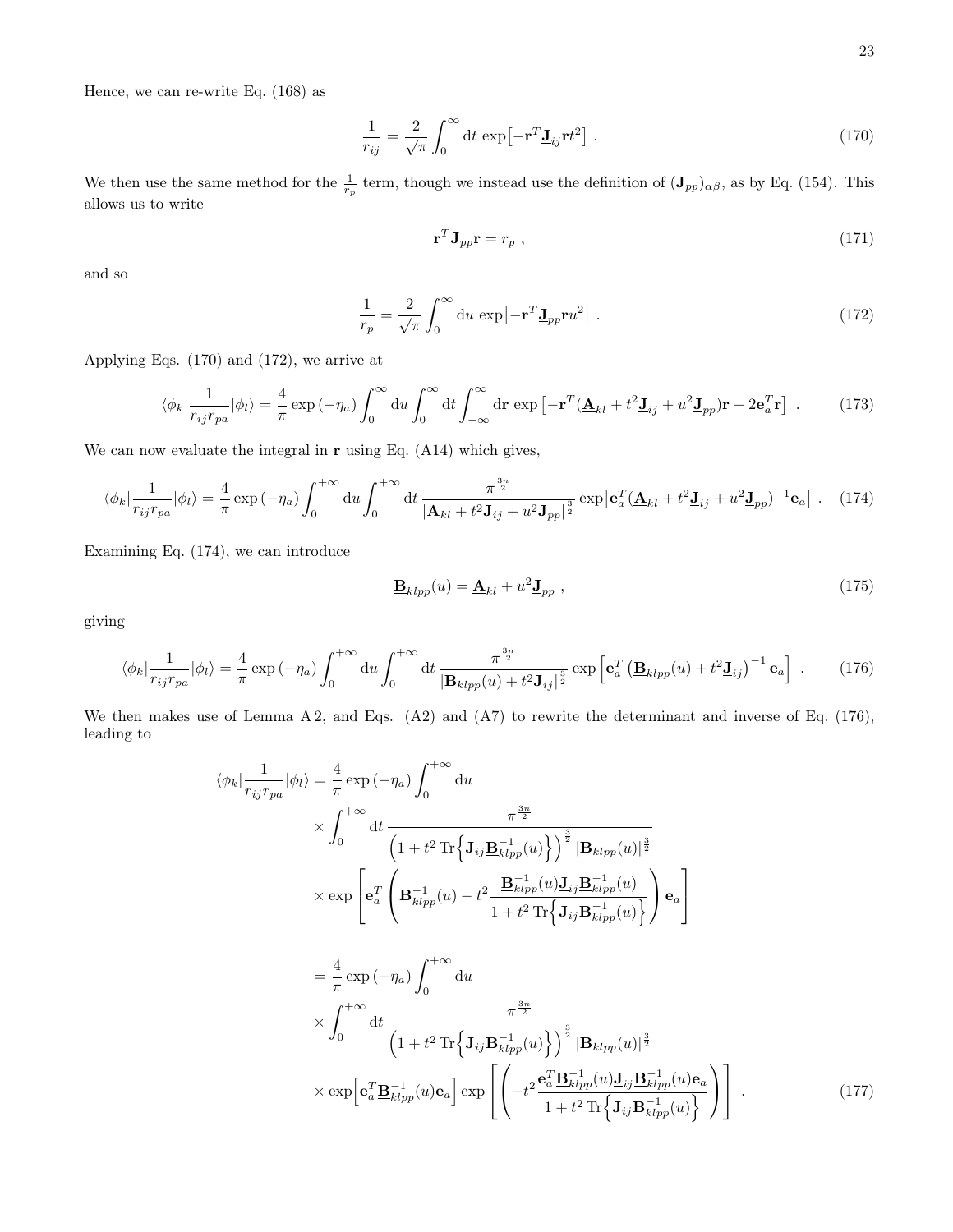Hence, we can re-write Eq. (168) as

$$\frac{1}{r_{ij}} = \frac{2}{\sqrt{\pi}} \int_0^\infty \mathrm{d}t \, \exp\!\left[-\mathbf{r}^T \underline{\mathbf{J}}_{ij} \mathbf{r} t^2\right] \, . \tag{170}$$

We then use the same method for the $\frac{1}{r_p}$ term, though we instead use the definition of $(\mathbf{J}_{pp})_{\alpha\beta}$, as by Eq. (154). This allows us to write

$$\mathbf{r}^T \mathbf{J}_{pp} \mathbf{r} = r_p \, , \tag{171}$$

and so

$$\frac{1}{r_p} = \frac{2}{\sqrt{\pi}} \int_0^\infty \mathrm{d}u \, \exp\!\left[-\mathbf{r}^T \underline{\mathbf{J}}_{pp} \mathbf{r} u^2\right] \, . \tag{172}$$

Applying Eqs. (170) and (172), we arrive at

$$\langle \phi_k | \frac{1}{r_{ij} r_{pa}} | \phi_l \rangle = \frac{4}{\pi} \exp\left(-\eta_a\right) \int_0^\infty \mathrm{d}u \int_0^\infty \mathrm{d}t \int_{-\infty}^\infty \mathrm{d}\mathbf{r} \, \exp\left[-\mathbf{r}^T (\underline{\mathbf{A}}_{kl} + t^2 \underline{\mathbf{J}}_{ij} + u^2 \underline{\mathbf{J}}_{pp}) \mathbf{r} + 2\mathbf{e}_a^T \mathbf{r}\right] \, . \tag{173}$$

We can now evaluate the integral in $\mathbf{r}$ using Eq. (A14) which gives,

$$\langle \phi_k | \frac{1}{r_{ij} r_{pa}} | \phi_l \rangle = \frac{4}{\pi} \exp\left(-\eta_a\right) \int_0^{+\infty} \mathrm{d}u \int_0^{+\infty} \mathrm{d}t \, \frac{\pi^{\frac{3n}{2}}}{|\mathbf{A}_{kl} + t^2 \mathbf{J}_{ij} + u^2 \mathbf{J}_{pp}|^{\frac{3}{2}}} \exp\!\left[\mathbf{e}_a^T (\underline{\mathbf{A}}_{kl} + t^2 \underline{\mathbf{J}}_{ij} + u^2 \underline{\mathbf{J}}_{pp})^{-1} \mathbf{e}_a\right] \, . \tag{174}$$

Examining Eq. (174), we can introduce

$$\underline{\mathbf{B}}_{klpp}(u) = \underline{\mathbf{A}}_{kl} + u^2 \underline{\mathbf{J}}_{pp} \, , \tag{175}$$

giving

$$\langle \phi_k | \frac{1}{r_{ij} r_{pa}} | \phi_l \rangle = \frac{4}{\pi} \exp\left(-\eta_a\right) \int_0^{+\infty} \mathrm{d}u \int_0^{+\infty} \mathrm{d}t \, \frac{\pi^{\frac{3n}{2}}}{|\mathbf{B}_{klpp}(u) + t^2 \mathbf{J}_{ij}|^{\frac{3}{2}}} \exp\left[\mathbf{e}_a^T \left(\underline{\mathbf{B}}_{klpp}(u) + t^2 \underline{\mathbf{J}}_{ij}\right)^{-1} \mathbf{e}_a\right] \, . \tag{176}$$

We then makes use of Lemma A 2, and Eqs. (A2) and (A7) to rewrite the determinant and inverse of Eq. (176), leading to

$$\begin{aligned}
\langle \phi_k | \frac{1}{r_{ij} r_{pa}} | \phi_l \rangle &= \frac{4}{\pi} \exp\left(-\eta_a\right) \int_0^{+\infty} \mathrm{d}u \\
&\quad \times \int_0^{+\infty} \mathrm{d}t \, \frac{\pi^{\frac{3n}{2}}}{\left(1 + t^2 \operatorname{Tr}\!\left\{\mathbf{J}_{ij} \underline{\mathbf{B}}_{klpp}^{-1}(u)\right\}\right)^{\frac{3}{2}} |\mathbf{B}_{klpp}(u)|^{\frac{3}{2}}} \\
&\quad \times \exp\left[\mathbf{e}_a^T \left(\underline{\mathbf{B}}_{klpp}^{-1}(u) - t^2 \frac{\underline{\mathbf{B}}_{klpp}^{-1}(u) \underline{\mathbf{J}}_{ij} \underline{\mathbf{B}}_{klpp}^{-1}(u)}{1 + t^2 \operatorname{Tr}\!\left\{\mathbf{J}_{ij} \underline{\mathbf{B}}_{klpp}^{-1}(u)\right\}}\right) \mathbf{e}_a\right] \\[1em]
&= \frac{4}{\pi} \exp\left(-\eta_a\right) \int_0^{+\infty} \mathrm{d}u \\
&\quad \times \int_0^{+\infty} \mathrm{d}t \, \frac{\pi^{\frac{3n}{2}}}{\left(1 + t^2 \operatorname{Tr}\!\left\{\mathbf{J}_{ij} \underline{\mathbf{B}}_{klpp}^{-1}(u)\right\}\right)^{\frac{3}{2}} |\mathbf{B}_{klpp}(u)|^{\frac{3}{2}}} \\
&\quad \times \exp\!\left[\mathbf{e}_a^T \underline{\mathbf{B}}_{klpp}^{-1}(u) \mathbf{e}_a\right] \exp\left[\left(-t^2 \frac{\mathbf{e}_a^T \underline{\mathbf{B}}_{klpp}^{-1}(u) \underline{\mathbf{J}}_{ij} \underline{\mathbf{B}}_{klpp}^{-1}(u) \mathbf{e}_a}{1 + t^2 \operatorname{Tr}\!\left\{\mathbf{J}_{ij} \mathbf{B}_{klpp}^{-1}(u)\right\}}\right)\right] \, .
\end{aligned} \tag{177}$$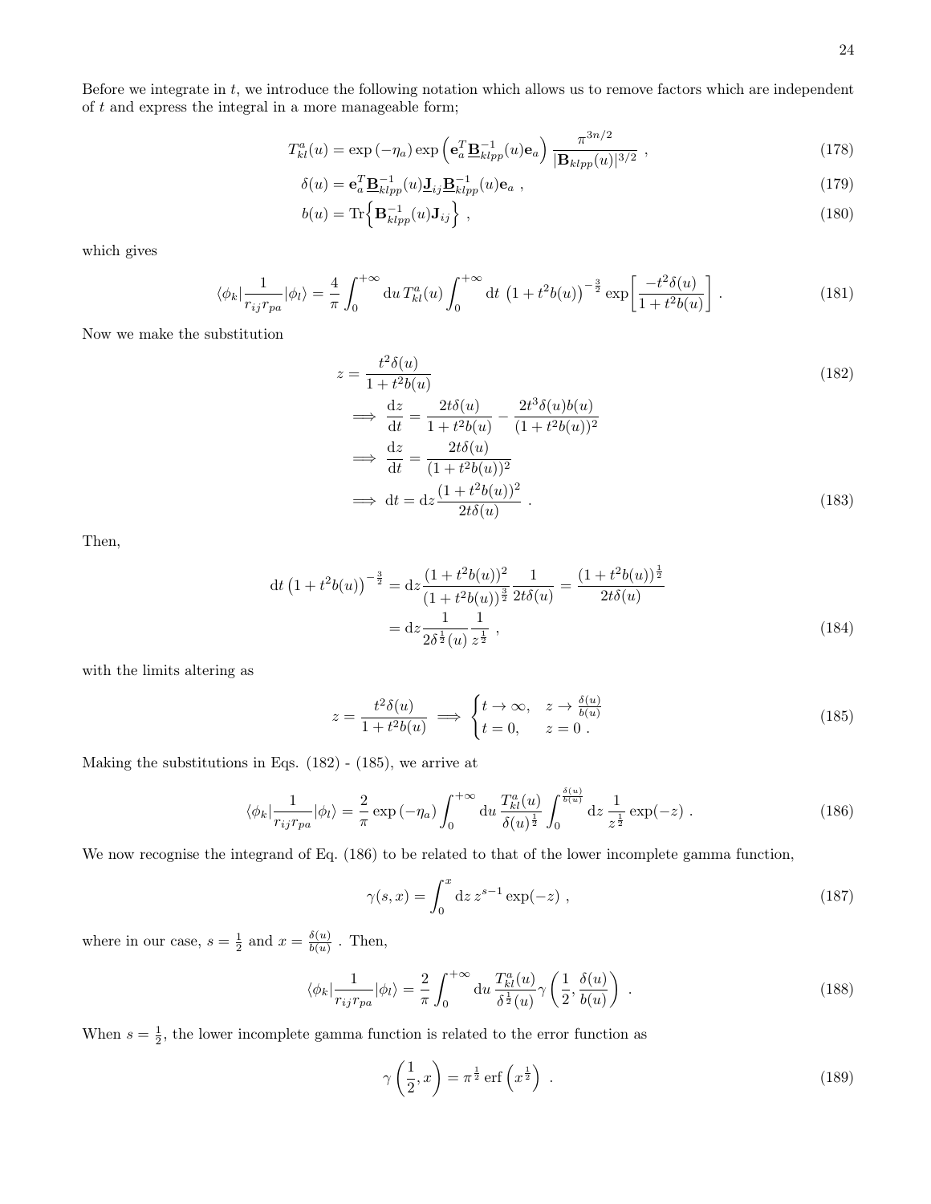Before we integrate in $t$, we introduce the following notation which allows us to remove factors which are independent of $t$ and express the integral in a more manageable form;

$$T^a_{kl}(u) = \exp\left(-\eta_a\right) \exp\left(\mathbf{e}_a^T \underline{\mathbf{B}}^{-1}_{klpp}(u)\mathbf{e}_a\right) \frac{\pi^{3n/2}}{|\mathbf{B}_{klpp}(u)|^{3/2}} \ , \tag{178}$$

$$\delta(u) = \mathbf{e}_a^T \underline{\mathbf{B}}^{-1}_{klpp}(u) \underline{\mathbf{J}}_{ij} \underline{\mathbf{B}}^{-1}_{klpp}(u)\mathbf{e}_a \ , \tag{179}$$

$$b(u) = \mathrm{Tr}\Big\{\mathbf{B}^{-1}_{klpp}(u)\mathbf{J}_{ij}\Big\} \ , \tag{180}$$

which gives

$$\langle\phi_k|\frac{1}{r_{ij}r_{pa}}|\phi_l\rangle = \frac{4}{\pi}\int_0^{+\infty} \mathrm{d}u\, T^a_{kl}(u) \int_0^{+\infty} \mathrm{d}t\, \left(1+t^2 b(u)\right)^{-\frac{3}{2}} \exp\left[\frac{-t^2\delta(u)}{1+t^2 b(u)}\right] . \tag{181}$$

Now we make the substitution

$$z = \frac{t^2\delta(u)}{1+t^2 b(u)} \tag{182}$$

$$\implies \frac{\mathrm{d}z}{\mathrm{d}t} = \frac{2t\delta(u)}{1+t^2b(u)} - \frac{2t^3\delta(u)b(u)}{(1+t^2b(u))^2}$$

$$\implies \frac{\mathrm{d}z}{\mathrm{d}t} = \frac{2t\delta(u)}{(1+t^2b(u))^2}$$

$$\implies \mathrm{d}t = \mathrm{d}z\frac{(1+t^2b(u))^2}{2t\delta(u)} \ . \tag{183}$$

Then,

$$\begin{aligned}\mathrm{d}t\left(1+t^2b(u)\right)^{-\frac{3}{2}} &= \mathrm{d}z\frac{(1+t^2b(u))^2}{(1+t^2b(u))^{\frac{3}{2}}}\frac{1}{2t\delta(u)} = \frac{(1+t^2b(u))^{\frac{1}{2}}}{2t\delta(u)} \\ &= \mathrm{d}z\frac{1}{2\delta^{\frac{1}{2}}(u)}\frac{1}{z^{\frac{1}{2}}} \ ,\end{aligned} \tag{184}$$

with the limits altering as

$$z = \frac{t^2\delta(u)}{1+t^2b(u)} \implies \begin{cases} t\to\infty, & z\to\frac{\delta(u)}{b(u)} \\ t=0, & z=0 \ . \end{cases} \tag{185}$$

Making the substitutions in Eqs. (182) - (185), we arrive at

$$\langle\phi_k|\frac{1}{r_{ij}r_{pa}}|\phi_l\rangle = \frac{2}{\pi}\exp\left(-\eta_a\right)\int_0^{+\infty}\mathrm{d}u\,\frac{T^a_{kl}(u)}{\delta(u)^{\frac{1}{2}}}\int_0^{\frac{\delta(u)}{b(u)}}\mathrm{d}z\,\frac{1}{z^{\frac{1}{2}}}\exp(-z) \ . \tag{186}$$

We now recognise the integrand of Eq. (186) to be related to that of the lower incomplete gamma function,

$$\gamma(s,x) = \int_0^x \mathrm{d}z\, z^{s-1}\exp(-z) \ , \tag{187}$$

where in our case, $s=\frac{1}{2}$ and $x=\frac{\delta(u)}{b(u)}$ . Then,

$$\langle\phi_k|\frac{1}{r_{ij}r_{pa}}|\phi_l\rangle = \frac{2}{\pi}\int_0^{+\infty}\mathrm{d}u\,\frac{T^a_{kl}(u)}{\delta^{\frac{1}{2}}(u)}\gamma\left(\frac{1}{2},\frac{\delta(u)}{b(u)}\right) \ . \tag{188}$$

When $s=\frac{1}{2}$, the lower incomplete gamma function is related to the error function as

$$\gamma\left(\frac{1}{2},x\right) = \pi^{\frac{1}{2}}\,\mathrm{erf}\left(x^{\frac{1}{2}}\right) \ . \tag{189}$$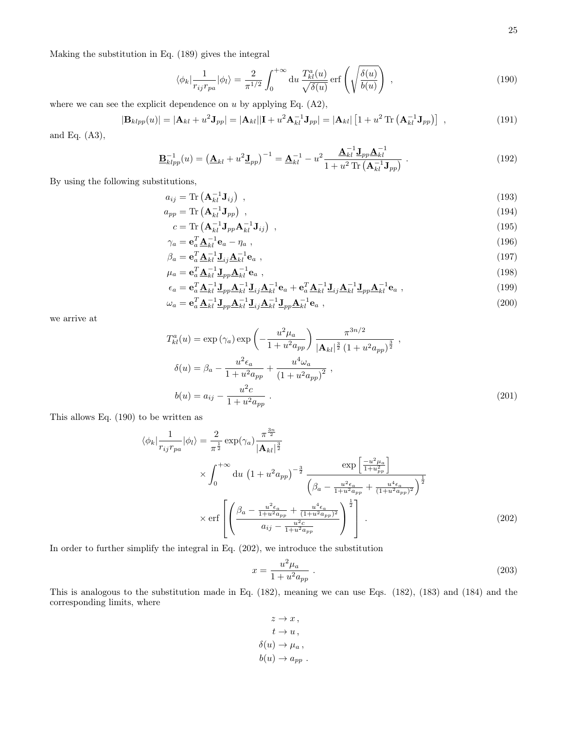Making the substitution in Eq. (189) gives the integral

$$\langle\phi_k|\frac{1}{r_{ij}r_{pa}}|\phi_l\rangle = \frac{2}{\pi^{1/2}}\int_0^{+\infty} \mathrm{d}u\, \frac{T^a_{kl}(u)}{\sqrt{\delta(u)}}\,\mathrm{erf}\left(\sqrt{\frac{\delta(u)}{b(u)}}\right) \ , \tag{190}$$

where we can see the explicit dependence on $u$ by applying Eq. (A2),

$$|\mathbf{B}_{klpp}(u)| = |\mathbf{A}_{kl} + u^2\mathbf{J}_{pp}| = |\mathbf{A}_{kl}||\mathbf{I} + u^2\mathbf{A}_{kl}^{-1}\mathbf{J}_{pp}| = |\mathbf{A}_{kl}|\left[1 + u^2\,\mathrm{Tr}\left(\mathbf{A}_{kl}^{-1}\mathbf{J}_{pp}\right)\right] \ , \tag{191}$$

and Eq. (A3),

$$\underline{\mathbf{B}}_{klpp}^{-1}(u) = \left(\underline{\mathbf{A}}_{kl} + u^2\underline{\mathbf{J}}_{pp}\right)^{-1} = \underline{\mathbf{A}}_{kl}^{-1} - u^2\frac{\underline{\mathbf{A}}_{kl}^{-1}\underline{\mathbf{J}}_{pp}\underline{\mathbf{A}}_{kl}^{-1}}{1 + u^2\,\mathrm{Tr}\left(\mathbf{A}_{kl}^{-1}\mathbf{J}_{pp}\right)} \ . \tag{192}$$

By using the following substitutions,

$$a_{ij} = \mathrm{Tr}\left(\mathbf{A}_{kl}^{-1}\mathbf{J}_{ij}\right) \ , \tag{193}$$

$$a_{pp} = \mathrm{Tr}\left(\mathbf{A}_{kl}^{-1}\mathbf{J}_{pp}\right) \ , \tag{194}$$

$$c = \mathrm{Tr}\left(\mathbf{A}_{kl}^{-1}\mathbf{J}_{pp}\mathbf{A}_{kl}^{-1}\mathbf{J}_{ij}\right) \ , \tag{195}$$

$$\gamma_a = \mathbf{e}_a^T\underline{\mathbf{A}}_{kl}^{-1}\mathbf{e}_a - \eta_a \ , \tag{196}$$

$$\beta_a = \mathbf{e}_a^T\underline{\mathbf{A}}_{kl}^{-1}\underline{\mathbf{J}}_{ij}\underline{\mathbf{A}}_{kl}^{-1}\mathbf{e}_a \ , \tag{197}$$

$$\mu_a = \mathbf{e}_a^T\underline{\mathbf{A}}_{kl}^{-1}\underline{\mathbf{J}}_{pp}\underline{\mathbf{A}}_{kl}^{-1}\mathbf{e}_a \ , \tag{198}$$

$$\epsilon_a = \mathbf{e}_a^T\underline{\mathbf{A}}_{kl}^{-1}\underline{\mathbf{J}}_{pp}\underline{\mathbf{A}}_{kl}^{-1}\underline{\mathbf{J}}_{ij}\underline{\mathbf{A}}_{kl}^{-1}\mathbf{e}_a + \mathbf{e}_a^T\underline{\mathbf{A}}_{kl}^{-1}\underline{\mathbf{J}}_{ij}\underline{\mathbf{A}}_{kl}^{-1}\underline{\mathbf{J}}_{pp}\underline{\mathbf{A}}_{kl}^{-1}\mathbf{e}_a \ , \tag{199}$$

$$\omega_a = \mathbf{e}_a^T\underline{\mathbf{A}}_{kl}^{-1}\underline{\mathbf{J}}_{pp}\underline{\mathbf{A}}_{kl}^{-1}\underline{\mathbf{J}}_{ij}\underline{\mathbf{A}}_{kl}^{-1}\underline{\mathbf{J}}_{pp}\underline{\mathbf{A}}_{kl}^{-1}\mathbf{e}_a \ , \tag{200}$$

we arrive at

$$\begin{aligned}
T^a_{kl}(u) &= \exp\left(\gamma_a\right)\exp\left(-\frac{u^2\mu_a}{1+u^2a_{pp}}\right)\frac{\pi^{3n/2}}{|\mathbf{A}_{kl}|^{\frac{3}{2}}\left(1+u^2a_{pp}\right)^{\frac{3}{2}}} \ , \\
\delta(u) &= \beta_a - \frac{u^2\epsilon_a}{1+u^2a_{pp}} + \frac{u^4\omega_a}{\left(1+u^2a_{pp}\right)^2} \ , \\
b(u) &= a_{ij} - \frac{u^2c}{1+u^2a_{pp}} \ .
\end{aligned} \tag{201}$$

This allows Eq. (190) to be written as

$$\begin{aligned}
\langle\phi_k|\frac{1}{r_{ij}r_{pa}}|\phi_l\rangle = &\frac{2}{\pi^{\frac{1}{2}}}\exp(\gamma_a)\frac{\pi^{\frac{3n}{2}}}{|\mathbf{A}_{kl}|^{\frac{3}{2}}} \\
&\times\int_0^{+\infty}\mathrm{d}u\,\left(1+u^2a_{pp}\right)^{-\frac{3}{2}}\frac{\exp\left[\frac{-u^2\mu_a}{1+u^2_{pp}}\right]}{\left(\beta_a - \frac{u^2\epsilon_a}{1+u^2a_{pp}} + \frac{u^4\epsilon_a}{(1+u^2a_{pp})^2}\right)^{\frac{1}{2}}} \\
&\times\mathrm{erf}\left[\left(\frac{\beta_a - \frac{u^2\epsilon_a}{1+u^2a_{pp}} + \frac{u^4\epsilon_a}{(1+u^2a_{pp})^2}}{a_{ij} - \frac{u^2c}{1+u^2a_{pp}}}\right)^{\frac{1}{2}}\right] \ .
\end{aligned} \tag{202}$$

In order to further simplify the integral in Eq. (202), we introduce the substitution

$$x = \frac{u^2\mu_a}{1+u^2a_{pp}} \ . \tag{203}$$

This is analogous to the substitution made in Eq. (182), meaning we can use Eqs. (182), (183) and (184) and the corresponding limits, where

$$\begin{aligned}
z &\to x \, , \\
t &\to u \, , \\
\delta(u) &\to \mu_a \, , \\
b(u) &\to a_{pp} \ .
\end{aligned}$$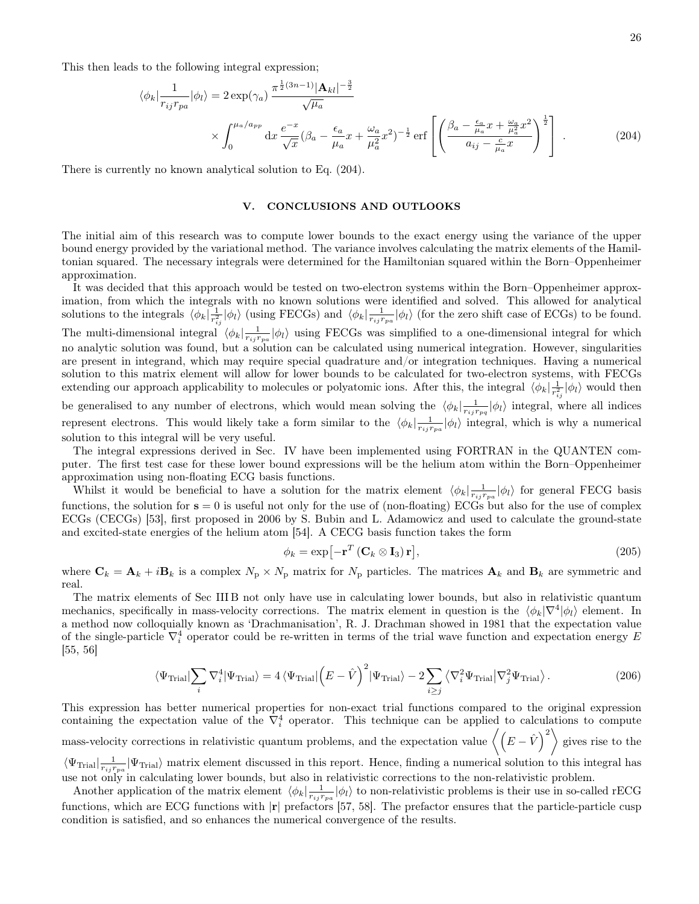This then leads to the following integral expression;

$$
\langle \phi_k | \frac{1}{r_{ij} r_{pa}} | \phi_l \rangle = 2 \exp(\gamma_a) \, \frac{\pi^{\frac{1}{2}(3n-1)} |\mathbf{A}_{kl}|^{-\frac{3}{2}}}{\sqrt{\mu_a}} \times \int_0^{\mu_a / a_{pp}} \mathrm{d}x \, \frac{e^{-x}}{\sqrt{x}} (\beta_a - \frac{\epsilon_a}{\mu_a} x + \frac{\omega_a}{\mu_a^2} x^2)^{-\frac{1}{2}} \, \mathrm{erf}\left[ \left( \frac{\beta_a - \frac{\epsilon_a}{\mu_a} x + \frac{\omega_a}{\mu_a^2} x^2}{a_{ij} - \frac{c}{\mu_a} x} \right)^{\frac{1}{2}} \right] . \tag{204}
$$

There is currently no known analytical solution to Eq. (204).

## V. CONCLUSIONS AND OUTLOOKS

The initial aim of this research was to compute lower bounds to the exact energy using the variance of the upper bound energy provided by the variational method. The variance involves calculating the matrix elements of the Hamiltonian squared. The necessary integrals were determined for the Hamiltonian squared within the Born–Oppenheimer approximation.

It was decided that this approach would be tested on two-electron systems within the Born–Oppenheimer approximation, from which the integrals with no known solutions were identified and solved. This allowed for analytical solutions to the integrals $\langle \phi_k | \frac{1}{r_{ij}^2} | \phi_l \rangle$ (using FECGs) and $\langle \phi_k | \frac{1}{r_{ij} r_{pa}} | \phi_l \rangle$ (for the zero shift case of ECGs) to be found. The multi-dimensional integral $\langle \phi_k | \frac{1}{r_{ij} r_{pa}} | \phi_l \rangle$ using FECGs was simplified to a one-dimensional integral for which no analytic solution was found, but a solution can be calculated using numerical integration. However, singularities are present in integrand, which may require special quadrature and/or integration techniques. Having a numerical solution to this matrix element will allow for lower bounds to be calculated for two-electron systems, with FECGs extending our approach applicability to molecules or polyatomic ions. After this, the integral $\langle \phi_k | \frac{1}{r_{ij}^2} | \phi_l \rangle$ would then be generalised to any number of electrons, which would mean solving the $\langle \phi_k | \frac{1}{r_{ij} r_{pq}} | \phi_l \rangle$ integral, where all indices represent electrons. This would likely take a form similar to the $\langle \phi_k | \frac{1}{r_{ij} r_{pa}} | \phi_l \rangle$ integral, which is why a numerical solution to this integral will be very useful.

The integral expressions derived in Sec. IV have been implemented using FORTRAN in the QUANTEN computer. The first test case for these lower bound expressions will be the helium atom within the Born–Oppenheimer approximation using non-floating ECG basis functions.

Whilst it would be beneficial to have a solution for the matrix element $\langle \phi_k | \frac{1}{r_{ij} r_{pa}} | \phi_l \rangle$ for general FECG basis functions, the solution for $\mathbf{s} = 0$ is useful not only for the use of (non-floating) ECGs but also for the use of complex ECGs (CECGs) [53], first proposed in 2006 by S. Bubin and L. Adamowicz and used to calculate the ground-state and excited-state energies of the helium atom [54]. A CECG basis function takes the form

$$
\phi_k = \exp\left[ -\mathbf{r}^T \left( \mathbf{C}_k \otimes \mathbf{I}_3 \right) \mathbf{r} \right], \tag{205}
$$

where $\mathbf{C}_k = \mathbf{A}_k + i\mathbf{B}_k$ is a complex $N_\mathrm{p} \times N_\mathrm{p}$ matrix for $N_\mathrm{p}$ particles. The matrices $\mathbf{A}_k$ and $\mathbf{B}_k$ are symmetric and real.

The matrix elements of Sec III B not only have use in calculating lower bounds, but also in relativistic quantum mechanics, specifically in mass-velocity corrections. The matrix element in question is the $\langle \phi_k | \nabla^4 | \phi_l \rangle$ element. In a method now colloquially known as 'Drachmanisation', R. J. Drachman showed in 1981 that the expectation value of the single-particle $\nabla_i^4$ operator could be re-written in terms of the trial wave function and expectation energy $E$ [55, 56]

$$
\langle \Psi_\mathrm{Trial} | \sum_i \nabla_i^4 | \Psi_\mathrm{Trial} \rangle = 4 \, \langle \Psi_\mathrm{Trial} | \left( E - \hat{V} \right)^2 | \Psi_\mathrm{Trial} \rangle - 2 \sum_{i \geq j} \left\langle \nabla_i^2 \Psi_\mathrm{Trial} \middle| \nabla_j^2 \Psi_\mathrm{Trial} \right\rangle . \tag{206}
$$

This expression has better numerical properties for non-exact trial functions compared to the original expression containing the expectation value of the $\nabla_i^4$ operator. This technique can be applied to calculations to compute mass-velocity corrections in relativistic quantum problems, and the expectation value $\left\langle \left( E - \hat{V} \right)^2 \right\rangle$ gives rise to the $\langle \Psi_\mathrm{Trial} | \frac{1}{r_{ij} r_{pa}} | \Psi_\mathrm{Trial} \rangle$ matrix element discussed in this report. Hence, finding a numerical solution to this integral has use not only in calculating lower bounds, but also in relativistic corrections to the non-relativistic problem.

Another application of the matrix element $\langle \phi_k | \frac{1}{r_{ij} r_{pa}} | \phi_l \rangle$ to non-relativistic problems is their use in so-called rECG functions, which are ECG functions with $|\mathbf{r}|$ prefactors [57, 58]. The prefactor ensures that the particle-particle cusp condition is satisfied, and so enhances the numerical convergence of the results.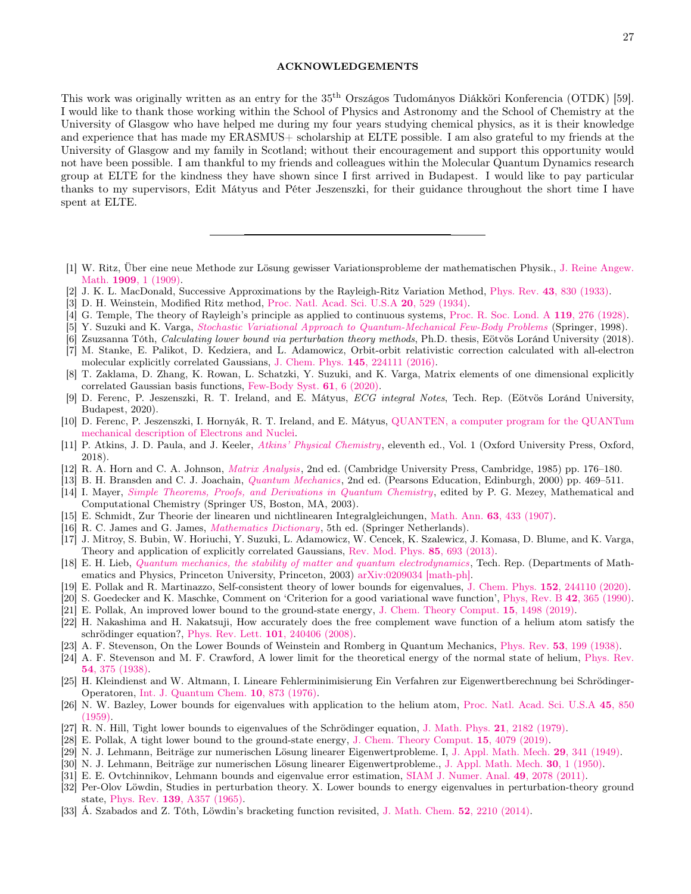## ACKNOWLEDGEMENTS

This work was originally written as an entry for the 35th Országos Tudományos Diákköri Konferencia (OTDK) [59]. I would like to thank those working within the School of Physics and Astronomy and the School of Chemistry at the University of Glasgow who have helped me during my four years studying chemical physics, as it is their knowledge and experience that has made my ERASMUS+ scholarship at ELTE possible. I am also grateful to my friends at the University of Glasgow and my family in Scotland; without their encouragement and support this opportunity would not have been possible. I am thankful to my friends and colleagues within the Molecular Quantum Dynamics research group at ELTE for the kindness they have shown since I first arrived in Budapest. I would like to pay particular thanks to my supervisors, Edit Mátyus and Péter Jeszenszki, for their guidance throughout the short time I have spent at ELTE.

---

[1] W. Ritz, Über eine neue Methode zur Lösung gewisser Variationsprobleme der mathematischen Physik., J. Reine Angew. Math. **1909**, 1 (1909).

[2] J. K. L. MacDonald, Successive Approximations by the Rayleigh-Ritz Variation Method, Phys. Rev. **43**, 830 (1933).

[3] D. H. Weinstein, Modified Ritz method, Proc. Natl. Acad. Sci. U.S.A **20**, 529 (1934).

[4] G. Temple, The theory of Rayleigh's principle as applied to continuous systems, Proc. R. Soc. Lond. A **119**, 276 (1928).

[5] Y. Suzuki and K. Varga, *Stochastic Variational Approach to Quantum-Mechanical Few-Body Problems* (Springer, 1998).

[6] Zsuzsanna Tóth, *Calculating lower bound via perturbation theory methods*, Ph.D. thesis, Eötvös Loránd University (2018).

[7] M. Stanke, E. Palikot, D. Kedziera, and L. Adamowicz, Orbit-orbit relativistic correction calculated with all-electron molecular explicitly correlated Gaussians, J. Chem. Phys. **145**, 224111 (2016).

[8] T. Zaklama, D. Zhang, K. Rowan, L. Schatzki, Y. Suzuki, and K. Varga, Matrix elements of one dimensional explicitly correlated Gaussian basis functions, Few-Body Syst. **61**, 6 (2020).

[9] D. Ferenc, P. Jeszenszki, R. T. Ireland, and E. Mátyus, *ECG integral Notes*, Tech. Rep. (Eötvös Loránd University, Budapest, 2020).

[10] D. Ferenc, P. Jeszenszki, I. Hornyák, R. T. Ireland, and E. Mátyus, QUANTEN, a computer program for the QUANTum mechanical description of Electrons and Nuclei.

[11] P. Atkins, J. D. Paula, and J. Keeler, *Atkins' Physical Chemistry*, eleventh ed., Vol. 1 (Oxford University Press, Oxford, 2018).

[12] R. A. Horn and C. A. Johnson, *Matrix Analysis*, 2nd ed. (Cambridge University Press, Cambridge, 1985) pp. 176–180.

[13] B. H. Bransden and C. J. Joachain, *Quantum Mechanics*, 2nd ed. (Pearsons Education, Edinburgh, 2000) pp. 469–511.

[14] I. Mayer, *Simple Theorems, Proofs, and Derivations in Quantum Chemistry*, edited by P. G. Mezey, Mathematical and Computational Chemistry (Springer US, Boston, MA, 2003).

[15] E. Schmidt, Zur Theorie der linearen und nichtlinearen Integralgleichungen, Math. Ann. **63**, 433 (1907).

[16] R. C. James and G. James, *Mathematics Dictionary*, 5th ed. (Springer Netherlands).

[17] J. Mitroy, S. Bubin, W. Horiuchi, Y. Suzuki, L. Adamowicz, W. Cencek, K. Szalewicz, J. Komasa, D. Blume, and K. Varga, Theory and application of explicitly correlated Gaussians, Rev. Mod. Phys. **85**, 693 (2013).

[18] E. H. Lieb, *Quantum mechanics, the stability of matter and quantum electrodynamics*, Tech. Rep. (Departments of Mathematics and Physics, Princeton University, Princeton, 2003) arXiv:0209034 [math-ph].

[19] E. Pollak and R. Martinazzo, Self-consistent theory of lower bounds for eigenvalues, J. Chem. Phys. **152**, 244110 (2020).

[20] S. Goedecker and K. Maschke, Comment on 'Criterion for a good variational wave function', Phys, Rev. B **42**, 365 (1990).

[21] E. Pollak, An improved lower bound to the ground-state energy, J. Chem. Theory Comput. **15**, 1498 (2019).

[22] H. Nakashima and H. Nakatsuji, How accurately does the free complement wave function of a helium atom satisfy the schrödinger equation?, Phys. Rev. Lett. **101**, 240406 (2008).

[23] A. F. Stevenson, On the Lower Bounds of Weinstein and Romberg in Quantum Mechanics, Phys. Rev. **53**, 199 (1938).

[24] A. F. Stevenson and M. F. Crawford, A lower limit for the theoretical energy of the normal state of helium, Phys. Rev. **54**, 375 (1938).

[25] H. Kleindienst and W. Altmann, I. Lineare Fehlerminimisierung Ein Verfahren zur Eigenwertberechnung bei Schrödinger-Operatoren, Int. J. Quantum Chem. **10**, 873 (1976).

[26] N. W. Bazley, Lower bounds for eigenvalues with application to the helium atom, Proc. Natl. Acad. Sci. U.S.A **45**, 850 (1959).

[27] R. N. Hill, Tight lower bounds to eigenvalues of the Schrödinger equation, J. Math. Phys. **21**, 2182 (1979).

[28] E. Pollak, A tight lower bound to the ground-state energy, J. Chem. Theory Comput. **15**, 4079 (2019).

[29] N. J. Lehmann, Beiträge zur numerischen Lösung linearer Eigenwertprobleme. I, J. Appl. Math. Mech. **29**, 341 (1949).

[30] N. J. Lehmann, Beiträge zur numerischen Lösung linearer Eigenwertprobleme., J. Appl. Math. Mech. **30**, 1 (1950).

[31] E. E. Ovtchinnikov, Lehmann bounds and eigenvalue error estimation, SIAM J. Numer. Anal. **49**, 2078 (2011).

[32] Per-Olov Löwdin, Studies in perturbation theory. X. Lower bounds to energy eigenvalues in perturbation-theory ground state, Phys. Rev. **139**, A357 (1965).

[33] Á. Szabados and Z. Tóth, Löwdin's bracketing function revisited, J. Math. Chem. **52**, 2210 (2014).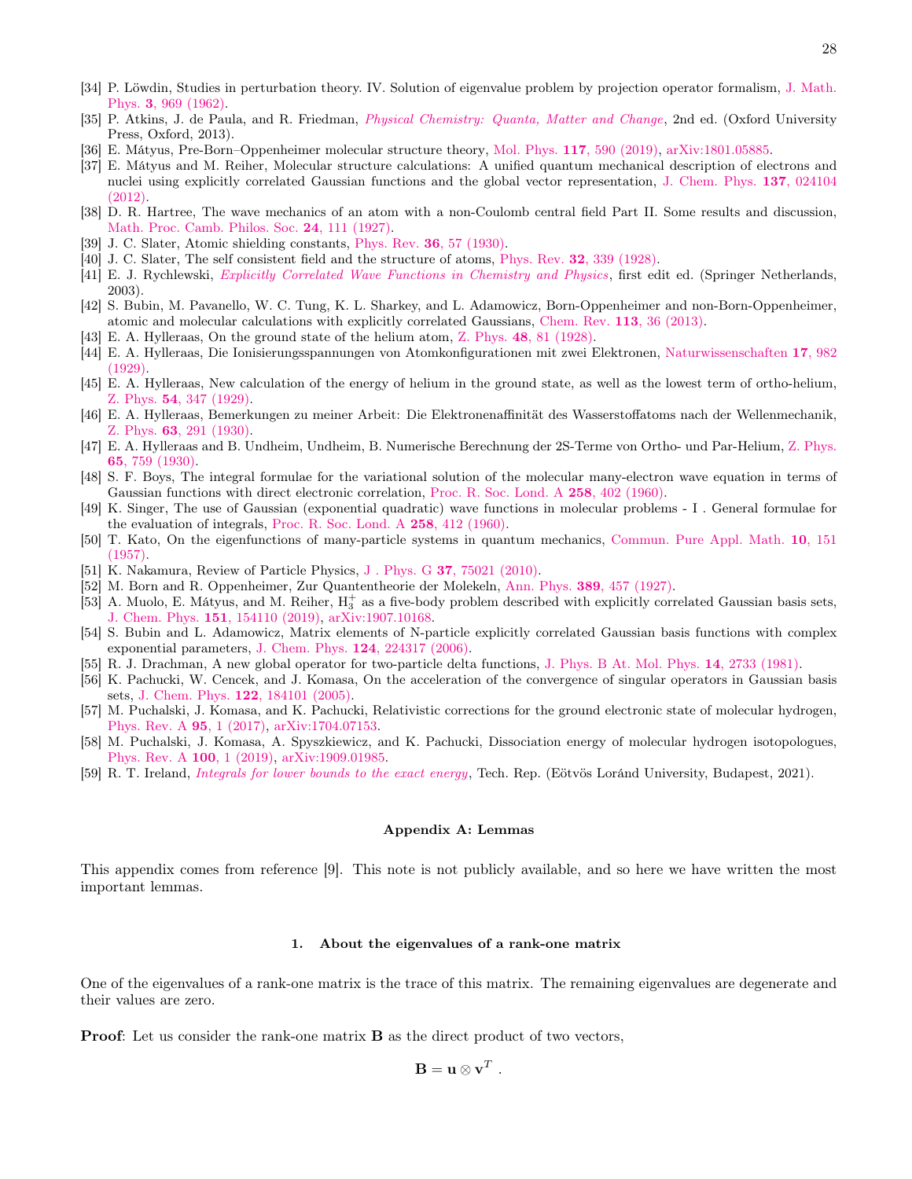[34] P. Löwdin, Studies in perturbation theory. IV. Solution of eigenvalue problem by projection operator formalism, J. Math. Phys. **3**, 969 (1962).

[35] P. Atkins, J. de Paula, and R. Friedman, *Physical Chemistry: Quanta, Matter and Change*, 2nd ed. (Oxford University Press, Oxford, 2013).

[36] E. Mátyus, Pre-Born–Oppenheimer molecular structure theory, Mol. Phys. **117**, 590 (2019), arXiv:1801.05885.

[37] E. Mátyus and M. Reiher, Molecular structure calculations: A unified quantum mechanical description of electrons and nuclei using explicitly correlated Gaussian functions and the global vector representation, J. Chem. Phys. **137**, 024104 (2012).

[38] D. R. Hartree, The wave mechanics of an atom with a non-Coulomb central field Part II. Some results and discussion, Math. Proc. Camb. Philos. Soc. **24**, 111 (1927).

[39] J. C. Slater, Atomic shielding constants, Phys. Rev. **36**, 57 (1930).

[40] J. C. Slater, The self consistent field and the structure of atoms, Phys. Rev. **32**, 339 (1928).

[41] E. J. Rychlewski, *Explicitly Correlated Wave Functions in Chemistry and Physics*, first edit ed. (Springer Netherlands, 2003).

[42] S. Bubin, M. Pavanello, W. C. Tung, K. L. Sharkey, and L. Adamowicz, Born-Oppenheimer and non-Born-Oppenheimer, atomic and molecular calculations with explicitly correlated Gaussians, Chem. Rev. **113**, 36 (2013).

[43] E. A. Hylleraas, On the ground state of the helium atom, Z. Phys. **48**, 81 (1928).

[44] E. A. Hylleraas, Die Ionisierungsspannungen von Atomkonfigurationen mit zwei Elektronen, Naturwissenschaften **17**, 982 (1929).

[45] E. A. Hylleraas, New calculation of the energy of helium in the ground state, as well as the lowest term of ortho-helium, Z. Phys. **54**, 347 (1929).

[46] E. A. Hylleraas, Bemerkungen zu meiner Arbeit: Die Elektronenaffinität des Wasserstoffatoms nach der Wellenmechanik, Z. Phys. **63**, 291 (1930).

[47] E. A. Hylleraas and B. Undheim, Undheim, B. Numerische Berechnung der 2S-Terme von Ortho- und Par-Helium, Z. Phys. **65**, 759 (1930).

[48] S. F. Boys, The integral formulae for the variational solution of the molecular many-electron wave equation in terms of Gaussian functions with direct electronic correlation, Proc. R. Soc. Lond. A **258**, 402 (1960).

[49] K. Singer, The use of Gaussian (exponential quadratic) wave functions in molecular problems - I . General formulae for the evaluation of integrals, Proc. R. Soc. Lond. A **258**, 412 (1960).

[50] T. Kato, On the eigenfunctions of many-particle systems in quantum mechanics, Commun. Pure Appl. Math. **10**, 151 (1957).

[51] K. Nakamura, Review of Particle Physics, J . Phys. G **37**, 75021 (2010).

[52] M. Born and R. Oppenheimer, Zur Quantentheorie der Molekeln, Ann. Phys. **389**, 457 (1927).

[53] A. Muolo, E. Mátyus, and M. Reiher, $H_3^+$ as a five-body problem described with explicitly correlated Gaussian basis sets, J. Chem. Phys. **151**, 154110 (2019), arXiv:1907.10168.

[54] S. Bubin and L. Adamowicz, Matrix elements of N-particle explicitly correlated Gaussian basis functions with complex exponential parameters, J. Chem. Phys. **124**, 224317 (2006).

[55] R. J. Drachman, A new global operator for two-particle delta functions, J. Phys. B At. Mol. Phys. **14**, 2733 (1981).

[56] K. Pachucki, W. Cencek, and J. Komasa, On the acceleration of the convergence of singular operators in Gaussian basis sets, J. Chem. Phys. **122**, 184101 (2005).

[57] M. Puchalski, J. Komasa, and K. Pachucki, Relativistic corrections for the ground electronic state of molecular hydrogen, Phys. Rev. A **95**, 1 (2017), arXiv:1704.07153.

[58] M. Puchalski, J. Komasa, A. Spyszkiewicz, and K. Pachucki, Dissociation energy of molecular hydrogen isotopologues, Phys. Rev. A **100**, 1 (2019), arXiv:1909.01985.

[59] R. T. Ireland, *Integrals for lower bounds to the exact energy*, Tech. Rep. (Eötvös Loránd University, Budapest, 2021).

## Appendix A: Lemmas

This appendix comes from reference [9]. This note is not publicly available, and so here we have written the most important lemmas.

### 1. About the eigenvalues of a rank-one matrix

One of the eigenvalues of a rank-one matrix is the trace of this matrix. The remaining eigenvalues are degenerate and their values are zero.

**Proof**: Let us consider the rank-one matrix $\mathbf{B}$ as the direct product of two vectors,

$$\mathbf{B} = \mathbf{u} \otimes \mathbf{v}^T \ .$$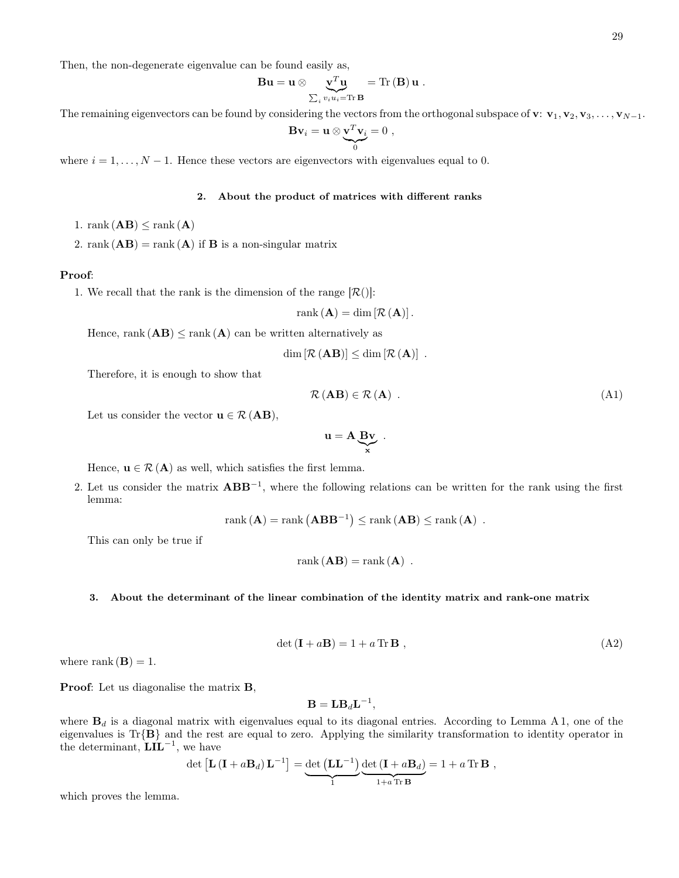Then, the non-degenerate eigenvalue can be found easily as,

$$\mathbf{B}\mathbf{u} = \mathbf{u} \otimes \underbrace{\mathbf{v}^T\mathbf{u}}_{\sum_i v_i u_i = \mathrm{Tr}\,\mathbf{B}} = \mathrm{Tr}\,(\mathbf{B})\,\mathbf{u}\ .$$

The remaining eigenvectors can be found by considering the vectors from the orthogonal subspace of $\mathbf{v}$: $\mathbf{v}_1, \mathbf{v}_2, \mathbf{v}_3, \ldots, \mathbf{v}_{N-1}$.

$$\mathbf{B}\mathbf{v}_i = \mathbf{u} \otimes \underbrace{\mathbf{v}^T\mathbf{v}_i}_{0} = 0\ ,$$

where $i = 1, \ldots, N-1$. Hence these vectors are eigenvectors with eigenvalues equal to 0.

### 2. About the product of matrices with different ranks

1. $\mathrm{rank}\,(\mathbf{AB}) \leq \mathrm{rank}\,(\mathbf{A})$
2. $\mathrm{rank}\,(\mathbf{AB}) = \mathrm{rank}\,(\mathbf{A})$ if $\mathbf{B}$ is a non-singular matrix

**Proof**:

1. We recall that the rank is the dimension of the range [$\mathcal{R}()$]:

   $$\mathrm{rank}\,(\mathbf{A}) = \dim\left[\mathcal{R}\,(\mathbf{A})\right].$$

   Hence, $\mathrm{rank}\,(\mathbf{AB}) \leq \mathrm{rank}\,(\mathbf{A})$ can be written alternatively as

   $$\dim\left[\mathcal{R}\,(\mathbf{AB})\right] \leq \dim\left[\mathcal{R}\,(\mathbf{A})\right]\ .$$

   Therefore, it is enough to show that

   $$\mathcal{R}\,(\mathbf{AB}) \in \mathcal{R}\,(\mathbf{A})\ . \tag{A1}$$

   Let us consider the vector $\mathbf{u} \in \mathcal{R}\,(\mathbf{AB})$,

   $$\mathbf{u} = \mathbf{A}\underbrace{\mathbf{B}\mathbf{v}}_{\mathbf{x}}\ .$$

   Hence, $\mathbf{u} \in \mathcal{R}\,(\mathbf{A})$ as well, which satisfies the first lemma.

2. Let us consider the matrix $\mathbf{ABB}^{-1}$, where the following relations can be written for the rank using the first lemma:

   $$\mathrm{rank}\,(\mathbf{A}) = \mathrm{rank}\left(\mathbf{ABB}^{-1}\right) \leq \mathrm{rank}\,(\mathbf{AB}) \leq \mathrm{rank}\,(\mathbf{A})\ .$$

   This can only be true if

   $$\mathrm{rank}\,(\mathbf{AB}) = \mathrm{rank}\,(\mathbf{A})\ .$$

### 3. About the determinant of the linear combination of the identity matrix and rank-one matrix

$$\det\left(\mathbf{I} + a\mathbf{B}\right) = 1 + a\,\mathrm{Tr}\,\mathbf{B}\ , \tag{A2}$$

where $\mathrm{rank}\,(\mathbf{B}) = 1$.

**Proof**: Let us diagonalise the matrix $\mathbf{B}$,

$$\mathbf{B} = \mathbf{L}\mathbf{B}_d\mathbf{L}^{-1},$$

where $\mathbf{B}_d$ is a diagonal matrix with eigenvalues equal to its diagonal entries. According to Lemma A 1, one of the eigenvalues is $\mathrm{Tr}\{\mathbf{B}\}$ and the rest are equal to zero. Applying the similarity transformation to identity operator in the determinant, $\mathbf{LIL}^{-1}$, we have

$$\det\left[\mathbf{L}\left(\mathbf{I} + a\mathbf{B}_d\right)\mathbf{L}^{-1}\right] = \underbrace{\det\left(\mathbf{LL}^{-1}\right)}_{1}\underbrace{\det\left(\mathbf{I} + a\mathbf{B}_d\right)}_{1 + a\,\mathrm{Tr}\,\mathbf{B}} = 1 + a\,\mathrm{Tr}\,\mathbf{B}\ ,$$

which proves the lemma.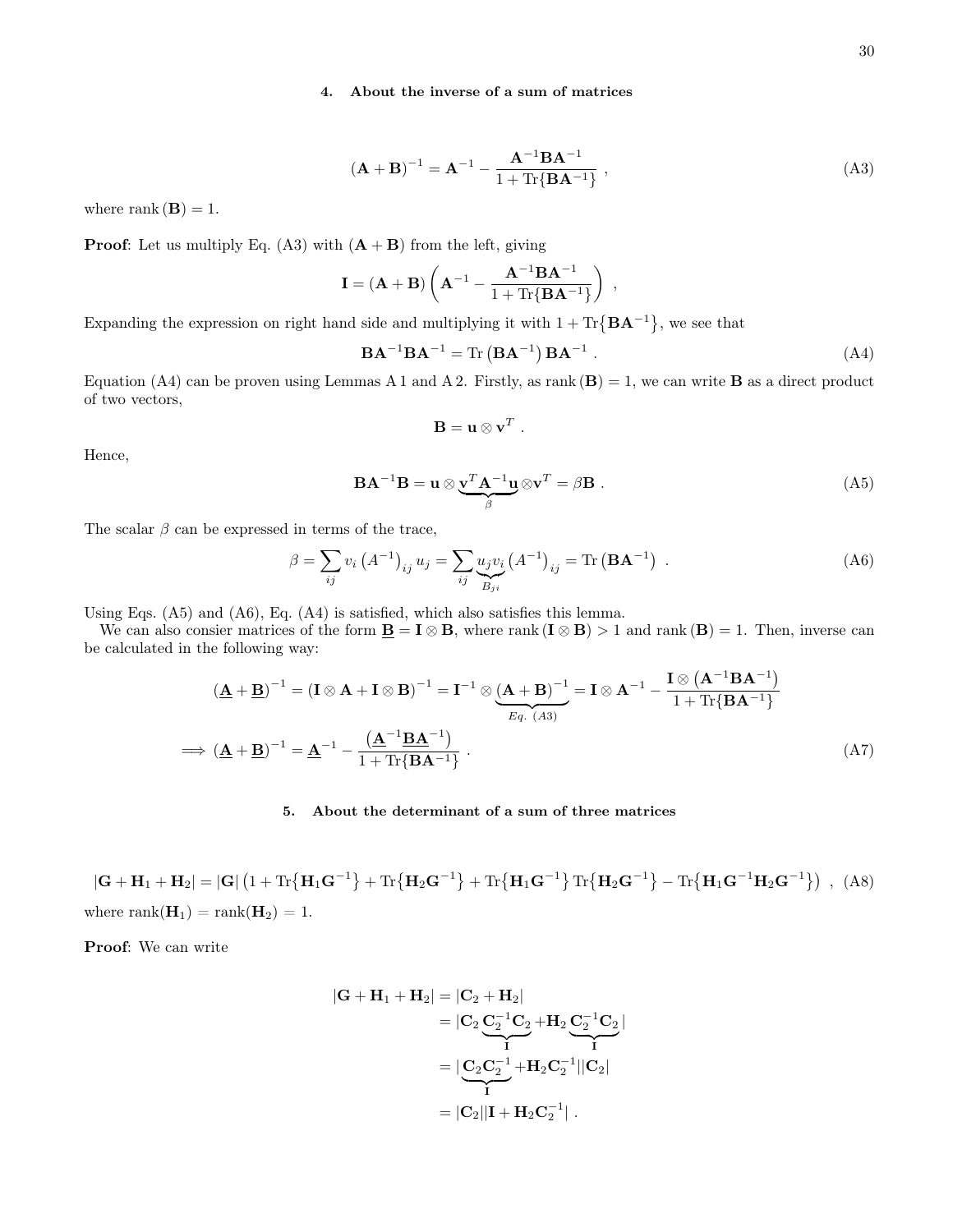#### 4. About the inverse of a sum of matrices

$$(\mathbf{A}+\mathbf{B})^{-1} = \mathbf{A}^{-1} - \frac{\mathbf{A}^{-1}\mathbf{B}\mathbf{A}^{-1}}{1+\mathrm{Tr}\{\mathbf{B}\mathbf{A}^{-1}\}} \ , \tag{A3}$$

where $\mathrm{rank}(\mathbf{B}) = 1$.

**Proof**: Let us multiply Eq. (A3) with $(\mathbf{A}+\mathbf{B})$ from the left, giving

$$\mathbf{I} = (\mathbf{A}+\mathbf{B})\left(\mathbf{A}^{-1} - \frac{\mathbf{A}^{-1}\mathbf{B}\mathbf{A}^{-1}}{1+\mathrm{Tr}\{\mathbf{B}\mathbf{A}^{-1}\}}\right) \ ,$$

Expanding the expression on right hand side and multiplying it with $1+\mathrm{Tr}\{\mathbf{B}\mathbf{A}^{-1}\}$, we see that

$$\mathbf{B}\mathbf{A}^{-1}\mathbf{B}\mathbf{A}^{-1} = \mathrm{Tr}\left(\mathbf{B}\mathbf{A}^{-1}\right)\mathbf{B}\mathbf{A}^{-1} \ . \tag{A4}$$

Equation (A4) can be proven using Lemmas A 1 and A 2. Firstly, as $\mathrm{rank}(\mathbf{B}) = 1$, we can write $\mathbf{B}$ as a direct product of two vectors,

$$\mathbf{B} = \mathbf{u}\otimes\mathbf{v}^T \ .$$

Hence,

$$\mathbf{B}\mathbf{A}^{-1}\mathbf{B} = \mathbf{u}\otimes\underbrace{\mathbf{v}^T\mathbf{A}^{-1}\mathbf{u}}_{\beta}\otimes\mathbf{v}^T = \beta\mathbf{B} \ . \tag{A5}$$

The scalar $\beta$ can be expressed in terms of the trace,

$$\beta = \sum_{ij} v_i \left(A^{-1}\right)_{ij} u_j = \sum_{ij} \underbrace{u_j v_i}_{B_{ji}} \left(A^{-1}\right)_{ij} = \mathrm{Tr}\left(\mathbf{B}\mathbf{A}^{-1}\right) \ . \tag{A6}$$

Using Eqs. (A5) and (A6), Eq. (A4) is satisfied, which also satisfies this lemma.

We can also consier matrices of the form $\underline{\mathbf{B}} = \mathbf{I}\otimes\mathbf{B}$, where $\mathrm{rank}(\mathbf{I}\otimes\mathbf{B}) > 1$ and $\mathrm{rank}(\mathbf{B}) = 1$. Then, inverse can be calculated in the following way:

$$\begin{aligned}
\left(\underline{\mathbf{A}}+\underline{\mathbf{B}}\right)^{-1} &= \left(\mathbf{I}\otimes\mathbf{A}+\mathbf{I}\otimes\mathbf{B}\right)^{-1} = \mathbf{I}^{-1}\otimes\underbrace{(\mathbf{A}+\mathbf{B})^{-1}}_{Eq.\ (A3)} = \mathbf{I}\otimes\mathbf{A}^{-1} - \frac{\mathbf{I}\otimes\left(\mathbf{A}^{-1}\mathbf{B}\mathbf{A}^{-1}\right)}{1+\mathrm{Tr}\{\mathbf{B}\mathbf{A}^{-1}\}} \\
\Longrightarrow \left(\underline{\mathbf{A}}+\underline{\mathbf{B}}\right)^{-1} &= \underline{\mathbf{A}}^{-1} - \frac{\left(\underline{\mathbf{A}}^{-1}\underline{\mathbf{B}}\underline{\mathbf{A}}^{-1}\right)}{1+\mathrm{Tr}\{\mathbf{B}\mathbf{A}^{-1}\}} \ .
\end{aligned} \tag{A7}$$

#### 5. About the determinant of a sum of three matrices

$$|\mathbf{G}+\mathbf{H}_1+\mathbf{H}_2| = |\mathbf{G}|\left(1+\mathrm{Tr}\{\mathbf{H}_1\mathbf{G}^{-1}\}+\mathrm{Tr}\{\mathbf{H}_2\mathbf{G}^{-1}\}+\mathrm{Tr}\{\mathbf{H}_1\mathbf{G}^{-1}\}\mathrm{Tr}\{\mathbf{H}_2\mathbf{G}^{-1}\}-\mathrm{Tr}\{\mathbf{H}_1\mathbf{G}^{-1}\mathbf{H}_2\mathbf{G}^{-1}\}\right) \ , \tag{A8}$$

where $\mathrm{rank}(\mathbf{H}_1) = \mathrm{rank}(\mathbf{H}_2) = 1$.

**Proof**: We can write

$$\begin{aligned}
|\mathbf{G}+\mathbf{H}_1+\mathbf{H}_2| &= |\mathbf{C}_2+\mathbf{H}_2| \\
&= |\mathbf{C}_2\underbrace{\mathbf{C}_2^{-1}\mathbf{C}_2}_{\mathbf{I}}+\mathbf{H}_2\underbrace{\mathbf{C}_2^{-1}\mathbf{C}_2}_{\mathbf{I}}| \\
&= |\underbrace{\mathbf{C}_2\mathbf{C}_2^{-1}}_{\mathbf{I}}+\mathbf{H}_2\mathbf{C}_2^{-1}||\mathbf{C}_2| \\
&= |\mathbf{C}_2||\mathbf{I}+\mathbf{H}_2\mathbf{C}_2^{-1}| \ .
\end{aligned}$$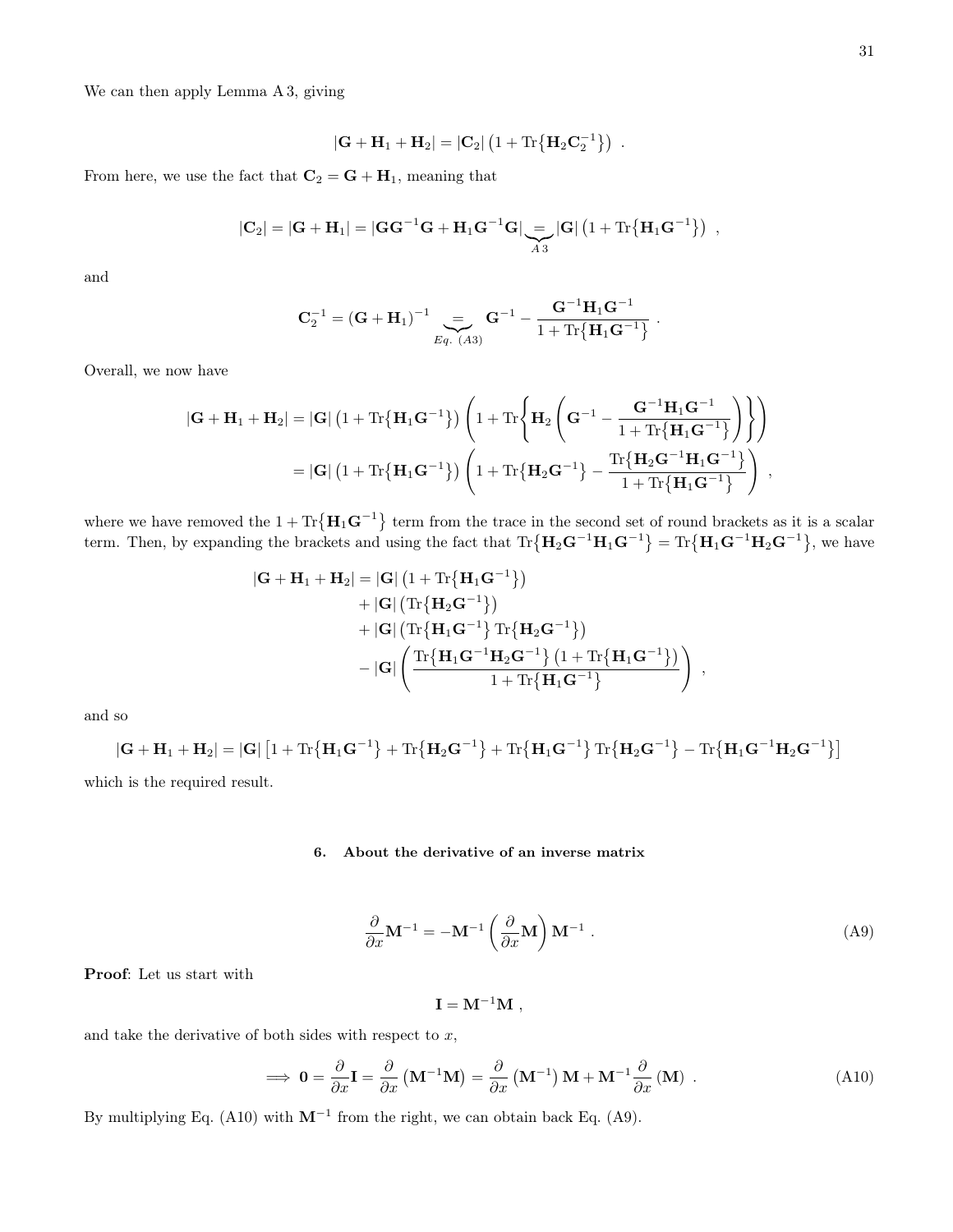We can then apply Lemma A 3, giving

$$
|\mathbf{G}+\mathbf{H}_1+\mathbf{H}_2| = |\mathbf{C}_2| \left(1+\mathrm{Tr}\{\mathbf{H}_2\mathbf{C}_2^{-1}\}\right) \ .
$$

From here, we use the fact that $\mathbf{C}_2 = \mathbf{G}+\mathbf{H}_1$, meaning that

$$
|\mathbf{C}_2| = |\mathbf{G}+\mathbf{H}_1| = |\mathbf{G}\mathbf{G}^{-1}\mathbf{G}+\mathbf{H}_1\mathbf{G}^{-1}\mathbf{G}| \underbrace{=}_{A\,3} |\mathbf{G}| \left(1+\mathrm{Tr}\{\mathbf{H}_1\mathbf{G}^{-1}\}\right) \ ,
$$

and

$$
\mathbf{C}_2^{-1} = (\mathbf{G}+\mathbf{H}_1)^{-1} \underbrace{=}_{Eq.\ (A3)} \mathbf{G}^{-1} - \frac{\mathbf{G}^{-1}\mathbf{H}_1\mathbf{G}^{-1}}{1+\mathrm{Tr}\{\mathbf{H}_1\mathbf{G}^{-1}\}} \ .
$$

Overall, we now have

$$
\begin{aligned}
|\mathbf{G}+\mathbf{H}_1+\mathbf{H}_2| &= |\mathbf{G}| \left(1+\mathrm{Tr}\{\mathbf{H}_1\mathbf{G}^{-1}\}\right) \left(1+\mathrm{Tr}\left\{\mathbf{H}_2\left(\mathbf{G}^{-1} - \frac{\mathbf{G}^{-1}\mathbf{H}_1\mathbf{G}^{-1}}{1+\mathrm{Tr}\{\mathbf{H}_1\mathbf{G}^{-1}\}}\right)\right\}\right) \\
&= |\mathbf{G}| \left(1+\mathrm{Tr}\{\mathbf{H}_1\mathbf{G}^{-1}\}\right) \left(1+\mathrm{Tr}\{\mathbf{H}_2\mathbf{G}^{-1}\} - \frac{\mathrm{Tr}\{\mathbf{H}_2\mathbf{G}^{-1}\mathbf{H}_1\mathbf{G}^{-1}\}}{1+\mathrm{Tr}\{\mathbf{H}_1\mathbf{G}^{-1}\}}\right) \ ,
\end{aligned}
$$

where we have removed the $1+\mathrm{Tr}\{\mathbf{H}_1\mathbf{G}^{-1}\}$ term from the trace in the second set of round brackets as it is a scalar term. Then, by expanding the brackets and using the fact that $\mathrm{Tr}\{\mathbf{H}_2\mathbf{G}^{-1}\mathbf{H}_1\mathbf{G}^{-1}\} = \mathrm{Tr}\{\mathbf{H}_1\mathbf{G}^{-1}\mathbf{H}_2\mathbf{G}^{-1}\}$, we have

$$
\begin{aligned}
|\mathbf{G}+\mathbf{H}_1+\mathbf{H}_2| &= |\mathbf{G}| \left(1+\mathrm{Tr}\{\mathbf{H}_1\mathbf{G}^{-1}\}\right) \\
&\quad + |\mathbf{G}| \left(\mathrm{Tr}\{\mathbf{H}_2\mathbf{G}^{-1}\}\right) \\
&\quad + |\mathbf{G}| \left(\mathrm{Tr}\{\mathbf{H}_1\mathbf{G}^{-1}\}\,\mathrm{Tr}\{\mathbf{H}_2\mathbf{G}^{-1}\}\right) \\
&\quad - |\mathbf{G}| \left(\frac{\mathrm{Tr}\{\mathbf{H}_1\mathbf{G}^{-1}\mathbf{H}_2\mathbf{G}^{-1}\}\left(1+\mathrm{Tr}\{\mathbf{H}_1\mathbf{G}^{-1}\}\right)}{1+\mathrm{Tr}\{\mathbf{H}_1\mathbf{G}^{-1}\}}\right) \ ,
\end{aligned}
$$

and so

$$
|\mathbf{G}+\mathbf{H}_1+\mathbf{H}_2| = |\mathbf{G}| \left[1+\mathrm{Tr}\{\mathbf{H}_1\mathbf{G}^{-1}\}+\mathrm{Tr}\{\mathbf{H}_2\mathbf{G}^{-1}\}+\mathrm{Tr}\{\mathbf{H}_1\mathbf{G}^{-1}\}\,\mathrm{Tr}\{\mathbf{H}_2\mathbf{G}^{-1}\}-\mathrm{Tr}\{\mathbf{H}_1\mathbf{G}^{-1}\mathbf{H}_2\mathbf{G}^{-1}\}\right]
$$

which is the required result.

### 6. About the derivative of an inverse matrix

$$
\frac{\partial}{\partial x}\mathbf{M}^{-1} = -\mathbf{M}^{-1}\left(\frac{\partial}{\partial x}\mathbf{M}\right)\mathbf{M}^{-1} \ . \tag{A9}
$$

**Proof**: Let us start with

$$
\mathbf{I} = \mathbf{M}^{-1}\mathbf{M} \ ,
$$

and take the derivative of both sides with respect to $x$,

$$
\implies \mathbf{0} = \frac{\partial}{\partial x}\mathbf{I} = \frac{\partial}{\partial x}\left(\mathbf{M}^{-1}\mathbf{M}\right) = \frac{\partial}{\partial x}\left(\mathbf{M}^{-1}\right)\mathbf{M} + \mathbf{M}^{-1}\frac{\partial}{\partial x}\left(\mathbf{M}\right) \ . \tag{A10}
$$

By multiplying Eq. (A10) with $\mathbf{M}^{-1}$ from the right, we can obtain back Eq. (A9).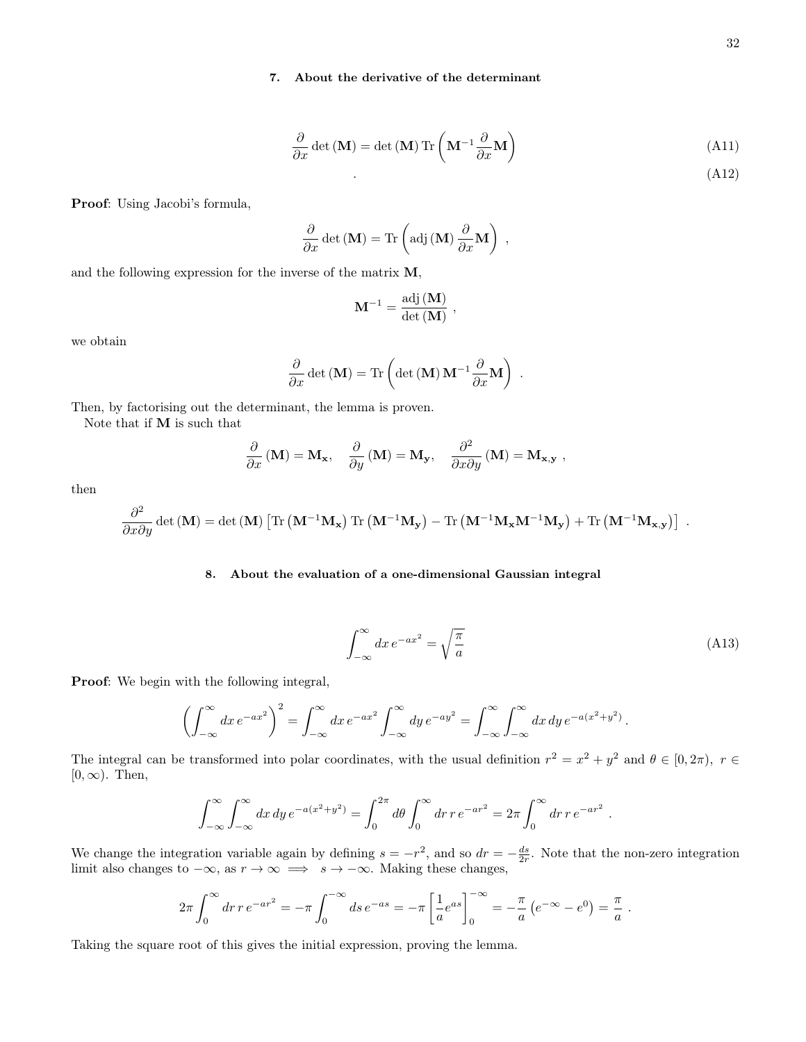### 7. About the derivative of the determinant

$$\frac{\partial}{\partial x}\det\left(\mathbf{M}\right)=\det\left(\mathbf{M}\right)\mathrm{Tr}\left(\mathbf{M}^{-1}\frac{\partial}{\partial x}\mathbf{M}\right) \tag{A11}$$

$$. \tag{A12}$$

**Proof**: Using Jacobi's formula,

$$\frac{\partial}{\partial x}\det\left(\mathbf{M}\right)=\mathrm{Tr}\left(\mathrm{adj}\left(\mathbf{M}\right)\frac{\partial}{\partial x}\mathbf{M}\right)\ ,$$

and the following expression for the inverse of the matrix $\mathbf{M}$,

$$\mathbf{M}^{-1}=\frac{\mathrm{adj}\left(\mathbf{M}\right)}{\det\left(\mathbf{M}\right)}\ ,$$

we obtain

$$\frac{\partial}{\partial x}\det\left(\mathbf{M}\right)=\mathrm{Tr}\left(\det\left(\mathbf{M}\right)\mathbf{M}^{-1}\frac{\partial}{\partial x}\mathbf{M}\right)\ .$$

Then, by factorising out the determinant, the lemma is proven.

Note that if $\mathbf{M}$ is such that

$$\frac{\partial}{\partial x}\left(\mathbf{M}\right)=\mathbf{M_x},\quad \frac{\partial}{\partial y}\left(\mathbf{M}\right)=\mathbf{M_y},\quad \frac{\partial^2}{\partial x\partial y}\left(\mathbf{M}\right)=\mathbf{M_{x,y}}\ ,$$

then

$$\frac{\partial^2}{\partial x\partial y}\det\left(\mathbf{M}\right)=\det\left(\mathbf{M}\right)\left[\mathrm{Tr}\left(\mathbf{M}^{-1}\mathbf{M_x}\right)\mathrm{Tr}\left(\mathbf{M}^{-1}\mathbf{M_y}\right)-\mathrm{Tr}\left(\mathbf{M}^{-1}\mathbf{M_x}\mathbf{M}^{-1}\mathbf{M_y}\right)+\mathrm{Tr}\left(\mathbf{M}^{-1}\mathbf{M_{x,y}}\right)\right]\ .$$

### 8. About the evaluation of a one-dimensional Gaussian integral

$$\int_{-\infty}^{\infty}dx\,e^{-ax^2}=\sqrt{\frac{\pi}{a}} \tag{A13}$$

**Proof**: We begin with the following integral,

$$\left(\int_{-\infty}^{\infty}dx\,e^{-ax^2}\right)^2=\int_{-\infty}^{\infty}dx\,e^{-ax^2}\int_{-\infty}^{\infty}dy\,e^{-ay^2}=\int_{-\infty}^{\infty}\int_{-\infty}^{\infty}dx\,dy\,e^{-a(x^2+y^2)}\,.$$

The integral can be transformed into polar coordinates, with the usual definition $r^2=x^2+y^2$ and $\theta\in[0,2\pi),\ r\in[0,\infty)$. Then,

$$\int_{-\infty}^{\infty}\int_{-\infty}^{\infty}dx\,dy\,e^{-a(x^2+y^2)}=\int_0^{2\pi}d\theta\int_0^{\infty}dr\,r\,e^{-ar^2}=2\pi\int_0^{\infty}dr\,r\,e^{-ar^2}\ .$$

We change the integration variable again by defining $s=-r^2$, and so $dr=-\frac{ds}{2r}$. Note that the non-zero integration limit also changes to $-\infty$, as $r\to\infty\implies s\to-\infty$. Making these changes,

$$2\pi\int_0^{\infty}dr\,r\,e^{-ar^2}=-\pi\int_0^{-\infty}ds\,e^{-as}=-\pi\left[\frac{1}{a}e^{as}\right]_0^{-\infty}=-\frac{\pi}{a}\left(e^{-\infty}-e^0\right)=\frac{\pi}{a}\ .$$

Taking the square root of this gives the initial expression, proving the lemma.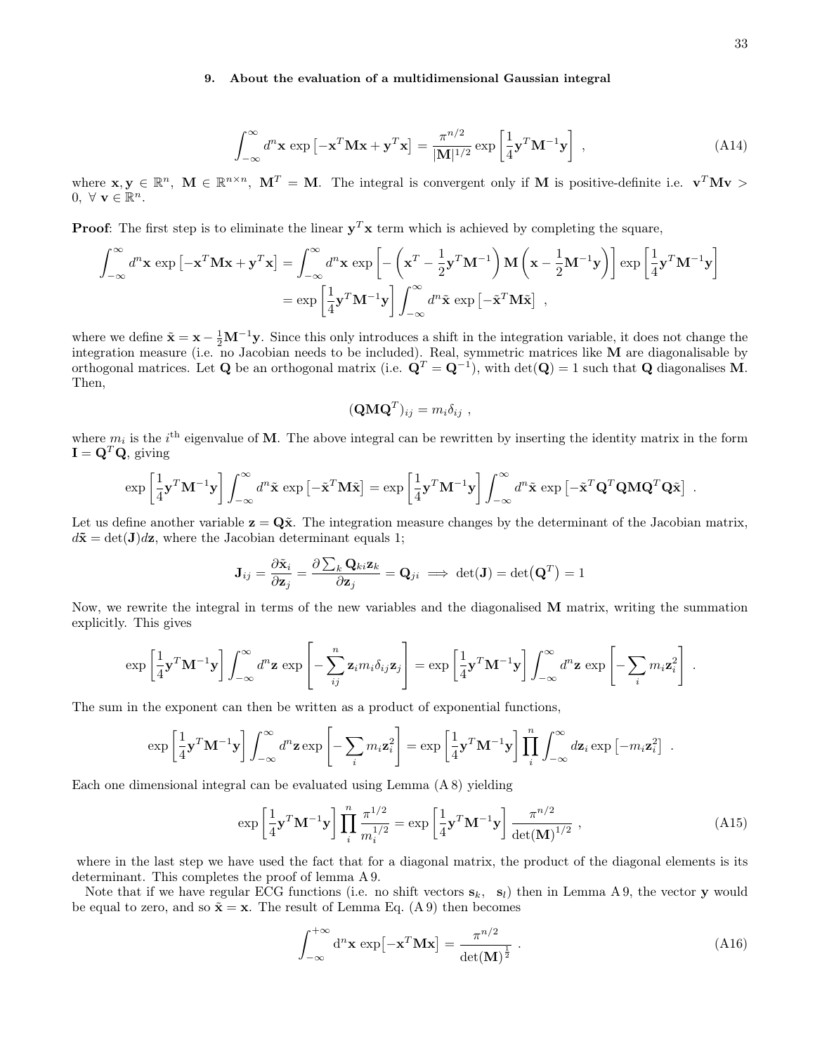### 9. About the evaluation of a multidimensional Gaussian integral

$$\int_{-\infty}^{\infty} d^n\mathbf{x} \, \exp\left[-\mathbf{x}^T\mathbf{M}\mathbf{x} + \mathbf{y}^T\mathbf{x}\right] = \frac{\pi^{n/2}}{|\mathbf{M}|^{1/2}} \exp\left[\frac{1}{4}\mathbf{y}^T\mathbf{M}^{-1}\mathbf{y}\right] \ , \tag{A14}$$

where $\mathbf{x}, \mathbf{y} \in \mathbb{R}^n$, $\mathbf{M} \in \mathbb{R}^{n\times n}$, $\mathbf{M}^T = \mathbf{M}$. The integral is convergent only if $\mathbf{M}$ is positive-definite i.e. $\mathbf{v}^T\mathbf{M}\mathbf{v} > 0, \ \forall \ \mathbf{v} \in \mathbb{R}^n$.

**Proof**: The first step is to eliminate the linear $\mathbf{y}^T\mathbf{x}$ term which is achieved by completing the square,

$$\begin{aligned}
\int_{-\infty}^{\infty} d^n\mathbf{x} \, \exp\left[-\mathbf{x}^T\mathbf{M}\mathbf{x} + \mathbf{y}^T\mathbf{x}\right] &= \int_{-\infty}^{\infty} d^n\mathbf{x} \, \exp\left[-\left(\mathbf{x}^T - \frac{1}{2}\mathbf{y}^T\mathbf{M}^{-1}\right)\mathbf{M}\left(\mathbf{x} - \frac{1}{2}\mathbf{M}^{-1}\mathbf{y}\right)\right] \exp\left[\frac{1}{4}\mathbf{y}^T\mathbf{M}^{-1}\mathbf{y}\right] \\
&= \exp\left[\frac{1}{4}\mathbf{y}^T\mathbf{M}^{-1}\mathbf{y}\right] \int_{-\infty}^{\infty} d^n\tilde{\mathbf{x}} \, \exp\left[-\tilde{\mathbf{x}}^T\mathbf{M}\tilde{\mathbf{x}}\right] \ ,
\end{aligned}$$

where we define $\tilde{\mathbf{x}} = \mathbf{x} - \frac{1}{2}\mathbf{M}^{-1}\mathbf{y}$. Since this only introduces a shift in the integration variable, it does not change the integration measure (i.e. no Jacobian needs to be included). Real, symmetric matrices like $\mathbf{M}$ are diagonalisable by orthogonal matrices. Let $\mathbf{Q}$ be an orthogonal matrix (i.e. $\mathbf{Q}^T = \mathbf{Q}^{-1}$), with $\det(\mathbf{Q}) = 1$ such that $\mathbf{Q}$ diagonalises $\mathbf{M}$. Then,

$$(\mathbf{Q}\mathbf{M}\mathbf{Q}^T)_{ij} = m_i\delta_{ij} \ ,$$

where $m_i$ is the $i^{\text{th}}$ eigenvalue of $\mathbf{M}$. The above integral can be rewritten by inserting the identity matrix in the form $\mathbf{I} = \mathbf{Q}^T\mathbf{Q}$, giving

$$\exp\left[\frac{1}{4}\mathbf{y}^T\mathbf{M}^{-1}\mathbf{y}\right] \int_{-\infty}^{\infty} d^n\tilde{\mathbf{x}} \, \exp\left[-\tilde{\mathbf{x}}^T\mathbf{M}\tilde{\mathbf{x}}\right] = \exp\left[\frac{1}{4}\mathbf{y}^T\mathbf{M}^{-1}\mathbf{y}\right] \int_{-\infty}^{\infty} d^n\tilde{\mathbf{x}} \, \exp\left[-\tilde{\mathbf{x}}^T\mathbf{Q}^T\mathbf{Q}\mathbf{M}\mathbf{Q}^T\mathbf{Q}\tilde{\mathbf{x}}\right] \ .$$

Let us define another variable $\mathbf{z} = \mathbf{Q}\tilde{\mathbf{x}}$. The integration measure changes by the determinant of the Jacobian matrix, $d\tilde{\mathbf{x}} = \det(\mathbf{J})d\mathbf{z}$, where the Jacobian determinant equals 1;

$$\mathbf{J}_{ij} = \frac{\partial \tilde{\mathbf{x}}_i}{\partial \mathbf{z}_j} = \frac{\partial \sum_k \mathbf{Q}_{ki}\mathbf{z}_k}{\partial \mathbf{z}_j} = \mathbf{Q}_{ji} \implies \det(\mathbf{J}) = \det\left(\mathbf{Q}^T\right) = 1$$

Now, we rewrite the integral in terms of the new variables and the diagonalised $\mathbf{M}$ matrix, writing the summation explicitly. This gives

$$\exp\left[\frac{1}{4}\mathbf{y}^T\mathbf{M}^{-1}\mathbf{y}\right] \int_{-\infty}^{\infty} d^n\mathbf{z} \, \exp\left[-\sum_{ij}^{n} \mathbf{z}_i m_i \delta_{ij} \mathbf{z}_j\right] = \exp\left[\frac{1}{4}\mathbf{y}^T\mathbf{M}^{-1}\mathbf{y}\right] \int_{-\infty}^{\infty} d^n\mathbf{z} \, \exp\left[-\sum_i m_i \mathbf{z}_i^2\right] \ .$$

The sum in the exponent can then be written as a product of exponential functions,

$$\exp\left[\frac{1}{4}\mathbf{y}^T\mathbf{M}^{-1}\mathbf{y}\right] \int_{-\infty}^{\infty} d^n\mathbf{z} \exp\left[-\sum_i m_i \mathbf{z}_i^2\right] = \exp\left[\frac{1}{4}\mathbf{y}^T\mathbf{M}^{-1}\mathbf{y}\right] \prod_i^n \int_{-\infty}^{\infty} d\mathbf{z}_i \exp\left[-m_i \mathbf{z}_i^2\right] \ .$$

Each one dimensional integral can be evaluated using Lemma (A 8) yielding

$$\exp\left[\frac{1}{4}\mathbf{y}^T\mathbf{M}^{-1}\mathbf{y}\right] \prod_i^n \frac{\pi^{1/2}}{m_i^{1/2}} = \exp\left[\frac{1}{4}\mathbf{y}^T\mathbf{M}^{-1}\mathbf{y}\right] \frac{\pi^{n/2}}{\det(\mathbf{M})^{1/2}} \ , \tag{A15}$$

where in the last step we have used the fact that for a diagonal matrix, the product of the diagonal elements is its determinant. This completes the proof of lemma A 9.

Note that if we have regular ECG functions (i.e. no shift vectors $\mathbf{s}_k$, $\mathbf{s}_l$) then in Lemma A 9, the vector $\mathbf{y}$ would be equal to zero, and so $\tilde{\mathbf{x}} = \mathbf{x}$. The result of Lemma Eq. (A 9) then becomes

$$\int_{-\infty}^{+\infty} \mathrm{d}^n\mathbf{x} \, \exp\left[-\mathbf{x}^T\mathbf{M}\mathbf{x}\right] = \frac{\pi^{n/2}}{\det(\mathbf{M})^{\frac{1}{2}}} \ . \tag{A16}$$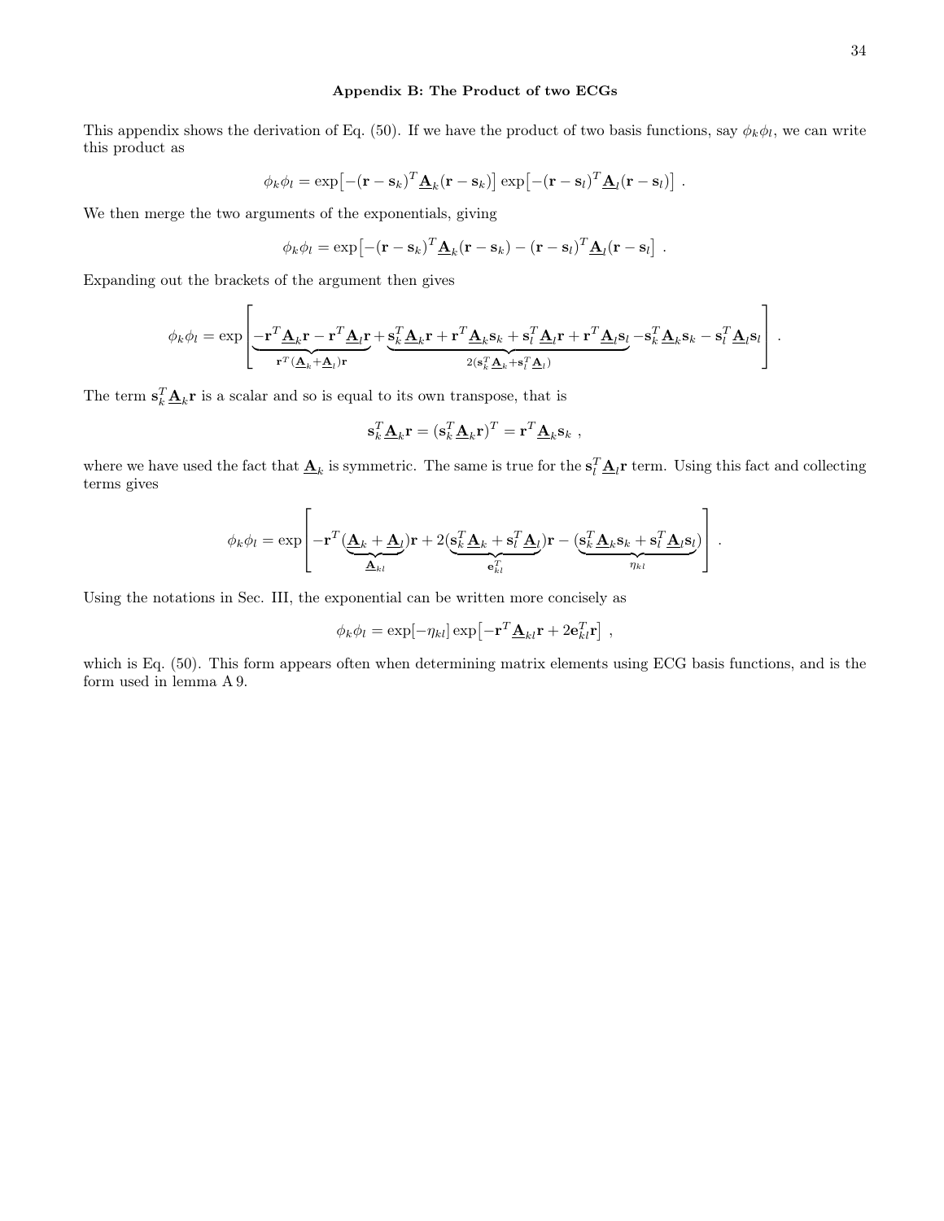## Appendix B: The Product of two ECGs

This appendix shows the derivation of Eq. (50). If we have the product of two basis functions, say $\phi_k\phi_l$, we can write this product as

$$\phi_k\phi_l = \exp\left[-(\mathbf{r}-\mathbf{s}_k)^T\underline{\mathbf{A}}_k(\mathbf{r}-\mathbf{s}_k)\right]\exp\left[-(\mathbf{r}-\mathbf{s}_l)^T\underline{\mathbf{A}}_l(\mathbf{r}-\mathbf{s}_l)\right] .$$

We then merge the two arguments of the exponentials, giving

$$\phi_k\phi_l = \exp\left[-(\mathbf{r}-\mathbf{s}_k)^T\underline{\mathbf{A}}_k(\mathbf{r}-\mathbf{s}_k)-(\mathbf{r}-\mathbf{s}_l)^T\underline{\mathbf{A}}_l(\mathbf{r}-\mathbf{s}_l\right] .$$

Expanding out the brackets of the argument then gives

$$\phi_k\phi_l = \exp\left[\underbrace{-\mathbf{r}^T\underline{\mathbf{A}}_k\mathbf{r}-\mathbf{r}^T\underline{\mathbf{A}}_l\mathbf{r}}_{\mathbf{r}^T(\underline{\mathbf{A}}_k+\underline{\mathbf{A}}_l)\mathbf{r}}+\underbrace{\mathbf{s}_k^T\underline{\mathbf{A}}_k\mathbf{r}+\mathbf{r}^T\underline{\mathbf{A}}_k\mathbf{s}_k+\mathbf{s}_l^T\underline{\mathbf{A}}_l\mathbf{r}+\mathbf{r}^T\underline{\mathbf{A}}_l\mathbf{s}_l}_{2(\mathbf{s}_k^T\underline{\mathbf{A}}_k+\mathbf{s}_l^T\underline{\mathbf{A}}_l)}-\mathbf{s}_k^T\underline{\mathbf{A}}_k\mathbf{s}_k-\mathbf{s}_l^T\underline{\mathbf{A}}_l\mathbf{s}_l\right] .$$

The term $\mathbf{s}_k^T\underline{\mathbf{A}}_k\mathbf{r}$ is a scalar and so is equal to its own transpose, that is

$$\mathbf{s}_k^T\underline{\mathbf{A}}_k\mathbf{r} = (\mathbf{s}_k^T\underline{\mathbf{A}}_k\mathbf{r})^T = \mathbf{r}^T\underline{\mathbf{A}}_k\mathbf{s}_k ,$$

where we have used the fact that $\underline{\mathbf{A}}_k$ is symmetric. The same is true for the $\mathbf{s}_l^T\underline{\mathbf{A}}_l\mathbf{r}$ term. Using this fact and collecting terms gives

$$\phi_k\phi_l = \exp\left[-\mathbf{r}^T(\underbrace{\underline{\mathbf{A}}_k+\underline{\mathbf{A}}_l}_{\underline{\mathbf{A}}_{kl}})\mathbf{r}+2(\underbrace{\mathbf{s}_k^T\underline{\mathbf{A}}_k+\mathbf{s}_l^T\underline{\mathbf{A}}_l}_{\mathbf{e}_{kl}^T})\mathbf{r}-(\underbrace{\mathbf{s}_k^T\underline{\mathbf{A}}_k\mathbf{s}_k+\mathbf{s}_l^T\underline{\mathbf{A}}_l\mathbf{s}_l}_{\eta_{kl}})\right] .$$

Using the notations in Sec. III, the exponential can be written more concisely as

$$\phi_k\phi_l = \exp[-\eta_{kl}]\exp\left[-\mathbf{r}^T\underline{\mathbf{A}}_{kl}\mathbf{r}+2\mathbf{e}_{kl}^T\mathbf{r}\right] ,$$

which is Eq. (50). This form appears often when determining matrix elements using ECG basis functions, and is the form used in lemma A 9.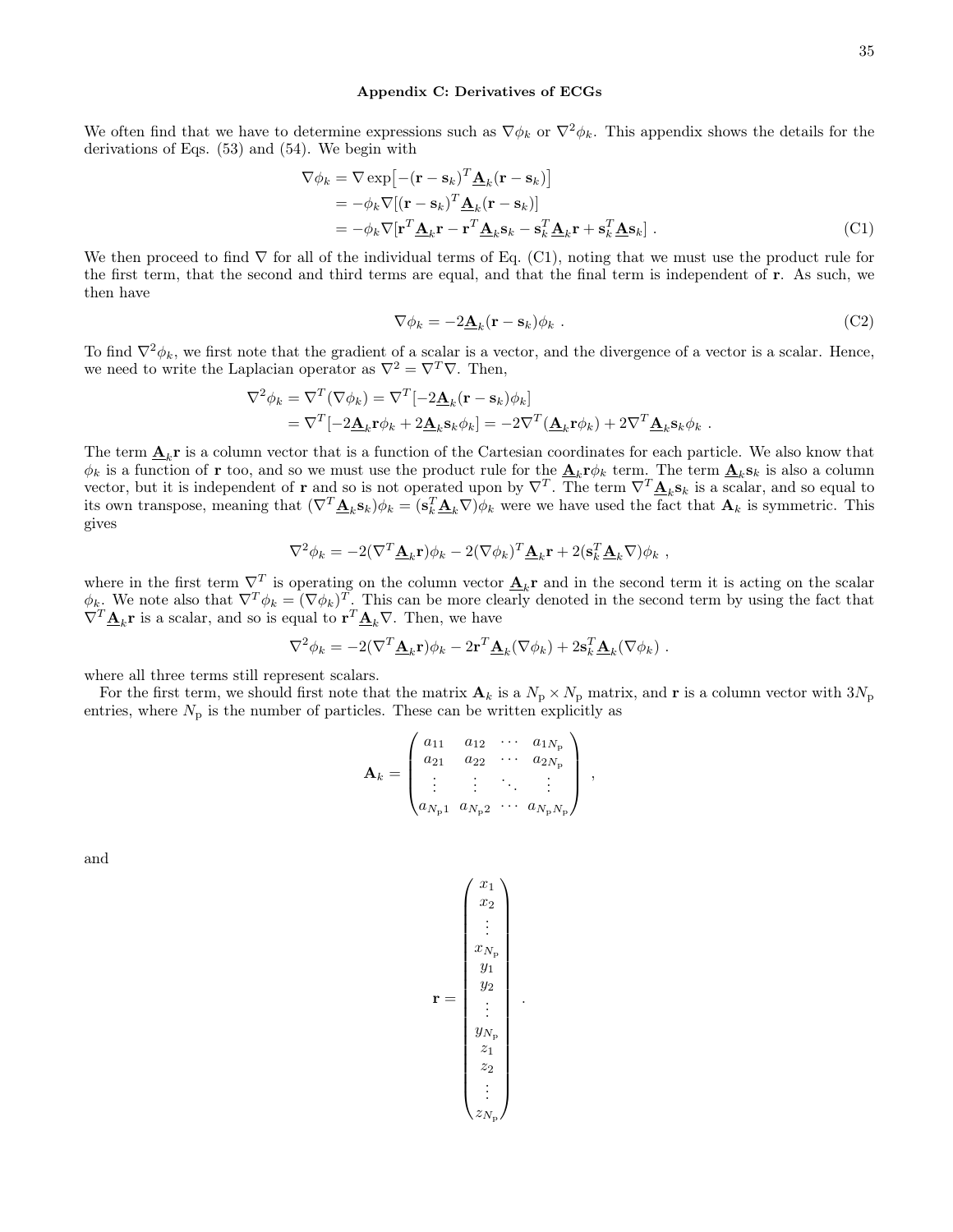### Appendix C: Derivatives of ECGs

We often find that we have to determine expressions such as $\nabla\phi_k$ or $\nabla^2\phi_k$. This appendix shows the details for the derivations of Eqs. (53) and (54). We begin with

$$
\begin{aligned}
\nabla\phi_k &= \nabla \exp\left[-(\mathbf{r}-\mathbf{s}_k)^T\underline{\mathbf{A}}_k(\mathbf{r}-\mathbf{s}_k)\right] \\
&= -\phi_k\nabla[(\mathbf{r}-\mathbf{s}_k)^T\underline{\mathbf{A}}_k(\mathbf{r}-\mathbf{s}_k)] \\
&= -\phi_k\nabla[\mathbf{r}^T\underline{\mathbf{A}}_k\mathbf{r} - \mathbf{r}^T\underline{\mathbf{A}}_k\mathbf{s}_k - \mathbf{s}_k^T\underline{\mathbf{A}}_k\mathbf{r} + \mathbf{s}_k^T\underline{\mathbf{A}}\mathbf{s}_k] \ . \qquad \text{(C1)}
\end{aligned}
$$

We then proceed to find $\nabla$ for all of the individual terms of Eq. (C1), noting that we must use the product rule for the first term, that the second and third terms are equal, and that the final term is independent of $\mathbf{r}$. As such, we then have

$$
\nabla\phi_k = -2\underline{\mathbf{A}}_k(\mathbf{r}-\mathbf{s}_k)\phi_k \ . \qquad \text{(C2)}
$$

To find $\nabla^2\phi_k$, we first note that the gradient of a scalar is a vector, and the divergence of a vector is a scalar. Hence, we need to write the Laplacian operator as $\nabla^2 = \nabla^T\nabla$. Then,

$$
\begin{aligned}
\nabla^2\phi_k &= \nabla^T(\nabla\phi_k) = \nabla^T[-2\underline{\mathbf{A}}_k(\mathbf{r}-\mathbf{s}_k)\phi_k] \\
&= \nabla^T[-2\underline{\mathbf{A}}_k\mathbf{r}\phi_k + 2\underline{\mathbf{A}}_k\mathbf{s}_k\phi_k] = -2\nabla^T(\underline{\mathbf{A}}_k\mathbf{r}\phi_k) + 2\nabla^T\underline{\mathbf{A}}_k\mathbf{s}_k\phi_k \ .
\end{aligned}
$$

The term $\underline{\mathbf{A}}_k\mathbf{r}$ is a column vector that is a function of the Cartesian coordinates for each particle. We also know that $\phi_k$ is a function of $\mathbf{r}$ too, and so we must use the product rule for the $\underline{\mathbf{A}}_k\mathbf{r}\phi_k$ term. The term $\underline{\mathbf{A}}_k\mathbf{s}_k$ is also a column vector, but it is independent of $\mathbf{r}$ and so is not operated upon by $\nabla^T$. The term $\nabla^T\underline{\mathbf{A}}_k\mathbf{s}_k$ is a scalar, and so equal to its own transpose, meaning that $(\nabla^T\underline{\mathbf{A}}_k\mathbf{s}_k)\phi_k = (\mathbf{s}_k^T\underline{\mathbf{A}}_k\nabla)\phi_k$ were we have used the fact that $\mathbf{A}_k$ is symmetric. This gives

$$
\nabla^2\phi_k = -2(\nabla^T\underline{\mathbf{A}}_k\mathbf{r})\phi_k - 2(\nabla\phi_k)^T\underline{\mathbf{A}}_k\mathbf{r} + 2(\mathbf{s}_k^T\underline{\mathbf{A}}_k\nabla)\phi_k \ ,
$$

where in the first term $\nabla^T$ is operating on the column vector $\underline{\mathbf{A}}_k\mathbf{r}$ and in the second term it is acting on the scalar $\phi_k$. We note also that $\nabla^T\phi_k = (\nabla\phi_k)^T$. This can be more clearly denoted in the second term by using the fact that $\nabla^T\underline{\mathbf{A}}_k\mathbf{r}$ is a scalar, and so is equal to $\mathbf{r}^T\underline{\mathbf{A}}_k\nabla$. Then, we have

$$
\nabla^2\phi_k = -2(\nabla^T\underline{\mathbf{A}}_k\mathbf{r})\phi_k - 2\mathbf{r}^T\underline{\mathbf{A}}_k(\nabla\phi_k) + 2\mathbf{s}_k^T\underline{\mathbf{A}}_k(\nabla\phi_k) \ .
$$

where all three terms still represent scalars.

For the first term, we should first note that the matrix $\mathbf{A}_k$ is a $N_\mathrm{p}\times N_\mathrm{p}$ matrix, and $\mathbf{r}$ is a column vector with $3N_\mathrm{p}$ entries, where $N_\mathrm{p}$ is the number of particles. These can be written explicitly as

$$
\mathbf{A}_k = \begin{pmatrix}
a_{11} & a_{12} & \cdots & a_{1N_\mathrm{p}} \\
a_{21} & a_{22} & \cdots & a_{2N_\mathrm{p}} \\
\vdots & \vdots & \ddots & \vdots \\
a_{N_\mathrm{p}1} & a_{N_\mathrm{p}2} & \cdots & a_{N_\mathrm{p}N_\mathrm{p}}
\end{pmatrix} \ ,
$$

and

$$
\mathbf{r} = \begin{pmatrix}
x_1 \\ x_2 \\ \vdots \\ x_{N_\mathrm{p}} \\ y_1 \\ y_2 \\ \vdots \\ y_{N_\mathrm{p}} \\ z_1 \\ z_2 \\ \vdots \\ z_{N_\mathrm{p}}
\end{pmatrix} \ .
$$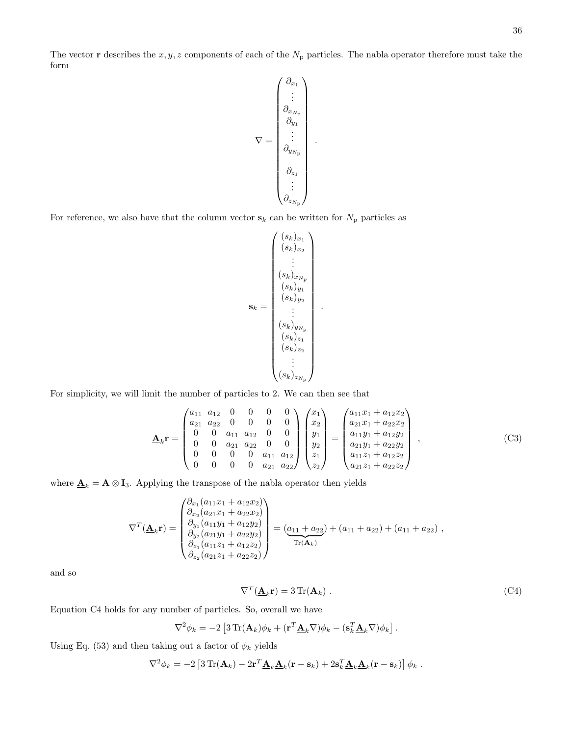The vector $\mathbf{r}$ describes the $x, y, z$ components of each of the $N_\mathrm{p}$ particles. The nabla operator therefore must take the form

$$
\nabla = \begin{pmatrix} \partial_{x_1} \\ \vdots \\ \partial_{x_{N_\mathrm{p}}} \\ \partial_{y_1} \\ \vdots \\ \partial_{y_{N_\mathrm{p}}} \\ \partial_{z_1} \\ \vdots \\ \partial_{z_{N_\mathrm{p}}} \end{pmatrix} .
$$

For reference, we also have that the column vector $\mathbf{s}_k$ can be written for $N_\mathrm{p}$ particles as

$$
\mathbf{s}_k = \begin{pmatrix} (s_k)_{x_1} \\ (s_k)_{x_2} \\ \vdots \\ (s_k)_{x_{N_\mathrm{p}}} \\ (s_k)_{y_1} \\ (s_k)_{y_2} \\ \vdots \\ (s_k)_{y_{N_\mathrm{p}}} \\ (s_k)_{z_1} \\ (s_k)_{z_2} \\ \vdots \\ (s_k)_{z_{N_\mathrm{p}}} \end{pmatrix} .
$$

For simplicity, we will limit the number of particles to 2. We can then see that

$$
\underline{\mathbf{A}}_k \mathbf{r} = \begin{pmatrix} a_{11} & a_{12} & 0 & 0 & 0 & 0 \\ a_{21} & a_{22} & 0 & 0 & 0 & 0 \\ 0 & 0 & a_{11} & a_{12} & 0 & 0 \\ 0 & 0 & a_{21} & a_{22} & 0 & 0 \\ 0 & 0 & 0 & 0 & a_{11} & a_{12} \\ 0 & 0 & 0 & 0 & a_{21} & a_{22} \end{pmatrix} \begin{pmatrix} x_1 \\ x_2 \\ y_1 \\ y_2 \\ z_1 \\ z_2 \end{pmatrix} = \begin{pmatrix} a_{11}x_1 + a_{12}x_2 \\ a_{21}x_1 + a_{22}x_2 \\ a_{11}y_1 + a_{12}y_2 \\ a_{21}y_1 + a_{22}y_2 \\ a_{11}z_1 + a_{12}z_2 \\ a_{21}z_1 + a_{22}z_2 \end{pmatrix} , \tag{C3}
$$

where $\underline{\mathbf{A}}_k = \mathbf{A} \otimes \mathbf{I}_3$. Applying the transpose of the nabla operator then yields

$$
\nabla^T (\underline{\mathbf{A}}_k \mathbf{r}) = \begin{pmatrix} \partial_{x_1}(a_{11}x_1 + a_{12}x_2) \\ \partial_{x_2}(a_{21}x_1 + a_{22}x_2) \\ \partial_{y_1}(a_{11}y_1 + a_{12}y_2) \\ \partial_{y_2}(a_{21}y_1 + a_{22}y_2) \\ \partial_{z_1}(a_{11}z_1 + a_{12}z_2) \\ \partial_{z_2}(a_{21}z_1 + a_{22}z_2) \end{pmatrix} = \underbrace{(a_{11} + a_{22})}_{\mathrm{Tr}(\mathbf{A}_k)} + (a_{11} + a_{22}) + (a_{11} + a_{22}) ,
$$

and so

$$
\nabla^T (\underline{\mathbf{A}}_k \mathbf{r}) = 3\,\mathrm{Tr}(\mathbf{A}_k) . \tag{C4}
$$

Equation C4 holds for any number of particles. So, overall we have

$$
\nabla^2 \phi_k = -2 \left[ 3\,\mathrm{Tr}(\mathbf{A}_k)\phi_k + (\mathbf{r}^T \underline{\mathbf{A}}_k \nabla)\phi_k - (\mathbf{s}_k^T \underline{\mathbf{A}}_k \nabla)\phi_k \right] .
$$

Using Eq. (53) and then taking out a factor of $\phi_k$ yields

$$
\nabla^2 \phi_k = -2 \left[ 3\,\mathrm{Tr}(\mathbf{A}_k) - 2\mathbf{r}^T \underline{\mathbf{A}}_k \underline{\mathbf{A}}_k (\mathbf{r} - \mathbf{s}_k) + 2\mathbf{s}_k^T \underline{\mathbf{A}}_k \underline{\mathbf{A}}_k (\mathbf{r} - \mathbf{s}_k) \right] \phi_k .
$$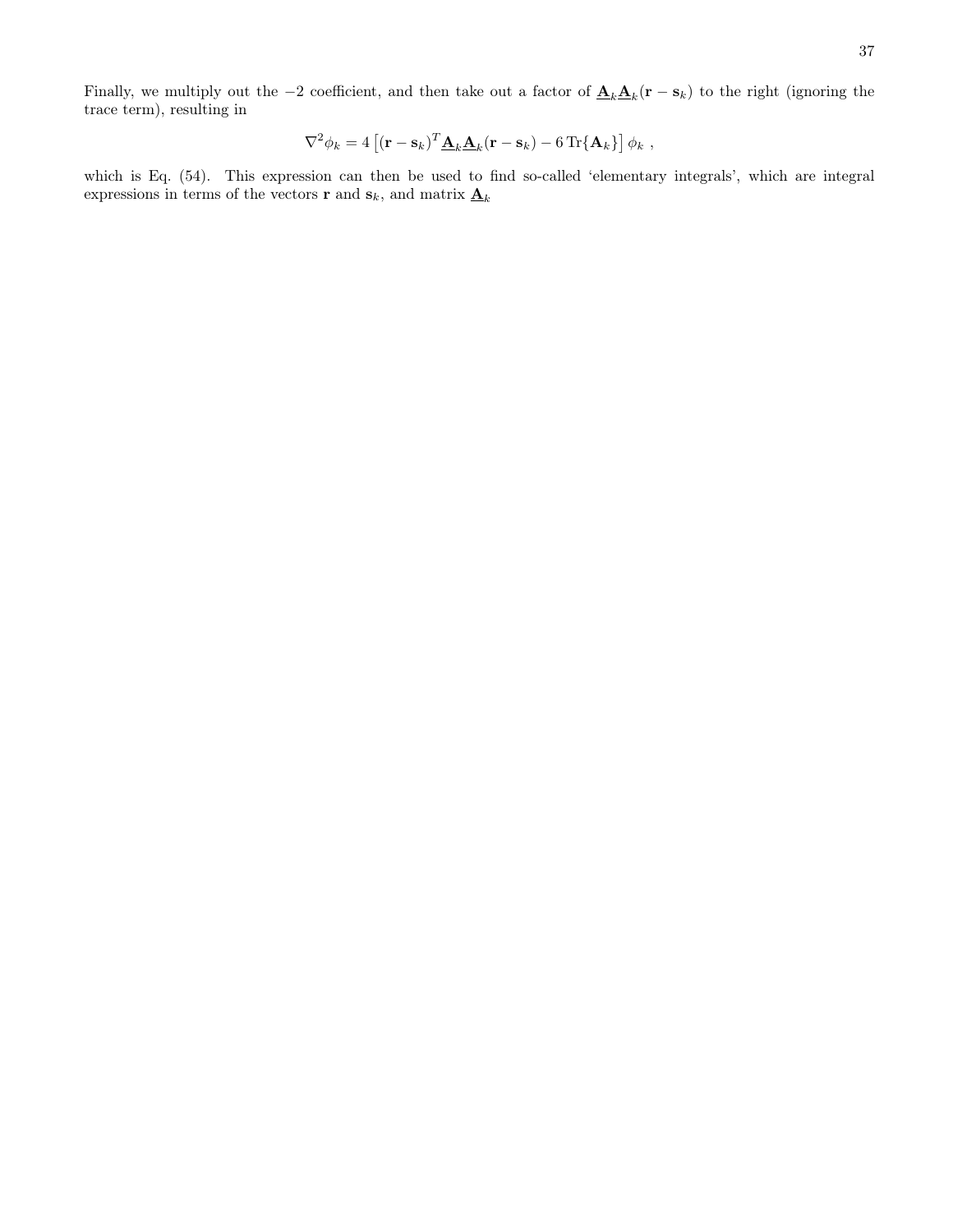Finally, we multiply out the $-2$ coefficient, and then take out a factor of $\underline{\mathbf{A}}_k\underline{\mathbf{A}}_k(\mathbf{r}-\mathbf{s}_k)$ to the right (ignoring the trace term), resulting in

$$\nabla^2\phi_k = 4\left[(\mathbf{r}-\mathbf{s}_k)^T\underline{\mathbf{A}}_k\underline{\mathbf{A}}_k(\mathbf{r}-\mathbf{s}_k) - 6\,\mathrm{Tr}\{\mathbf{A}_k\}\right]\phi_k \ ,$$

which is Eq. (54). This expression can then be used to find so-called 'elementary integrals', which are integral expressions in terms of the vectors $\mathbf{r}$ and $\mathbf{s}_k$, and matrix $\underline{\mathbf{A}}_k$